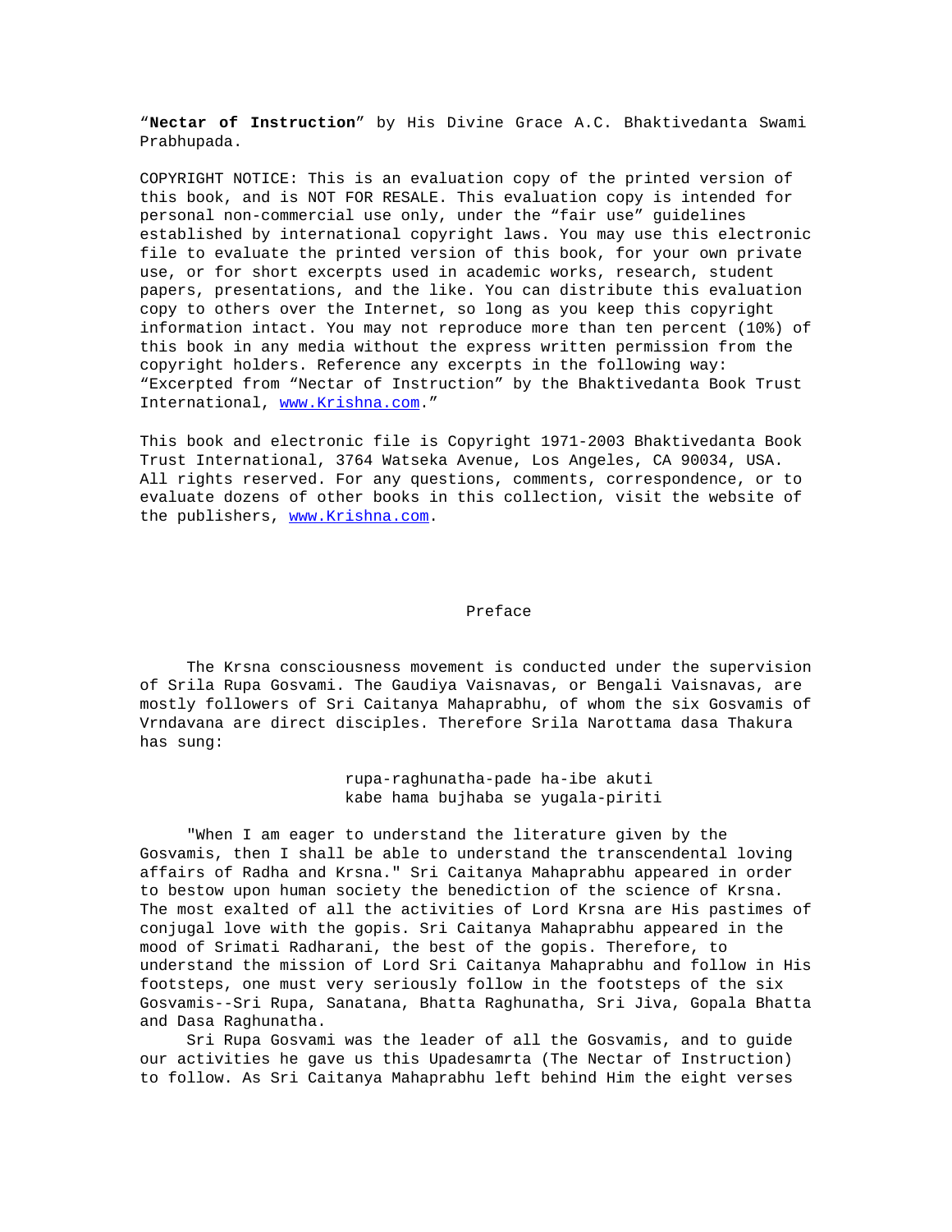"**Nectar of Instruction**" by His Divine Grace A.C. Bhaktivedanta Swami Prabhupada.

COPYRIGHT NOTICE: This is an evaluation copy of the printed version of this book, and is NOT FOR RESALE. This evaluation copy is intended for personal non-commercial use only, under the "fair use" guidelines established by international copyright laws. You may use this electronic file to evaluate the printed version of this book, for your own private use, or for short excerpts used in academic works, research, student papers, presentations, and the like. You can distribute this evaluation copy to others over the Internet, so long as you keep this copyright information intact. You may not reproduce more than ten percent (10%) of this book in any media without the express written permission from the copyright holders. Reference any excerpts in the following way: "Excerpted from "Nectar of Instruction" by the Bhaktivedanta Book Trust International, www.Krishna.com."

This book and electronic file is Copyright 1971-2003 Bhaktivedanta Book Trust International, 3764 Watseka Avenue, Los Angeles, CA 90034, USA. All rights reserved. For any questions, comments, correspondence, or to evaluate dozens of other books in this collection, visit the website of the publishers, www.Krishna.com.

## Preface

The Krsna consciousness movement is conducted under the supervision of Srila Rupa Gosvami. The Gaudiya Vaisnavas, or Bengali Vaisnavas, are mostly followers of Sri Caitanya Mahaprabhu, of whom the six Gosvamis of Vrndavana are direct disciples. Therefore Srila Narottama dasa Thakura has sung:

> rupa-raghunatha-pade ha-ibe akuti
> kabe hama bujhaba se yugala-piriti

"When I am eager to understand the literature given by the Gosvamis, then I shall be able to understand the transcendental loving affairs of Radha and Krsna." Sri Caitanya Mahaprabhu appeared in order to bestow upon human society the benediction of the science of Krsna. The most exalted of all the activities of Lord Krsna are His pastimes of conjugal love with the gopis. Sri Caitanya Mahaprabhu appeared in the mood of Srimati Radharani, the best of the gopis. Therefore, to understand the mission of Lord Sri Caitanya Mahaprabhu and follow in His footsteps, one must very seriously follow in the footsteps of the six Gosvamis--Sri Rupa, Sanatana, Bhatta Raghunatha, Sri Jiva, Gopala Bhatta and Dasa Raghunatha.

Sri Rupa Gosvami was the leader of all the Gosvamis, and to guide our activities he gave us this Upadesamrta (The Nectar of Instruction) to follow. As Sri Caitanya Mahaprabhu left behind Him the eight verses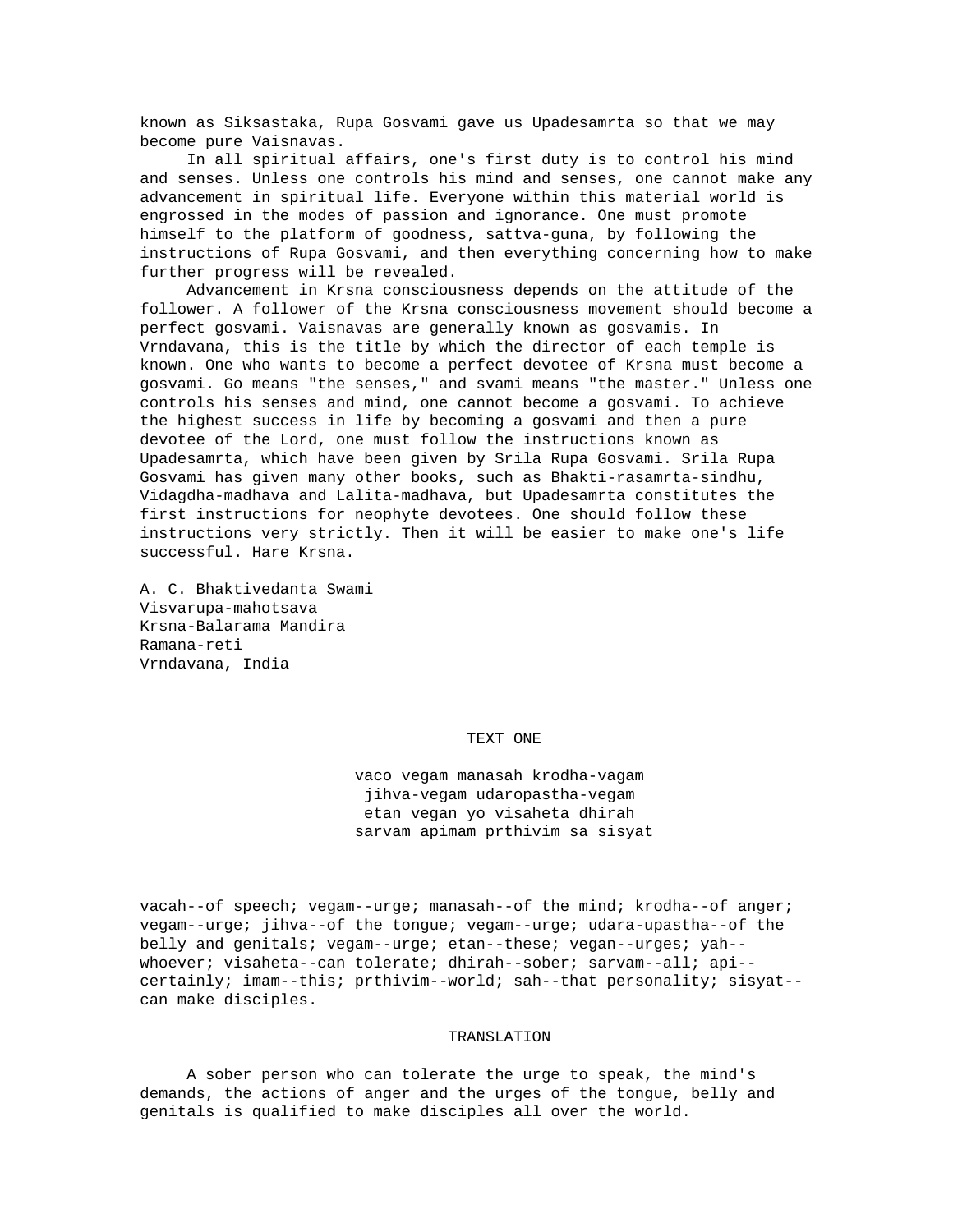known as Siksastaka, Rupa Gosvami gave us Upadesamrta so that we may become pure Vaisnavas.

In all spiritual affairs, one's first duty is to control his mind and senses. Unless one controls his mind and senses, one cannot make any advancement in spiritual life. Everyone within this material world is engrossed in the modes of passion and ignorance. One must promote himself to the platform of goodness, sattva-guna, by following the instructions of Rupa Gosvami, and then everything concerning how to make further progress will be revealed.

Advancement in Krsna consciousness depends on the attitude of the follower. A follower of the Krsna consciousness movement should become a perfect gosvami. Vaisnavas are generally known as gosvamis. In Vrndavana, this is the title by which the director of each temple is known. One who wants to become a perfect devotee of Krsna must become a gosvami. Go means "the senses," and svami means "the master." Unless one controls his senses and mind, one cannot become a gosvami. To achieve the highest success in life by becoming a gosvami and then a pure devotee of the Lord, one must follow the instructions known as Upadesamrta, which have been given by Srila Rupa Gosvami. Srila Rupa Gosvami has given many other books, such as Bhakti-rasamrta-sindhu, Vidagdha-madhava and Lalita-madhava, but Upadesamrta constitutes the first instructions for neophyte devotees. One should follow these instructions very strictly. Then it will be easier to make one's life successful. Hare Krsna.

A. C. Bhaktivedanta Swami
Visvarupa-mahotsava
Krsna-Balarama Mandira
Ramana-reti
Vrndavana, India

## TEXT ONE

vaco vegam manasah krodha-vagam
jihva-vegam udaropastha-vegam
etan vegan yo visaheta dhirah
sarvam apimam prthivim sa sisyat

vacah--of speech; vegam--urge; manasah--of the mind; krodha--of anger; vegam--urge; jihva--of the tongue; vegam--urge; udara-upastha--of the belly and genitals; vegam--urge; etan--these; vegan--urges; yah--whoever; visaheta--can tolerate; dhirah--sober; sarvam--all; api--certainly; imam--this; prthivim--world; sah--that personality; sisyat--can make disciples.

## TRANSLATION

A sober person who can tolerate the urge to speak, the mind's demands, the actions of anger and the urges of the tongue, belly and genitals is qualified to make disciples all over the world.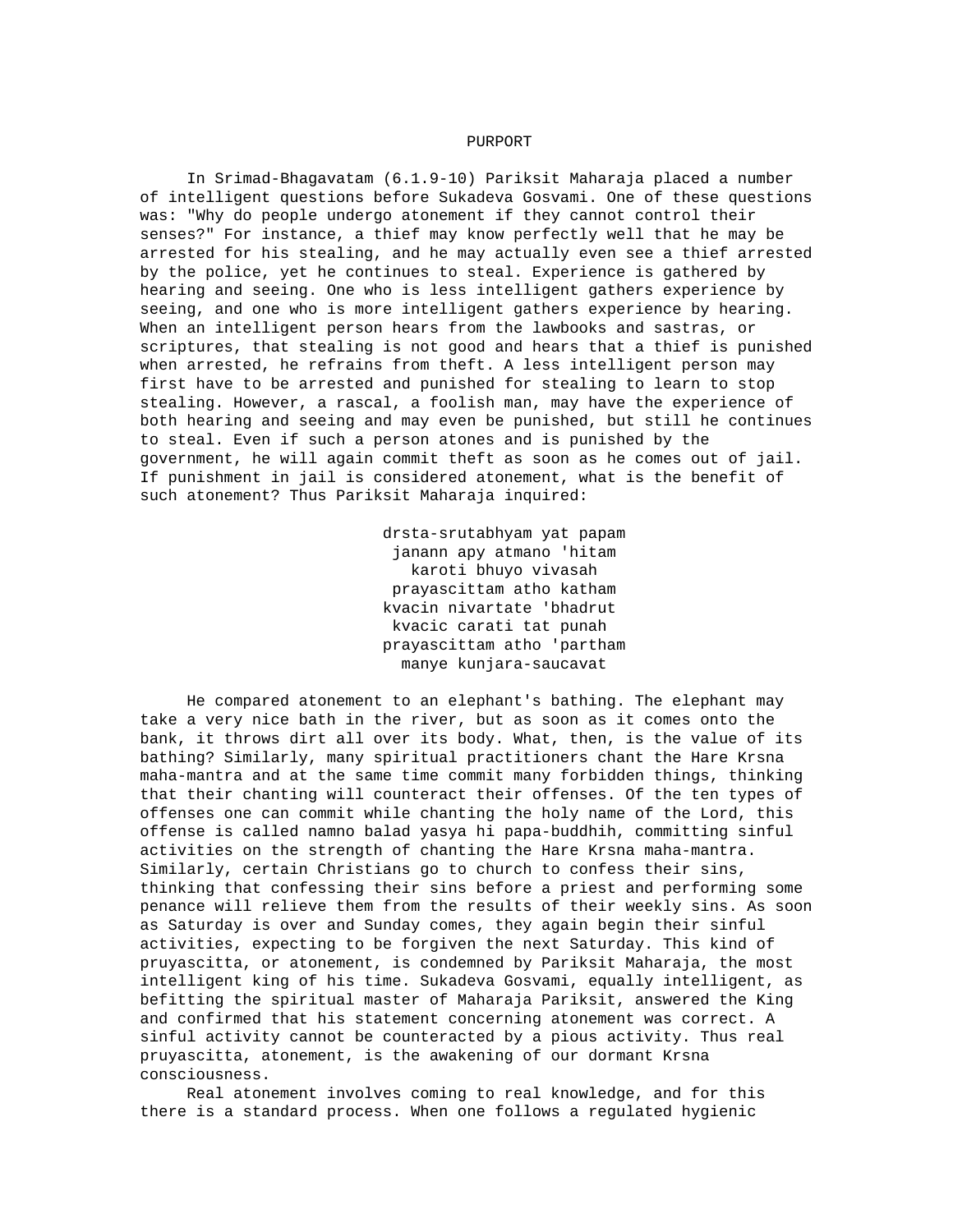## PURPORT

In Srimad-Bhagavatam (6.1.9-10) Pariksit Maharaja placed a number of intelligent questions before Sukadeva Gosvami. One of these questions was: "Why do people undergo atonement if they cannot control their senses?" For instance, a thief may know perfectly well that he may be arrested for his stealing, and he may actually even see a thief arrested by the police, yet he continues to steal. Experience is gathered by hearing and seeing. One who is less intelligent gathers experience by seeing, and one who is more intelligent gathers experience by hearing. When an intelligent person hears from the lawbooks and sastras, or scriptures, that stealing is not good and hears that a thief is punished when arrested, he refrains from theft. A less intelligent person may first have to be arrested and punished for stealing to learn to stop stealing. However, a rascal, a foolish man, may have the experience of both hearing and seeing and may even be punished, but still he continues to steal. Even if such a person atones and is punished by the government, he will again commit theft as soon as he comes out of jail. If punishment in jail is considered atonement, what is the benefit of such atonement? Thus Pariksit Maharaja inquired:

drsta-srutabhyam yat papam  
janann apy atmano 'hitam  
karoti bhuyo vivasah  
prayascittam atho katham  
kvacin nivartate 'bhadrut  
kvacic carati tat punah  
prayascittam atho 'partham  
manye kunjara-saucavat

He compared atonement to an elephant's bathing. The elephant may take a very nice bath in the river, but as soon as it comes onto the bank, it throws dirt all over its body. What, then, is the value of its bathing? Similarly, many spiritual practitioners chant the Hare Krsna maha-mantra and at the same time commit many forbidden things, thinking that their chanting will counteract their offenses. Of the ten types of offenses one can commit while chanting the holy name of the Lord, this offense is called namno balad yasya hi papa-buddhih, committing sinful activities on the strength of chanting the Hare Krsna maha-mantra. Similarly, certain Christians go to church to confess their sins, thinking that confessing their sins before a priest and performing some penance will relieve them from the results of their weekly sins. As soon as Saturday is over and Sunday comes, they again begin their sinful activities, expecting to be forgiven the next Saturday. This kind of pruyascitta, or atonement, is condemned by Pariksit Maharaja, the most intelligent king of his time. Sukadeva Gosvami, equally intelligent, as befitting the spiritual master of Maharaja Pariksit, answered the King and confirmed that his statement concerning atonement was correct. A sinful activity cannot be counteracted by a pious activity. Thus real pruyascitta, atonement, is the awakening of our dormant Krsna consciousness.

Real atonement involves coming to real knowledge, and for this there is a standard process. When one follows a regulated hygienic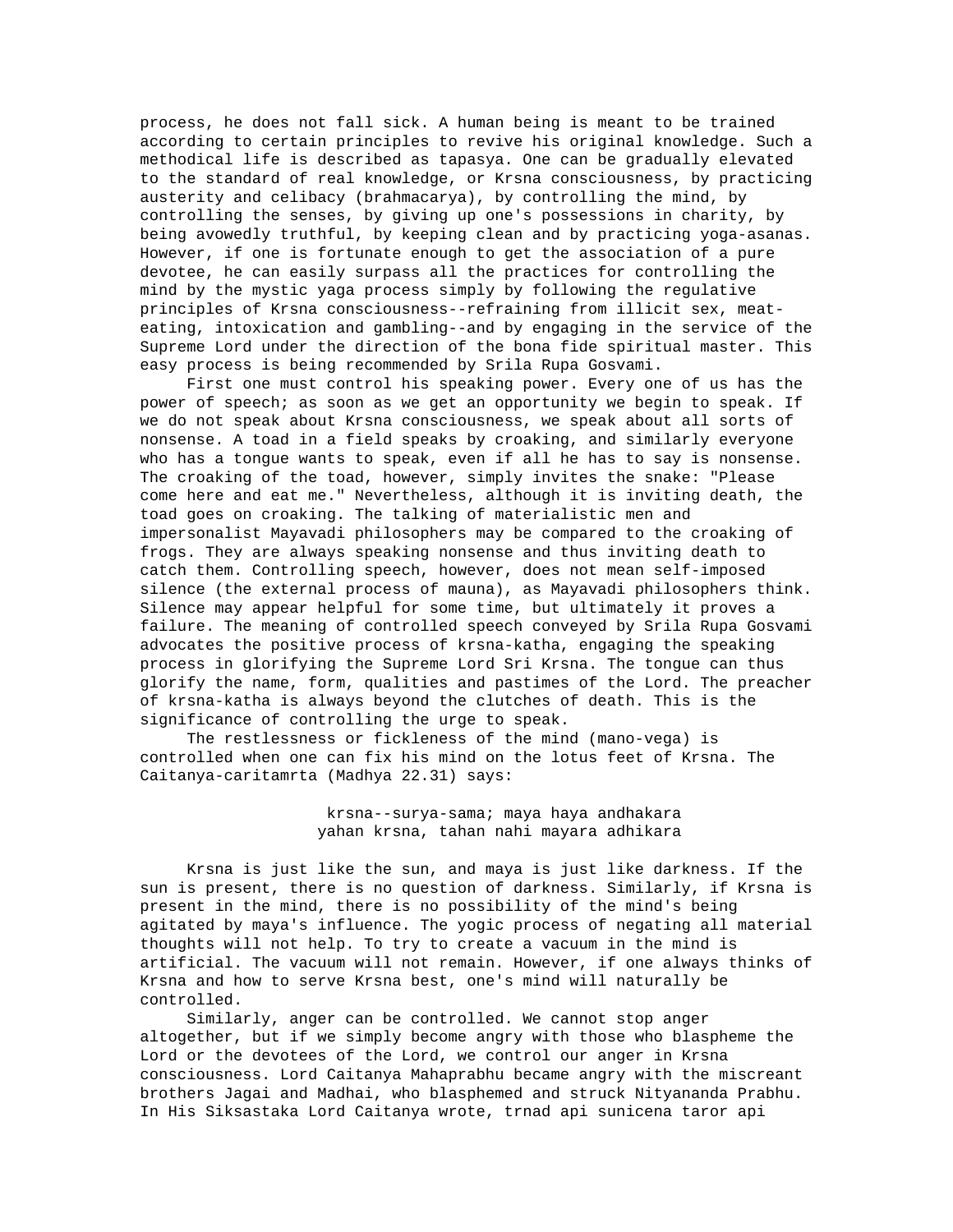process, he does not fall sick. A human being is meant to be trained according to certain principles to revive his original knowledge. Such a methodical life is described as tapasya. One can be gradually elevated to the standard of real knowledge, or Krsna consciousness, by practicing austerity and celibacy (brahmacarya), by controlling the mind, by controlling the senses, by giving up one's possessions in charity, by being avowedly truthful, by keeping clean and by practicing yoga-asanas. However, if one is fortunate enough to get the association of a pure devotee, he can easily surpass all the practices for controlling the mind by the mystic yaga process simply by following the regulative principles of Krsna consciousness--refraining from illicit sex, meat-eating, intoxication and gambling--and by engaging in the service of the Supreme Lord under the direction of the bona fide spiritual master. This easy process is being recommended by Srila Rupa Gosvami.

First one must control his speaking power. Every one of us has the power of speech; as soon as we get an opportunity we begin to speak. If we do not speak about Krsna consciousness, we speak about all sorts of nonsense. A toad in a field speaks by croaking, and similarly everyone who has a tongue wants to speak, even if all he has to say is nonsense. The croaking of the toad, however, simply invites the snake: "Please come here and eat me." Nevertheless, although it is inviting death, the toad goes on croaking. The talking of materialistic men and impersonalist Mayavadi philosophers may be compared to the croaking of frogs. They are always speaking nonsense and thus inviting death to catch them. Controlling speech, however, does not mean self-imposed silence (the external process of mauna), as Mayavadi philosophers think. Silence may appear helpful for some time, but ultimately it proves a failure. The meaning of controlled speech conveyed by Srila Rupa Gosvami advocates the positive process of krsna-katha, engaging the speaking process in glorifying the Supreme Lord Sri Krsna. The tongue can thus glorify the name, form, qualities and pastimes of the Lord. The preacher of krsna-katha is always beyond the clutches of death. This is the significance of controlling the urge to speak.

The restlessness or fickleness of the mind (mano-vega) is controlled when one can fix his mind on the lotus feet of Krsna. The Caitanya-caritamrta (Madhya 22.31) says:

> krsna--surya-sama; maya haya andhakara
> yahan krsna, tahan nahi mayara adhikara

Krsna is just like the sun, and maya is just like darkness. If the sun is present, there is no question of darkness. Similarly, if Krsna is present in the mind, there is no possibility of the mind's being agitated by maya's influence. The yogic process of negating all material thoughts will not help. To try to create a vacuum in the mind is artificial. The vacuum will not remain. However, if one always thinks of Krsna and how to serve Krsna best, one's mind will naturally be controlled.

Similarly, anger can be controlled. We cannot stop anger altogether, but if we simply become angry with those who blaspheme the Lord or the devotees of the Lord, we control our anger in Krsna consciousness. Lord Caitanya Mahaprabhu became angry with the miscreant brothers Jagai and Madhai, who blasphemed and struck Nityananda Prabhu. In His Siksastaka Lord Caitanya wrote, trnad api sunicena taror api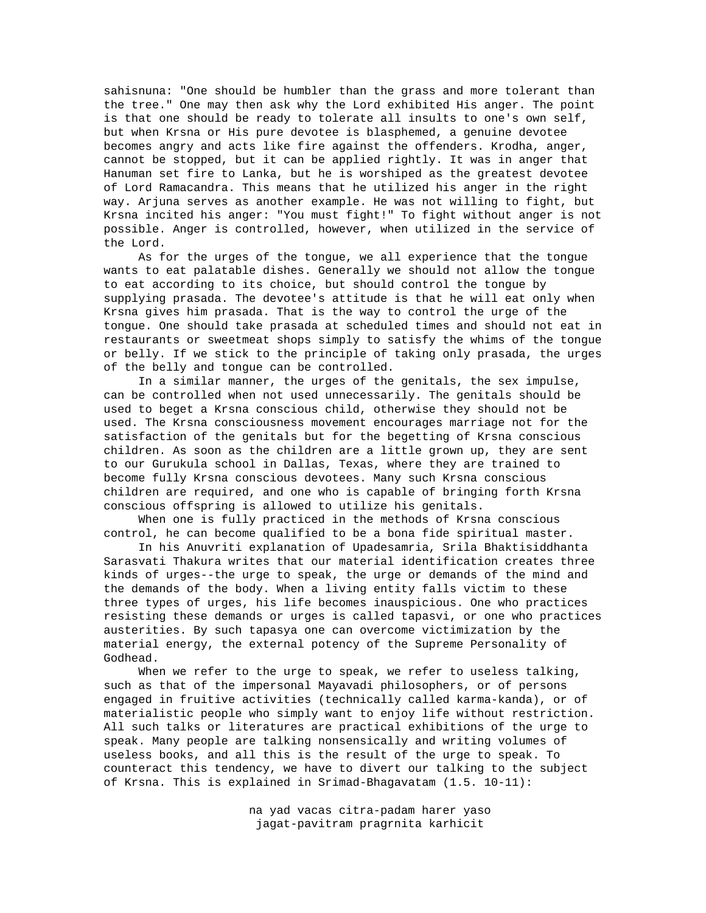sahisnuna: "One should be humbler than the grass and more tolerant than the tree." One may then ask why the Lord exhibited His anger. The point is that one should be ready to tolerate all insults to one's own self, but when Krsna or His pure devotee is blasphemed, a genuine devotee becomes angry and acts like fire against the offenders. Krodha, anger, cannot be stopped, but it can be applied rightly. It was in anger that Hanuman set fire to Lanka, but he is worshiped as the greatest devotee of Lord Ramacandra. This means that he utilized his anger in the right way. Arjuna serves as another example. He was not willing to fight, but Krsna incited his anger: "You must fight!" To fight without anger is not possible. Anger is controlled, however, when utilized in the service of the Lord.

As for the urges of the tongue, we all experience that the tongue wants to eat palatable dishes. Generally we should not allow the tongue to eat according to its choice, but should control the tongue by supplying prasada. The devotee's attitude is that he will eat only when Krsna gives him prasada. That is the way to control the urge of the tongue. One should take prasada at scheduled times and should not eat in restaurants or sweetmeat shops simply to satisfy the whims of the tongue or belly. If we stick to the principle of taking only prasada, the urges of the belly and tongue can be controlled.

In a similar manner, the urges of the genitals, the sex impulse, can be controlled when not used unnecessarily. The genitals should be used to beget a Krsna conscious child, otherwise they should not be used. The Krsna consciousness movement encourages marriage not for the satisfaction of the genitals but for the begetting of Krsna conscious children. As soon as the children are a little grown up, they are sent to our Gurukula school in Dallas, Texas, where they are trained to become fully Krsna conscious devotees. Many such Krsna conscious children are required, and one who is capable of bringing forth Krsna conscious offspring is allowed to utilize his genitals.

When one is fully practiced in the methods of Krsna conscious control, he can become qualified to be a bona fide spiritual master.

In his Anuvriti explanation of Upadesamria, Srila Bhaktisiddhanta Sarasvati Thakura writes that our material identification creates three kinds of urges--the urge to speak, the urge or demands of the mind and the demands of the body. When a living entity falls victim to these three types of urges, his life becomes inauspicious. One who practices resisting these demands or urges is called tapasvi, or one who practices austerities. By such tapasya one can overcome victimization by the material energy, the external potency of the Supreme Personality of Godhead.

When we refer to the urge to speak, we refer to useless talking, such as that of the impersonal Mayavadi philosophers, or of persons engaged in fruitive activities (technically called karma-kanda), or of materialistic people who simply want to enjoy life without restriction. All such talks or literatures are practical exhibitions of the urge to speak. Many people are talking nonsensically and writing volumes of useless books, and all this is the result of the urge to speak. To counteract this tendency, we have to divert our talking to the subject of Krsna. This is explained in Srimad-Bhagavatam (1.5. 10-11):

na yad vacas citra-padam harer yaso
jagat-pavitram pragrnita karhicit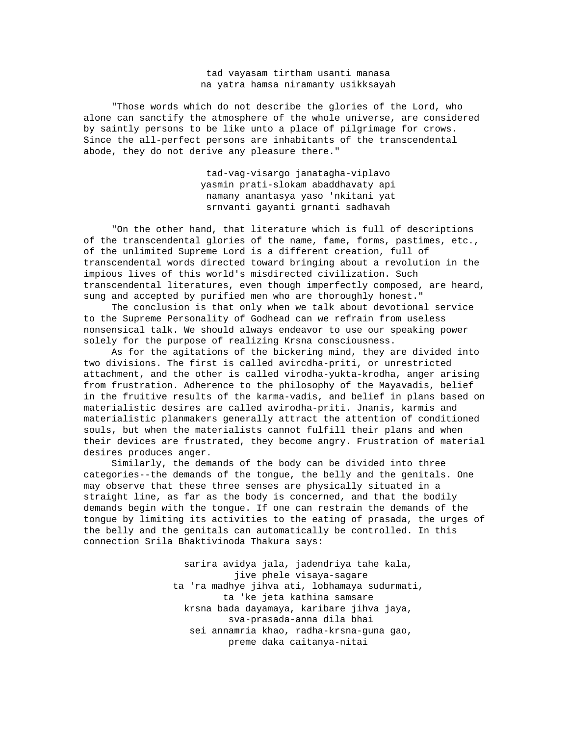tad vayasam tirtham usanti manasa
na yatra hamsa niramanty usikksayah

"Those words which do not describe the glories of the Lord, who alone can sanctify the atmosphere of the whole universe, are considered by saintly persons to be like unto a place of pilgrimage for crows. Since the all-perfect persons are inhabitants of the transcendental abode, they do not derive any pleasure there."

tad-vag-visargo janatagha-viplavo
yasmin prati-slokam abaddhavaty api
namany anantasya yaso 'nkitani yat
srnvanti gayanti grnanti sadhavah

"On the other hand, that literature which is full of descriptions of the transcendental glories of the name, fame, forms, pastimes, etc., of the unlimited Supreme Lord is a different creation, full of transcendental words directed toward bringing about a revolution in the impious lives of this world's misdirected civilization. Such transcendental literatures, even though imperfectly composed, are heard, sung and accepted by purified men who are thoroughly honest."

The conclusion is that only when we talk about devotional service to the Supreme Personality of Godhead can we refrain from useless nonsensical talk. We should always endeavor to use our speaking power solely for the purpose of realizing Krsna consciousness.

As for the agitations of the bickering mind, they are divided into two divisions. The first is called avircdha-priti, or unrestricted attachment, and the other is called virodha-yukta-krodha, anger arising from frustration. Adherence to the philosophy of the Mayavadis, belief in the fruitive results of the karma-vadis, and belief in plans based on materialistic desires are called avirodha-priti. Jnanis, karmis and materialistic planmakers generally attract the attention of conditioned souls, but when the materialists cannot fulfill their plans and when their devices are frustrated, they become angry. Frustration of material desires produces anger.

Similarly, the demands of the body can be divided into three categories--the demands of the tongue, the belly and the genitals. One may observe that these three senses are physically situated in a straight line, as far as the body is concerned, and that the bodily demands begin with the tongue. If one can restrain the demands of the tongue by limiting its activities to the eating of prasada, the urges of the belly and the genitals can automatically be controlled. In this connection Srila Bhaktivinoda Thakura says:

sarira avidya jala, jadendriya tahe kala,
jive phele visaya-sagare
ta 'ra madhye jihva ati, lobhamaya sudurmati,
ta 'ke jeta kathina samsare
krsna bada dayamaya, karibare jihva jaya,
sva-prasada-anna dila bhai
sei annamria khao, radha-krsna-guna gao,
preme daka caitanya-nitai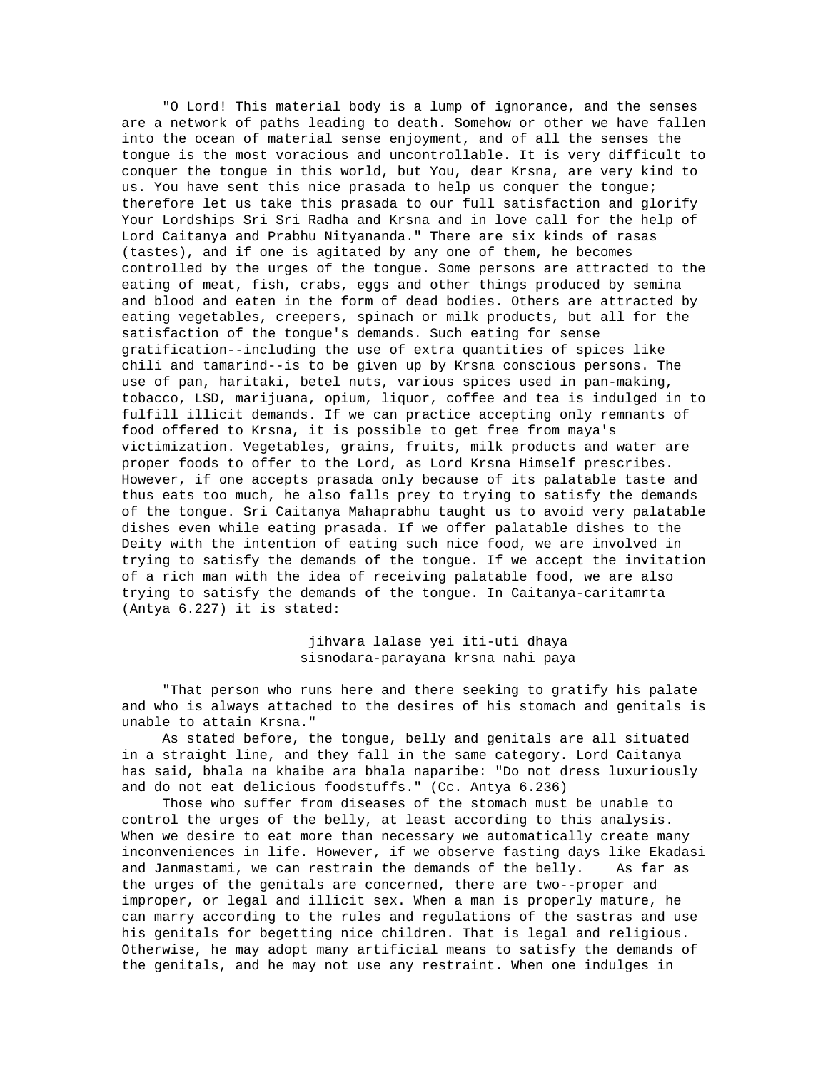"O Lord! This material body is a lump of ignorance, and the senses are a network of paths leading to death. Somehow or other we have fallen into the ocean of material sense enjoyment, and of all the senses the tongue is the most voracious and uncontrollable. It is very difficult to conquer the tongue in this world, but You, dear Krsna, are very kind to us. You have sent this nice prasada to help us conquer the tongue; therefore let us take this prasada to our full satisfaction and glorify Your Lordships Sri Sri Radha and Krsna and in love call for the help of Lord Caitanya and Prabhu Nityananda." There are six kinds of rasas (tastes), and if one is agitated by any one of them, he becomes controlled by the urges of the tongue. Some persons are attracted to the eating of meat, fish, crabs, eggs and other things produced by semina and blood and eaten in the form of dead bodies. Others are attracted by eating vegetables, creepers, spinach or milk products, but all for the satisfaction of the tongue's demands. Such eating for sense gratification--including the use of extra quantities of spices like chili and tamarind--is to be given up by Krsna conscious persons. The use of pan, haritaki, betel nuts, various spices used in pan-making, tobacco, LSD, marijuana, opium, liquor, coffee and tea is indulged in to fulfill illicit demands. If we can practice accepting only remnants of food offered to Krsna, it is possible to get free from maya's victimization. Vegetables, grains, fruits, milk products and water are proper foods to offer to the Lord, as Lord Krsna Himself prescribes. However, if one accepts prasada only because of its palatable taste and thus eats too much, he also falls prey to trying to satisfy the demands of the tongue. Sri Caitanya Mahaprabhu taught us to avoid very palatable dishes even while eating prasada. If we offer palatable dishes to the Deity with the intention of eating such nice food, we are involved in trying to satisfy the demands of the tongue. If we accept the invitation of a rich man with the idea of receiving palatable food, we are also trying to satisfy the demands of the tongue. In Caitanya-caritamrta (Antya 6.227) it is stated:

jihvara lalase yei iti-uti dhaya
sisnodara-parayana krsna nahi paya

"That person who runs here and there seeking to gratify his palate and who is always attached to the desires of his stomach and genitals is unable to attain Krsna."

As stated before, the tongue, belly and genitals are all situated in a straight line, and they fall in the same category. Lord Caitanya has said, bhala na khaibe ara bhala naparibe: "Do not dress luxuriously and do not eat delicious foodstuffs." (Cc. Antya 6.236)

Those who suffer from diseases of the stomach must be unable to control the urges of the belly, at least according to this analysis. When we desire to eat more than necessary we automatically create many inconveniences in life. However, if we observe fasting days like Ekadasi and Janmastami, we can restrain the demands of the belly. As far as the urges of the genitals are concerned, there are two--proper and improper, or legal and illicit sex. When a man is properly mature, he can marry according to the rules and regulations of the sastras and use his genitals for begetting nice children. That is legal and religious. Otherwise, he may adopt many artificial means to satisfy the demands of the genitals, and he may not use any restraint. When one indulges in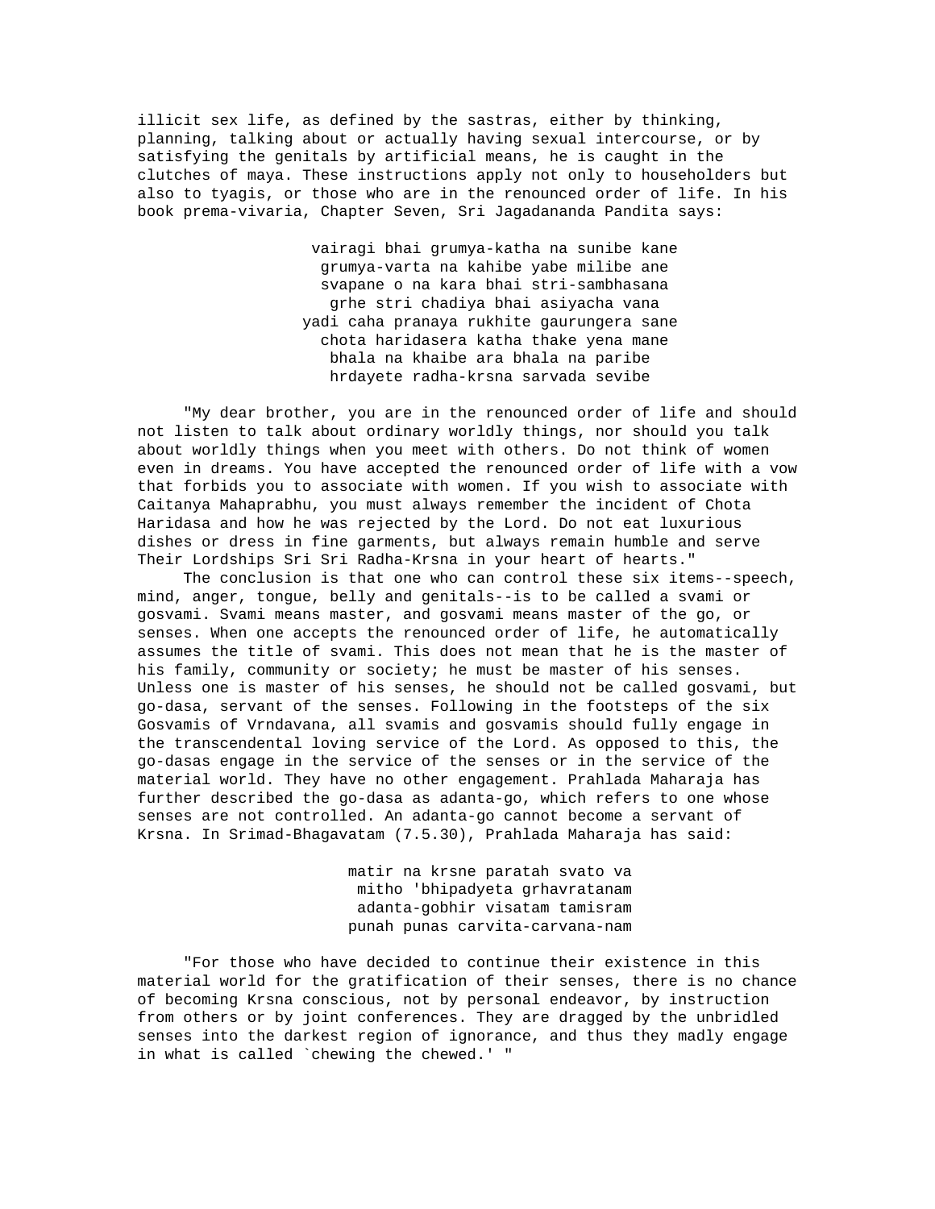illicit sex life, as defined by the sastras, either by thinking, planning, talking about or actually having sexual intercourse, or by satisfying the genitals by artificial means, he is caught in the clutches of maya. These instructions apply not only to householders but also to tyagis, or those who are in the renounced order of life. In his book prema-vivaria, Chapter Seven, Sri Jagadananda Pandita says:

> vairagi bhai grumya-katha na sunibe kane
> grumya-varta na kahibe yabe milibe ane
> svapane o na kara bhai stri-sambhasana
> grhe stri chadiya bhai asiyacha vana
> yadi caha pranaya rukhite gaurungera sane
> chota haridasera katha thake yena mane
> bhala na khaibe ara bhala na paribe
> hrdayete radha-krsna sarvada sevibe

"My dear brother, you are in the renounced order of life and should not listen to talk about ordinary worldly things, nor should you talk about worldly things when you meet with others. Do not think of women even in dreams. You have accepted the renounced order of life with a vow that forbids you to associate with women. If you wish to associate with Caitanya Mahaprabhu, you must always remember the incident of Chota Haridasa and how he was rejected by the Lord. Do not eat luxurious dishes or dress in fine garments, but always remain humble and serve Their Lordships Sri Sri Radha-Krsna in your heart of hearts."

The conclusion is that one who can control these six items--speech, mind, anger, tongue, belly and genitals--is to be called a svami or gosvami. Svami means master, and gosvami means master of the go, or senses. When one accepts the renounced order of life, he automatically assumes the title of svami. This does not mean that he is the master of his family, community or society; he must be master of his senses. Unless one is master of his senses, he should not be called gosvami, but go-dasa, servant of the senses. Following in the footsteps of the six Gosvamis of Vrndavana, all svamis and gosvamis should fully engage in the transcendental loving service of the Lord. As opposed to this, the go-dasas engage in the service of the senses or in the service of the material world. They have no other engagement. Prahlada Maharaja has further described the go-dasa as adanta-go, which refers to one whose senses are not controlled. An adanta-go cannot become a servant of Krsna. In Srimad-Bhagavatam (7.5.30), Prahlada Maharaja has said:

> matir na krsne paratah svato va
> mitho 'bhipadyeta grhavratanam
> adanta-gobhir visatam tamisram
> punah punas carvita-carvana-nam

"For those who have decided to continue their existence in this material world for the gratification of their senses, there is no chance of becoming Krsna conscious, not by personal endeavor, by instruction from others or by joint conferences. They are dragged by the unbridled senses into the darkest region of ignorance, and thus they madly engage in what is called `chewing the chewed.' "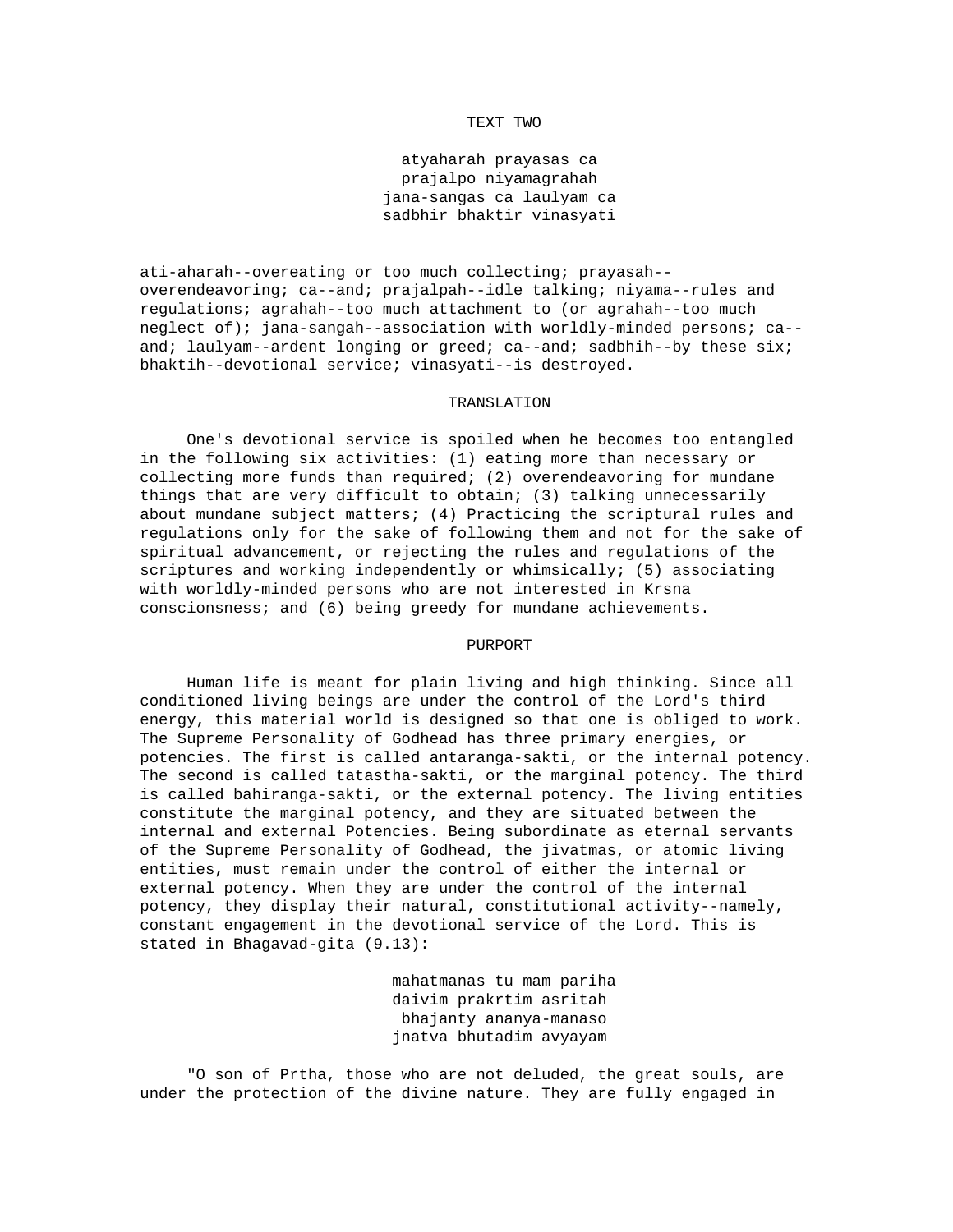## TEXT TWO

atyaharah prayasas ca
prajalpo niyamagrahah
jana-sangas ca laulyam ca
sadbhir bhaktir vinasyati

ati-aharah--overeating or too much collecting; prayasah--overendeavoring; ca--and; prajalpah--idle talking; niyama--rules and regulations; agrahah--too much attachment to (or agrahah--too much neglect of); jana-sangah--association with worldly-minded persons; ca--and; laulyam--ardent longing or greed; ca--and; sadbhih--by these six; bhaktih--devotional service; vinasyati--is destroyed.

### TRANSLATION

One's devotional service is spoiled when he becomes too entangled in the following six activities: (1) eating more than necessary or collecting more funds than required; (2) overendeavoring for mundane things that are very difficult to obtain; (3) talking unnecessarily about mundane subject matters; (4) Practicing the scriptural rules and regulations only for the sake of following them and not for the sake of spiritual advancement, or rejecting the rules and regulations of the scriptures and working independently or whimsically; (5) associating with worldly-minded persons who are not interested in Krsna consciousness; and (6) being greedy for mundane achievements.

### PURPORT

Human life is meant for plain living and high thinking. Since all conditioned living beings are under the control of the Lord's third energy, this material world is designed so that one is obliged to work. The Supreme Personality of Godhead has three primary energies, or potencies. The first is called antaranga-sakti, or the internal potency. The second is called tatastha-sakti, or the marginal potency. The third is called bahiranga-sakti, or the external potency. The living entities constitute the marginal potency, and they are situated between the internal and external Potencies. Being subordinate as eternal servants of the Supreme Personality of Godhead, the jivatmas, or atomic living entities, must remain under the control of either the internal or external potency. When they are under the control of the internal potency, they display their natural, constitutional activity--namely, constant engagement in the devotional service of the Lord. This is stated in Bhagavad-gita (9.13):

mahatmanas tu mam pariha
daivim prakrtim asritah
bhajanty ananya-manaso
jnatva bhutadim avyayam

"O son of Prtha, those who are not deluded, the great souls, are under the protection of the divine nature. They are fully engaged in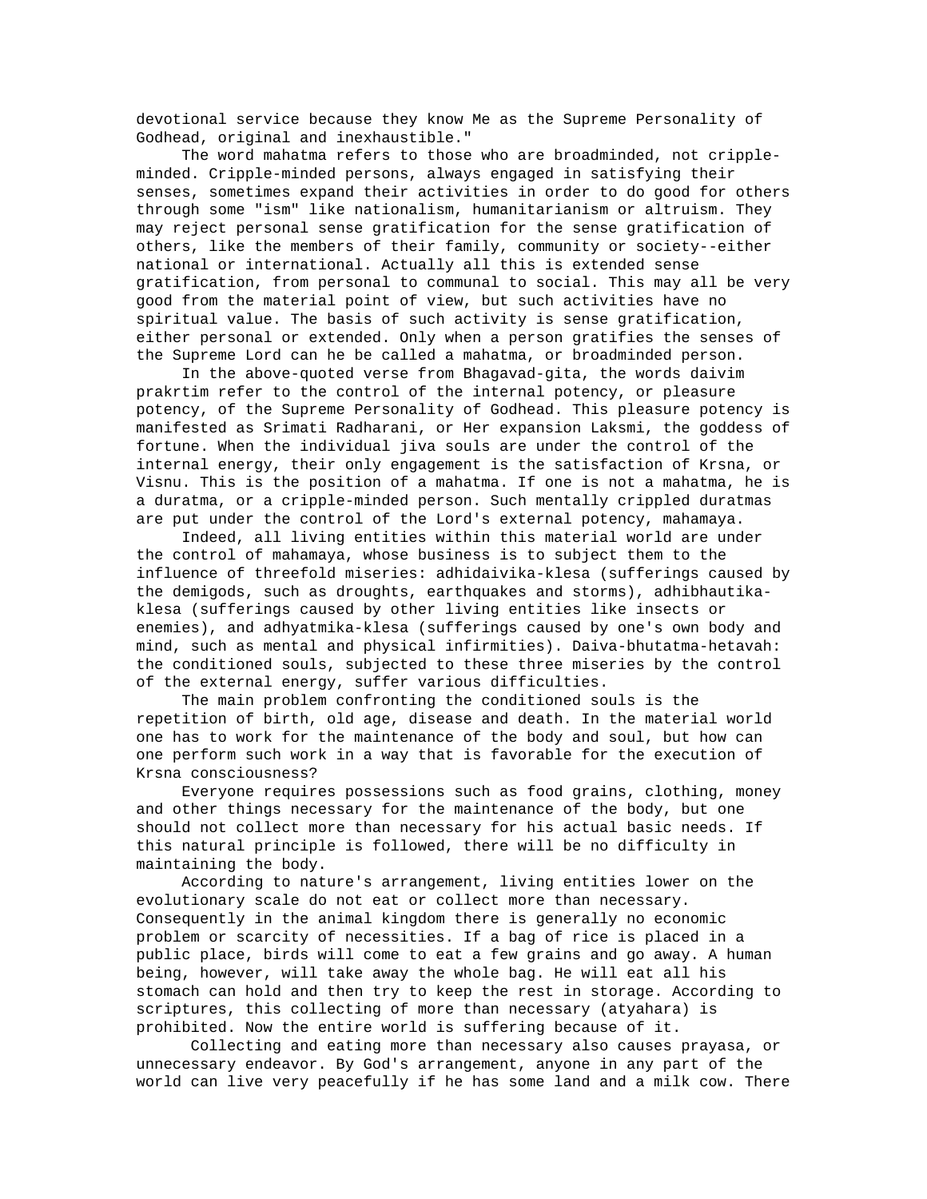devotional service because they know Me as the Supreme Personality of Godhead, original and inexhaustible."

The word mahatma refers to those who are broadminded, not cripple-minded. Cripple-minded persons, always engaged in satisfying their senses, sometimes expand their activities in order to do good for others through some "ism" like nationalism, humanitarianism or altruism. They may reject personal sense gratification for the sense gratification of others, like the members of their family, community or society--either national or international. Actually all this is extended sense gratification, from personal to communal to social. This may all be very good from the material point of view, but such activities have no spiritual value. The basis of such activity is sense gratification, either personal or extended. Only when a person gratifies the senses of the Supreme Lord can he be called a mahatma, or broadminded person.

In the above-quoted verse from Bhagavad-gita, the words daivim prakrtim refer to the control of the internal potency, or pleasure potency, of the Supreme Personality of Godhead. This pleasure potency is manifested as Srimati Radharani, or Her expansion Laksmi, the goddess of fortune. When the individual jiva souls are under the control of the internal energy, their only engagement is the satisfaction of Krsna, or Visnu. This is the position of a mahatma. If one is not a mahatma, he is a duratma, or a cripple-minded person. Such mentally crippled duratmas are put under the control of the Lord's external potency, mahamaya.

Indeed, all living entities within this material world are under the control of mahamaya, whose business is to subject them to the influence of threefold miseries: adhidaivika-klesa (sufferings caused by the demigods, such as droughts, earthquakes and storms), adhibhautika-klesa (sufferings caused by other living entities like insects or enemies), and adhyatmika-klesa (sufferings caused by one's own body and mind, such as mental and physical infirmities). Daiva-bhutatma-hetavah: the conditioned souls, subjected to these three miseries by the control of the external energy, suffer various difficulties.

The main problem confronting the conditioned souls is the repetition of birth, old age, disease and death. In the material world one has to work for the maintenance of the body and soul, but how can one perform such work in a way that is favorable for the execution of Krsna consciousness?

Everyone requires possessions such as food grains, clothing, money and other things necessary for the maintenance of the body, but one should not collect more than necessary for his actual basic needs. If this natural principle is followed, there will be no difficulty in maintaining the body.

According to nature's arrangement, living entities lower on the evolutionary scale do not eat or collect more than necessary. Consequently in the animal kingdom there is generally no economic problem or scarcity of necessities. If a bag of rice is placed in a public place, birds will come to eat a few grains and go away. A human being, however, will take away the whole bag. He will eat all his stomach can hold and then try to keep the rest in storage. According to scriptures, this collecting of more than necessary (atyahara) is prohibited. Now the entire world is suffering because of it.

Collecting and eating more than necessary also causes prayasa, or unnecessary endeavor. By God's arrangement, anyone in any part of the world can live very peacefully if he has some land and a milk cow. There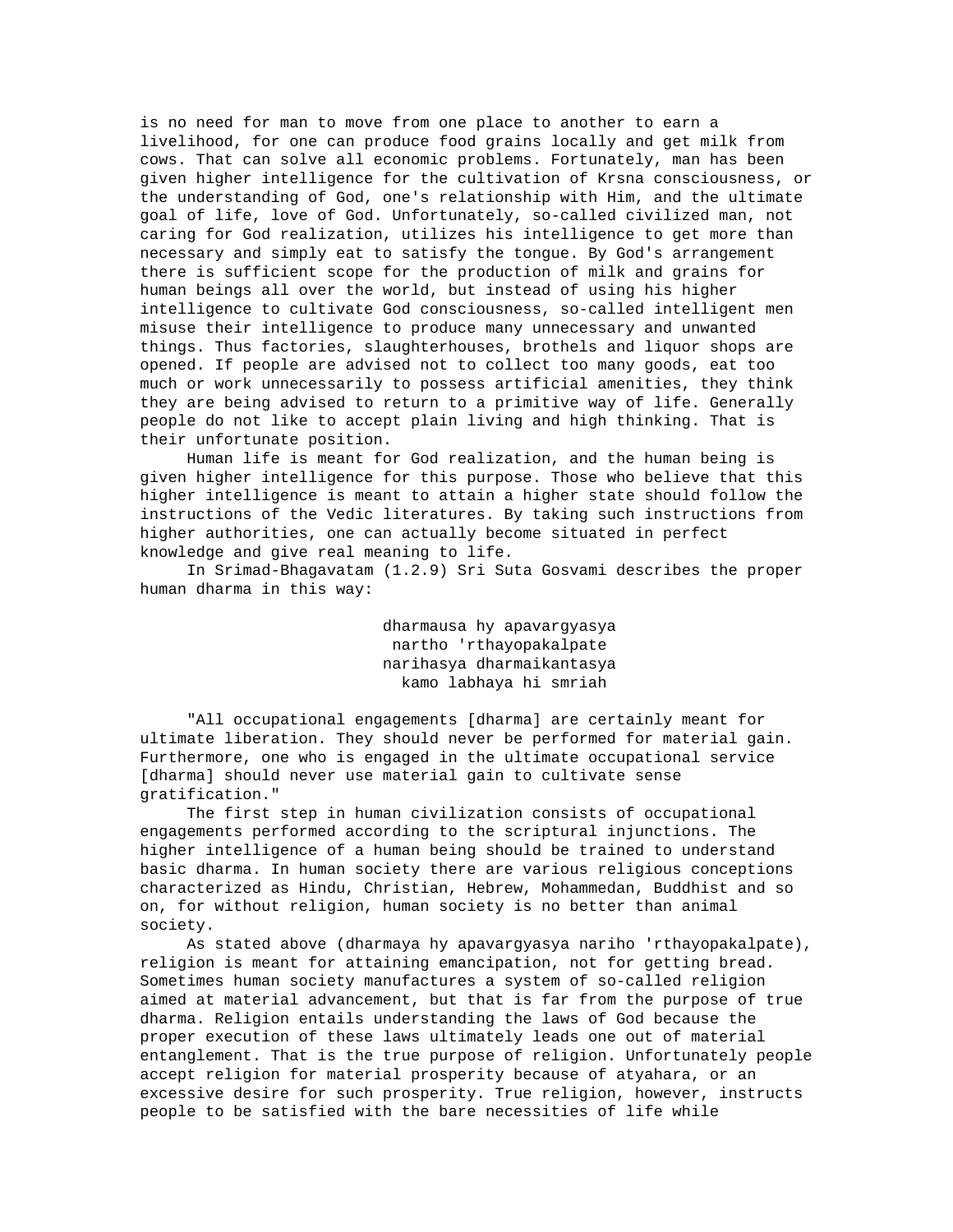is no need for man to move from one place to another to earn a livelihood, for one can produce food grains locally and get milk from cows. That can solve all economic problems. Fortunately, man has been given higher intelligence for the cultivation of Krsna consciousness, or the understanding of God, one's relationship with Him, and the ultimate goal of life, love of God. Unfortunately, so-called civilized man, not caring for God realization, utilizes his intelligence to get more than necessary and simply eat to satisfy the tongue. By God's arrangement there is sufficient scope for the production of milk and grains for human beings all over the world, but instead of using his higher intelligence to cultivate God consciousness, so-called intelligent men misuse their intelligence to produce many unnecessary and unwanted things. Thus factories, slaughterhouses, brothels and liquor shops are opened. If people are advised not to collect too many goods, eat too much or work unnecessarily to possess artificial amenities, they think they are being advised to return to a primitive way of life. Generally people do not like to accept plain living and high thinking. That is their unfortunate position.

Human life is meant for God realization, and the human being is given higher intelligence for this purpose. Those who believe that this higher intelligence is meant to attain a higher state should follow the instructions of the Vedic literatures. By taking such instructions from higher authorities, one can actually become situated in perfect knowledge and give real meaning to life.

In Srimad-Bhagavatam (1.2.9) Sri Suta Gosvami describes the proper human dharma in this way:

dharmausa hy apavargyasya  
nartho 'rthayopakalpate  
narihasya dharmaikantasya  
kamo labhaya hi smriah

"All occupational engagements [dharma] are certainly meant for ultimate liberation. They should never be performed for material gain. Furthermore, one who is engaged in the ultimate occupational service [dharma] should never use material gain to cultivate sense gratification."

The first step in human civilization consists of occupational engagements performed according to the scriptural injunctions. The higher intelligence of a human being should be trained to understand basic dharma. In human society there are various religious conceptions characterized as Hindu, Christian, Hebrew, Mohammedan, Buddhist and so on, for without religion, human society is no better than animal society.

As stated above (dharmaya hy apavargyasya nariho 'rthayopakalpate), religion is meant for attaining emancipation, not for getting bread. Sometimes human society manufactures a system of so-called religion aimed at material advancement, but that is far from the purpose of true dharma. Religion entails understanding the laws of God because the proper execution of these laws ultimately leads one out of material entanglement. That is the true purpose of religion. Unfortunately people accept religion for material prosperity because of atyahara, or an excessive desire for such prosperity. True religion, however, instructs people to be satisfied with the bare necessities of life while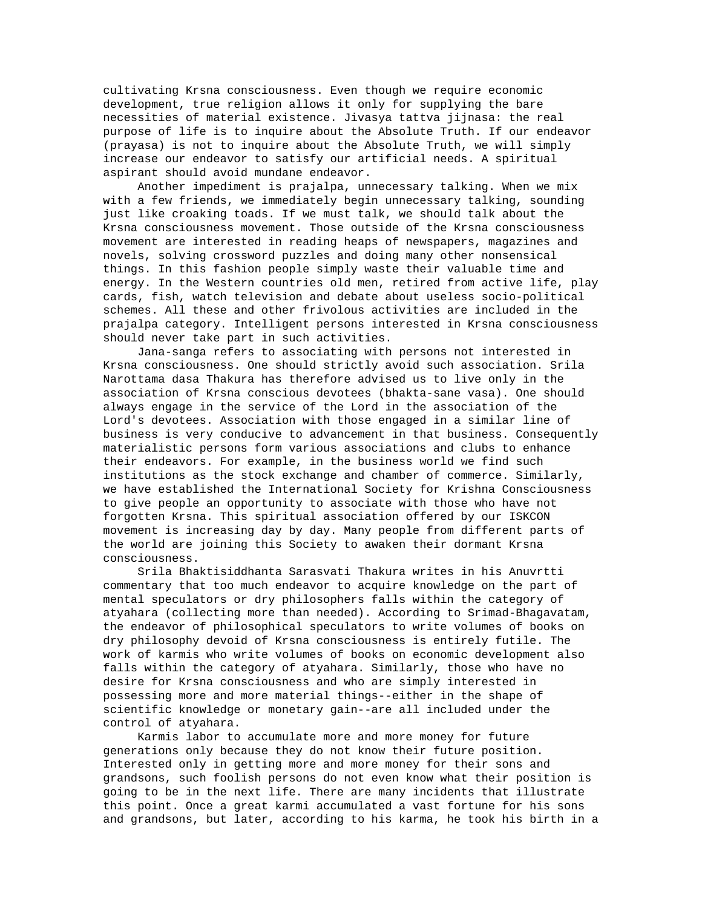cultivating Krsna consciousness. Even though we require economic development, true religion allows it only for supplying the bare necessities of material existence. Jivasya tattva jijnasa: the real purpose of life is to inquire about the Absolute Truth. If our endeavor (prayasa) is not to inquire about the Absolute Truth, we will simply increase our endeavor to satisfy our artificial needs. A spiritual aspirant should avoid mundane endeavor.

Another impediment is prajalpa, unnecessary talking. When we mix with a few friends, we immediately begin unnecessary talking, sounding just like croaking toads. If we must talk, we should talk about the Krsna consciousness movement. Those outside of the Krsna consciousness movement are interested in reading heaps of newspapers, magazines and novels, solving crossword puzzles and doing many other nonsensical things. In this fashion people simply waste their valuable time and energy. In the Western countries old men, retired from active life, play cards, fish, watch television and debate about useless socio-political schemes. All these and other frivolous activities are included in the prajalpa category. Intelligent persons interested in Krsna consciousness should never take part in such activities.

Jana-sanga refers to associating with persons not interested in Krsna consciousness. One should strictly avoid such association. Srila Narottama dasa Thakura has therefore advised us to live only in the association of Krsna conscious devotees (bhakta-sane vasa). One should always engage in the service of the Lord in the association of the Lord's devotees. Association with those engaged in a similar line of business is very conducive to advancement in that business. Consequently materialistic persons form various associations and clubs to enhance their endeavors. For example, in the business world we find such institutions as the stock exchange and chamber of commerce. Similarly, we have established the International Society for Krishna Consciousness to give people an opportunity to associate with those who have not forgotten Krsna. This spiritual association offered by our ISKCON movement is increasing day by day. Many people from different parts of the world are joining this Society to awaken their dormant Krsna consciousness.

Srila Bhaktisiddhanta Sarasvati Thakura writes in his Anuvrtti commentary that too much endeavor to acquire knowledge on the part of mental speculators or dry philosophers falls within the category of atyahara (collecting more than needed). According to Srimad-Bhagavatam, the endeavor of philosophical speculators to write volumes of books on dry philosophy devoid of Krsna consciousness is entirely futile. The work of karmis who write volumes of books on economic development also falls within the category of atyahara. Similarly, those who have no desire for Krsna consciousness and who are simply interested in possessing more and more material things--either in the shape of scientific knowledge or monetary gain--are all included under the control of atyahara.

Karmis labor to accumulate more and more money for future generations only because they do not know their future position. Interested only in getting more and more money for their sons and grandsons, such foolish persons do not even know what their position is going to be in the next life. There are many incidents that illustrate this point. Once a great karmi accumulated a vast fortune for his sons and grandsons, but later, according to his karma, he took his birth in a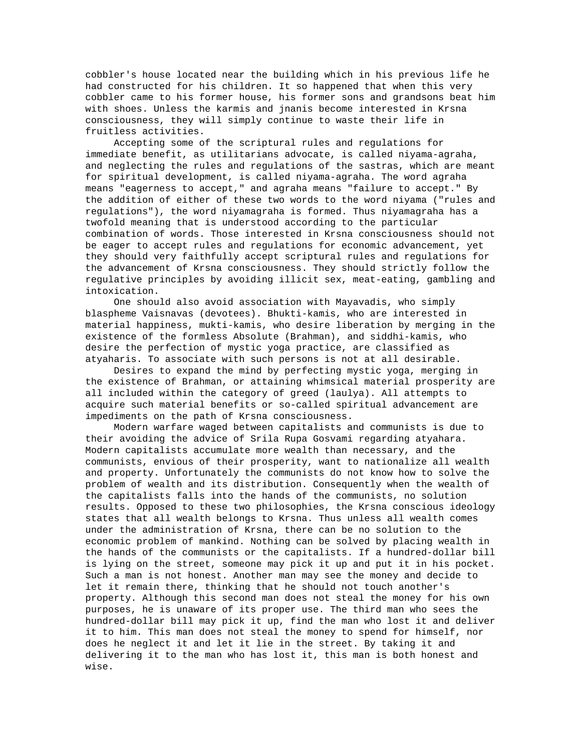cobbler's house located near the building which in his previous life he had constructed for his children. It so happened that when this very cobbler came to his former house, his former sons and grandsons beat him with shoes. Unless the karmis and jnanis become interested in Krsna consciousness, they will simply continue to waste their life in fruitless activities.

Accepting some of the scriptural rules and regulations for immediate benefit, as utilitarians advocate, is called niyama-agraha, and neglecting the rules and regulations of the sastras, which are meant for spiritual development, is called niyama-agraha. The word agraha means "eagerness to accept," and agraha means "failure to accept." By the addition of either of these two words to the word niyama ("rules and regulations"), the word niyamagraha is formed. Thus niyamagraha has a twofold meaning that is understood according to the particular combination of words. Those interested in Krsna consciousness should not be eager to accept rules and regulations for economic advancement, yet they should very faithfully accept scriptural rules and regulations for the advancement of Krsna consciousness. They should strictly follow the regulative principles by avoiding illicit sex, meat-eating, gambling and intoxication.

One should also avoid association with Mayavadis, who simply blaspheme Vaisnavas (devotees). Bhukti-kamis, who are interested in material happiness, mukti-kamis, who desire liberation by merging in the existence of the formless Absolute (Brahman), and siddhi-kamis, who desire the perfection of mystic yoga practice, are classified as atyaharis. To associate with such persons is not at all desirable.

Desires to expand the mind by perfecting mystic yoga, merging in the existence of Brahman, or attaining whimsical material prosperity are all included within the category of greed (laulya). All attempts to acquire such material benefits or so-called spiritual advancement are impediments on the path of Krsna consciousness.

Modern warfare waged between capitalists and communists is due to their avoiding the advice of Srila Rupa Gosvami regarding atyahara. Modern capitalists accumulate more wealth than necessary, and the communists, envious of their prosperity, want to nationalize all wealth and property. Unfortunately the communists do not know how to solve the problem of wealth and its distribution. Consequently when the wealth of the capitalists falls into the hands of the communists, no solution results. Opposed to these two philosophies, the Krsna conscious ideology states that all wealth belongs to Krsna. Thus unless all wealth comes under the administration of Krsna, there can be no solution to the economic problem of mankind. Nothing can be solved by placing wealth in the hands of the communists or the capitalists. If a hundred-dollar bill is lying on the street, someone may pick it up and put it in his pocket. Such a man is not honest. Another man may see the money and decide to let it remain there, thinking that he should not touch another's property. Although this second man does not steal the money for his own purposes, he is unaware of its proper use. The third man who sees the hundred-dollar bill may pick it up, find the man who lost it and deliver it to him. This man does not steal the money to spend for himself, nor does he neglect it and let it lie in the street. By taking it and delivering it to the man who has lost it, this man is both honest and wise.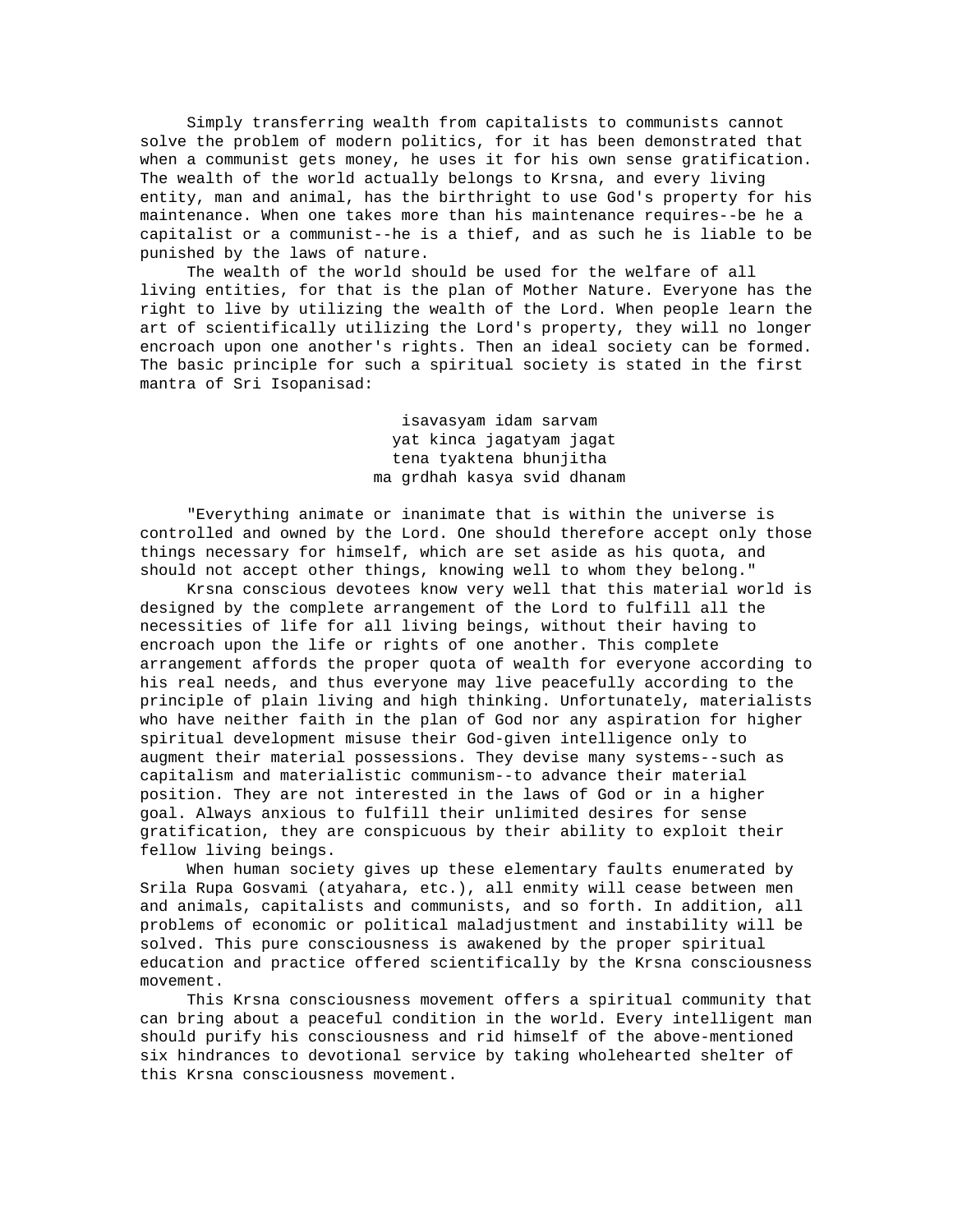Simply transferring wealth from capitalists to communists cannot solve the problem of modern politics, for it has been demonstrated that when a communist gets money, he uses it for his own sense gratification. The wealth of the world actually belongs to Krsna, and every living entity, man and animal, has the birthright to use God's property for his maintenance. When one takes more than his maintenance requires--be he a capitalist or a communist--he is a thief, and as such he is liable to be punished by the laws of nature.

The wealth of the world should be used for the welfare of all living entities, for that is the plan of Mother Nature. Everyone has the right to live by utilizing the wealth of the Lord. When people learn the art of scientifically utilizing the Lord's property, they will no longer encroach upon one another's rights. Then an ideal society can be formed. The basic principle for such a spiritual society is stated in the first mantra of Sri Isopanisad:

isavasyam idam sarvam
yat kinca jagatyam jagat
tena tyaktena bhunjitha
ma grdhah kasya svid dhanam

"Everything animate or inanimate that is within the universe is controlled and owned by the Lord. One should therefore accept only those things necessary for himself, which are set aside as his quota, and should not accept other things, knowing well to whom they belong."

Krsna conscious devotees know very well that this material world is designed by the complete arrangement of the Lord to fulfill all the necessities of life for all living beings, without their having to encroach upon the life or rights of one another. This complete arrangement affords the proper quota of wealth for everyone according to his real needs, and thus everyone may live peacefully according to the principle of plain living and high thinking. Unfortunately, materialists who have neither faith in the plan of God nor any aspiration for higher spiritual development misuse their God-given intelligence only to augment their material possessions. They devise many systems--such as capitalism and materialistic communism--to advance their material position. They are not interested in the laws of God or in a higher goal. Always anxious to fulfill their unlimited desires for sense gratification, they are conspicuous by their ability to exploit their fellow living beings.

When human society gives up these elementary faults enumerated by Srila Rupa Gosvami (atyahara, etc.), all enmity will cease between men and animals, capitalists and communists, and so forth. In addition, all problems of economic or political maladjustment and instability will be solved. This pure consciousness is awakened by the proper spiritual education and practice offered scientifically by the Krsna consciousness movement.

This Krsna consciousness movement offers a spiritual community that can bring about a peaceful condition in the world. Every intelligent man should purify his consciousness and rid himself of the above-mentioned six hindrances to devotional service by taking wholehearted shelter of this Krsna consciousness movement.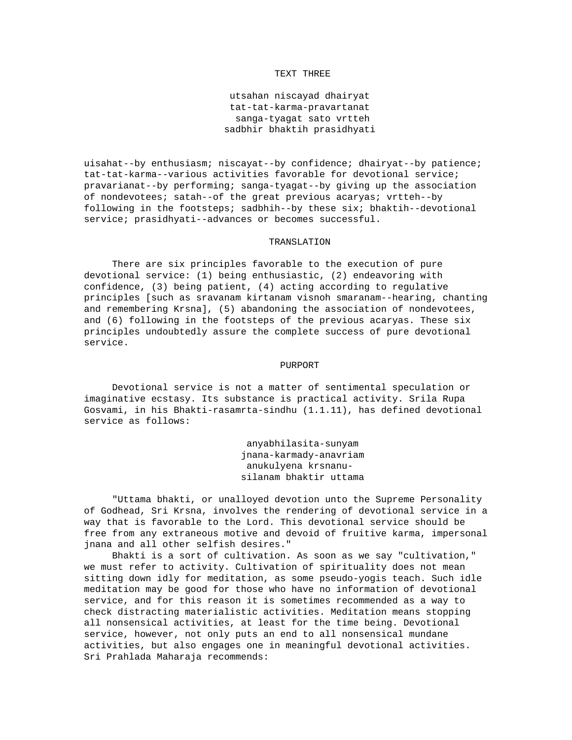## TEXT THREE

utsahan niscayad dhairyat
tat-tat-karma-pravartanat
sanga-tyagat sato vrtteh
sadbhir bhaktih prasidhyati

uisahat--by enthusiasm; niscayat--by confidence; dhairyat--by patience; tat-tat-karma--various activities favorable for devotional service; pravarianat--by performing; sanga-tyagat--by giving up the association of nondevotees; satah--of the great previous acaryas; vrtteh--by following in the footsteps; sadbhih--by these six; bhaktih--devotional service; prasidhyati--advances or becomes successful.

### TRANSLATION

There are six principles favorable to the execution of pure devotional service: (1) being enthusiastic, (2) endeavoring with confidence, (3) being patient, (4) acting according to regulative principles [such as sravanam kirtanam visnoh smaranam--hearing, chanting and remembering Krsna], (5) abandoning the association of nondevotees, and (6) following in the footsteps of the previous acaryas. These six principles undoubtedly assure the complete success of pure devotional service.

### PURPORT

Devotional service is not a matter of sentimental speculation or imaginative ecstasy. Its substance is practical activity. Srila Rupa Gosvami, in his Bhakti-rasamrta-sindhu (1.1.11), has defined devotional service as follows:

anyabhilasita-sunyam
jnana-karmady-anavriam
anukulyena krsnanu-
silanam bhaktir uttama

"Uttama bhakti, or unalloyed devotion unto the Supreme Personality of Godhead, Sri Krsna, involves the rendering of devotional service in a way that is favorable to the Lord. This devotional service should be free from any extraneous motive and devoid of fruitive karma, impersonal jnana and all other selfish desires."

Bhakti is a sort of cultivation. As soon as we say "cultivation," we must refer to activity. Cultivation of spirituality does not mean sitting down idly for meditation, as some pseudo-yogis teach. Such idle meditation may be good for those who have no information of devotional service, and for this reason it is sometimes recommended as a way to check distracting materialistic activities. Meditation means stopping all nonsensical activities, at least for the time being. Devotional service, however, not only puts an end to all nonsensical mundane activities, but also engages one in meaningful devotional activities. Sri Prahlada Maharaja recommends: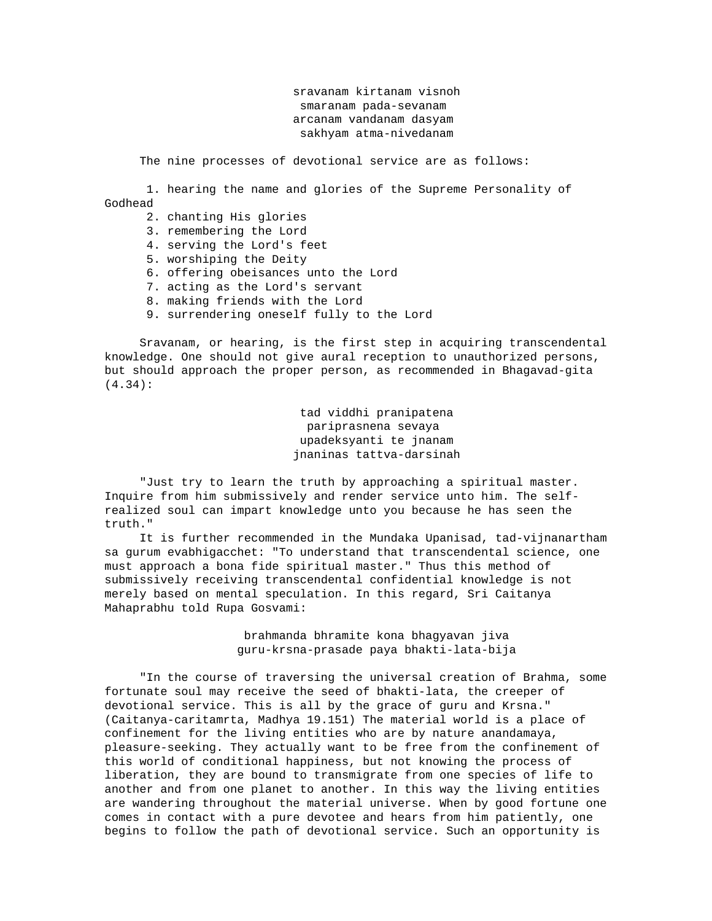sravanam kirtanam visnoh  
smaranam pada-sevanam  
arcanam vandanam dasyam  
sakhyam atma-nivedanam

The nine processes of devotional service are as follows:

1. hearing the name and glories of the Supreme Personality of Godhead
2. chanting His glories
3. remembering the Lord
4. serving the Lord's feet
5. worshiping the Deity
6. offering obeisances unto the Lord
7. acting as the Lord's servant
8. making friends with the Lord
9. surrendering oneself fully to the Lord

Sravanam, or hearing, is the first step in acquiring transcendental knowledge. One should not give aural reception to unauthorized persons, but should approach the proper person, as recommended in Bhagavad-gita (4.34):

tad viddhi pranipatena  
pariprasnena sevaya  
upadeksyanti te jnanam  
jnaninas tattva-darsinah

"Just try to learn the truth by approaching a spiritual master. Inquire from him submissively and render service unto him. The self-realized soul can impart knowledge unto you because he has seen the truth."

It is further recommended in the Mundaka Upanisad, tad-vijnanartham sa gurum evabhigacchet: "To understand that transcendental science, one must approach a bona fide spiritual master." Thus this method of submissively receiving transcendental confidential knowledge is not merely based on mental speculation. In this regard, Sri Caitanya Mahaprabhu told Rupa Gosvami:

brahmanda bhramite kona bhagyavan jiva  
guru-krsna-prasade paya bhakti-lata-bija

"In the course of traversing the universal creation of Brahma, some fortunate soul may receive the seed of bhakti-lata, the creeper of devotional service. This is all by the grace of guru and Krsna." (Caitanya-caritamrta, Madhya 19.151) The material world is a place of confinement for the living entities who are by nature anandamaya, pleasure-seeking. They actually want to be free from the confinement of this world of conditional happiness, but not knowing the process of liberation, they are bound to transmigrate from one species of life to another and from one planet to another. In this way the living entities are wandering throughout the material universe. When by good fortune one comes in contact with a pure devotee and hears from him patiently, one begins to follow the path of devotional service. Such an opportunity is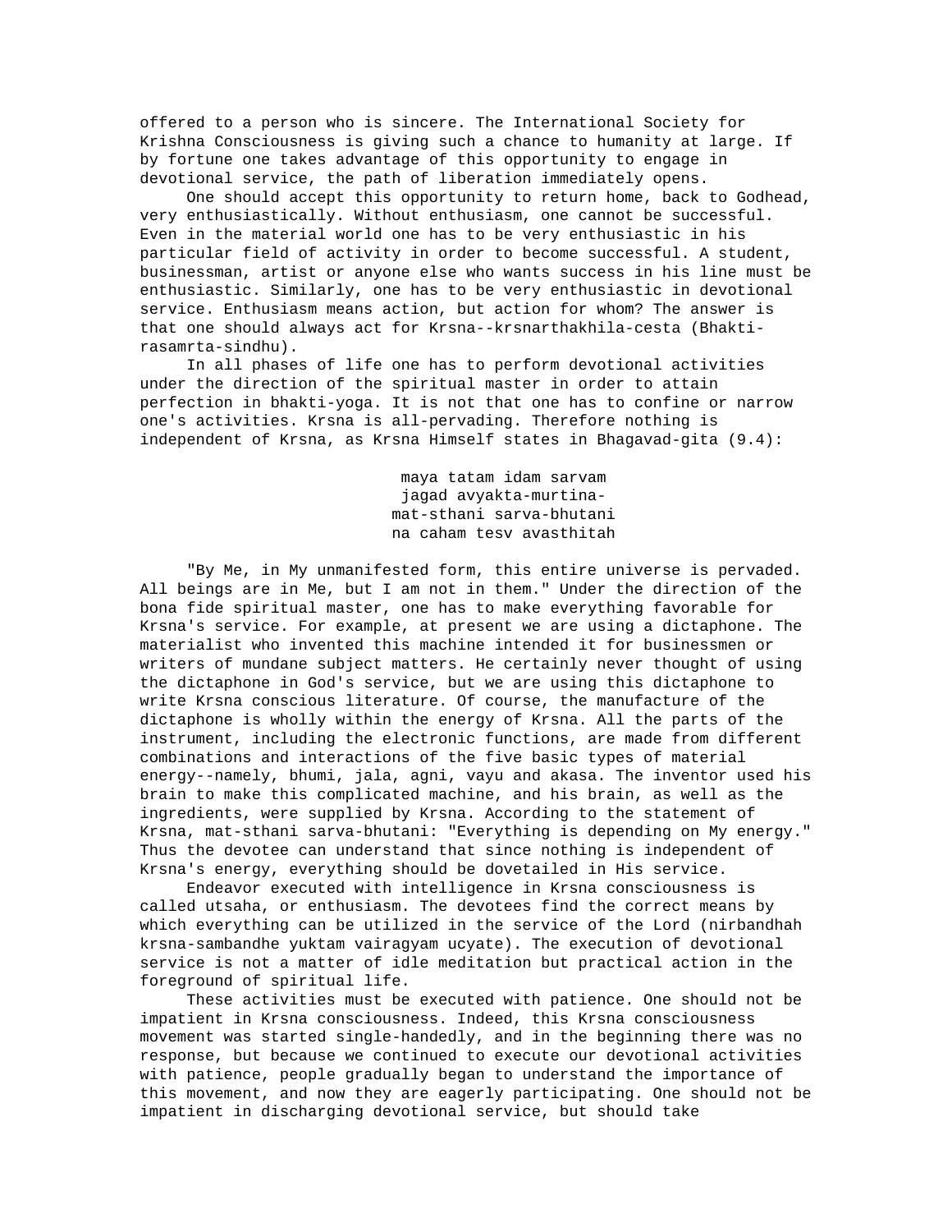offered to a person who is sincere. The International Society for Krishna Consciousness is giving such a chance to humanity at large. If by fortune one takes advantage of this opportunity to engage in devotional service, the path of liberation immediately opens.

One should accept this opportunity to return home, back to Godhead, very enthusiastically. Without enthusiasm, one cannot be successful. Even in the material world one has to be very enthusiastic in his particular field of activity in order to become successful. A student, businessman, artist or anyone else who wants success in his line must be enthusiastic. Similarly, one has to be very enthusiastic in devotional service. Enthusiasm means action, but action for whom? The answer is that one should always act for Krsna--krsnarthakhila-cesta (Bhakti-rasamrta-sindhu).

In all phases of life one has to perform devotional activities under the direction of the spiritual master in order to attain perfection in bhakti-yoga. It is not that one has to confine or narrow one's activities. Krsna is all-pervading. Therefore nothing is independent of Krsna, as Krsna Himself states in Bhagavad-gita (9.4):

> maya tatam idam sarvam
> jagad avyakta-murtina-
> mat-sthani sarva-bhutani
> na caham tesv avasthitah

"By Me, in My unmanifested form, this entire universe is pervaded. All beings are in Me, but I am not in them." Under the direction of the bona fide spiritual master, one has to make everything favorable for Krsna's service. For example, at present we are using a dictaphone. The materialist who invented this machine intended it for businessmen or writers of mundane subject matters. He certainly never thought of using the dictaphone in God's service, but we are using this dictaphone to write Krsna conscious literature. Of course, the manufacture of the dictaphone is wholly within the energy of Krsna. All the parts of the instrument, including the electronic functions, are made from different combinations and interactions of the five basic types of material energy--namely, bhumi, jala, agni, vayu and akasa. The inventor used his brain to make this complicated machine, and his brain, as well as the ingredients, were supplied by Krsna. According to the statement of Krsna, mat-sthani sarva-bhutani: "Everything is depending on My energy." Thus the devotee can understand that since nothing is independent of Krsna's energy, everything should be dovetailed in His service.

Endeavor executed with intelligence in Krsna consciousness is called utsaha, or enthusiasm. The devotees find the correct means by which everything can be utilized in the service of the Lord (nirbandhah krsna-sambandhe yuktam vairagyam ucyate). The execution of devotional service is not a matter of idle meditation but practical action in the foreground of spiritual life.

These activities must be executed with patience. One should not be impatient in Krsna consciousness. Indeed, this Krsna consciousness movement was started single-handedly, and in the beginning there was no response, but because we continued to execute our devotional activities with patience, people gradually began to understand the importance of this movement, and now they are eagerly participating. One should not be impatient in discharging devotional service, but should take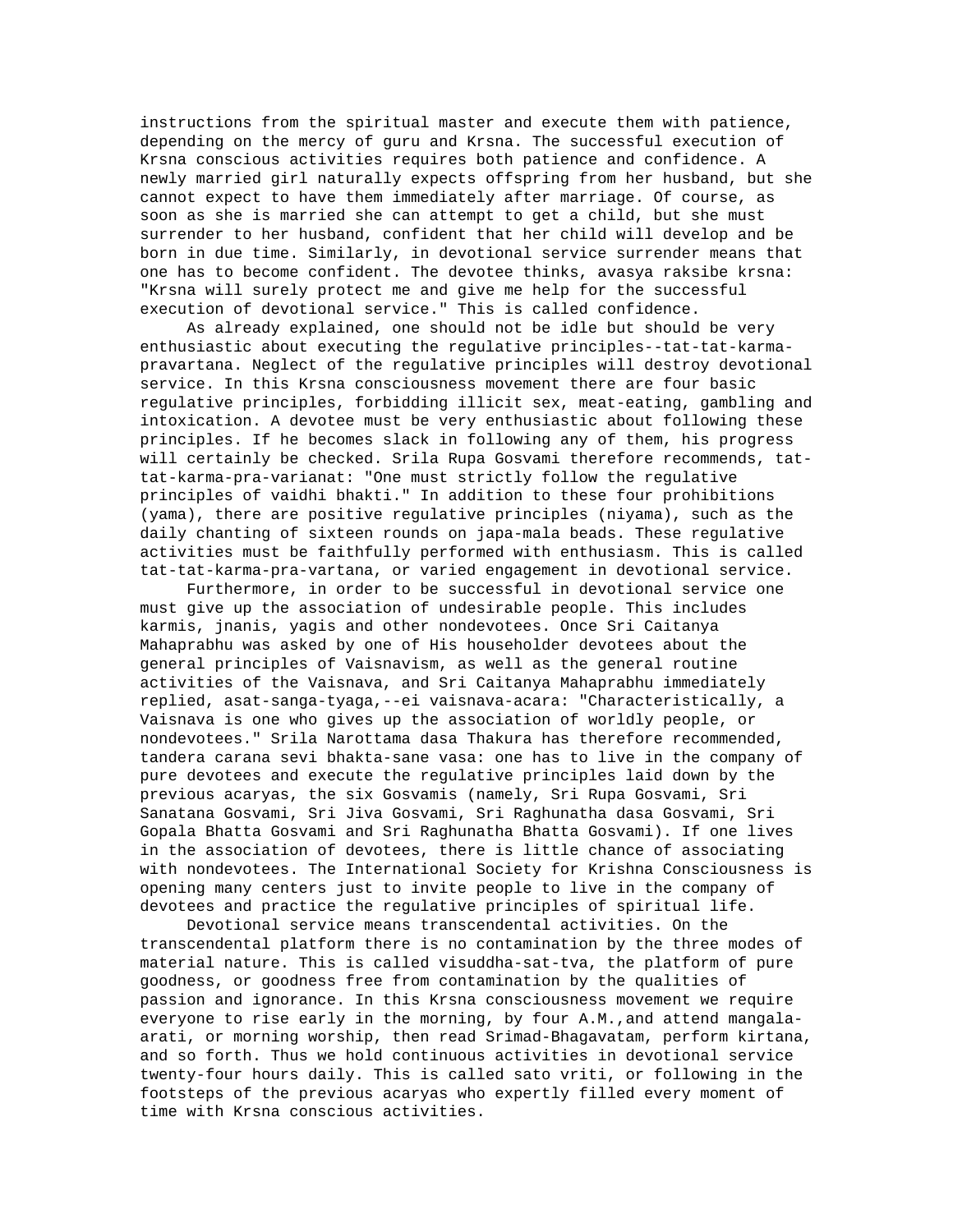instructions from the spiritual master and execute them with patience, depending on the mercy of guru and Krsna. The successful execution of Krsna conscious activities requires both patience and confidence. A newly married girl naturally expects offspring from her husband, but she cannot expect to have them immediately after marriage. Of course, as soon as she is married she can attempt to get a child, but she must surrender to her husband, confident that her child will develop and be born in due time. Similarly, in devotional service surrender means that one has to become confident. The devotee thinks, avasya raksibe krsna: "Krsna will surely protect me and give me help for the successful execution of devotional service." This is called confidence.

As already explained, one should not be idle but should be very enthusiastic about executing the regulative principles--tat-tat-karma-pravartana. Neglect of the regulative principles will destroy devotional service. In this Krsna consciousness movement there are four basic regulative principles, forbidding illicit sex, meat-eating, gambling and intoxication. A devotee must be very enthusiastic about following these principles. If he becomes slack in following any of them, his progress will certainly be checked. Srila Rupa Gosvami therefore recommends, tat-tat-karma-pra-varianat: "One must strictly follow the regulative principles of vaidhi bhakti." In addition to these four prohibitions (yama), there are positive regulative principles (niyama), such as the daily chanting of sixteen rounds on japa-mala beads. These regulative activities must be faithfully performed with enthusiasm. This is called tat-tat-karma-pra-vartana, or varied engagement in devotional service.

Furthermore, in order to be successful in devotional service one must give up the association of undesirable people. This includes karmis, jnanis, yagis and other nondevotees. Once Sri Caitanya Mahaprabhu was asked by one of His householder devotees about the general principles of Vaisnavism, as well as the general routine activities of the Vaisnava, and Sri Caitanya Mahaprabhu immediately replied, asat-sanga-tyaga,--ei vaisnava-acara: "Characteristically, a Vaisnava is one who gives up the association of worldly people, or nondevotees." Srila Narottama dasa Thakura has therefore recommended, tandera carana sevi bhakta-sane vasa: one has to live in the company of pure devotees and execute the regulative principles laid down by the previous acaryas, the six Gosvamis (namely, Sri Rupa Gosvami, Sri Sanatana Gosvami, Sri Jiva Gosvami, Sri Raghunatha dasa Gosvami, Sri Gopala Bhatta Gosvami and Sri Raghunatha Bhatta Gosvami). If one lives in the association of devotees, there is little chance of associating with nondevotees. The International Society for Krishna Consciousness is opening many centers just to invite people to live in the company of devotees and practice the regulative principles of spiritual life.

Devotional service means transcendental activities. On the transcendental platform there is no contamination by the three modes of material nature. This is called visuddha-sat-tva, the platform of pure goodness, or goodness free from contamination by the qualities of passion and ignorance. In this Krsna consciousness movement we require everyone to rise early in the morning, by four A.M.,and attend mangala-arati, or morning worship, then read Srimad-Bhagavatam, perform kirtana, and so forth. Thus we hold continuous activities in devotional service twenty-four hours daily. This is called sato vriti, or following in the footsteps of the previous acaryas who expertly filled every moment of time with Krsna conscious activities.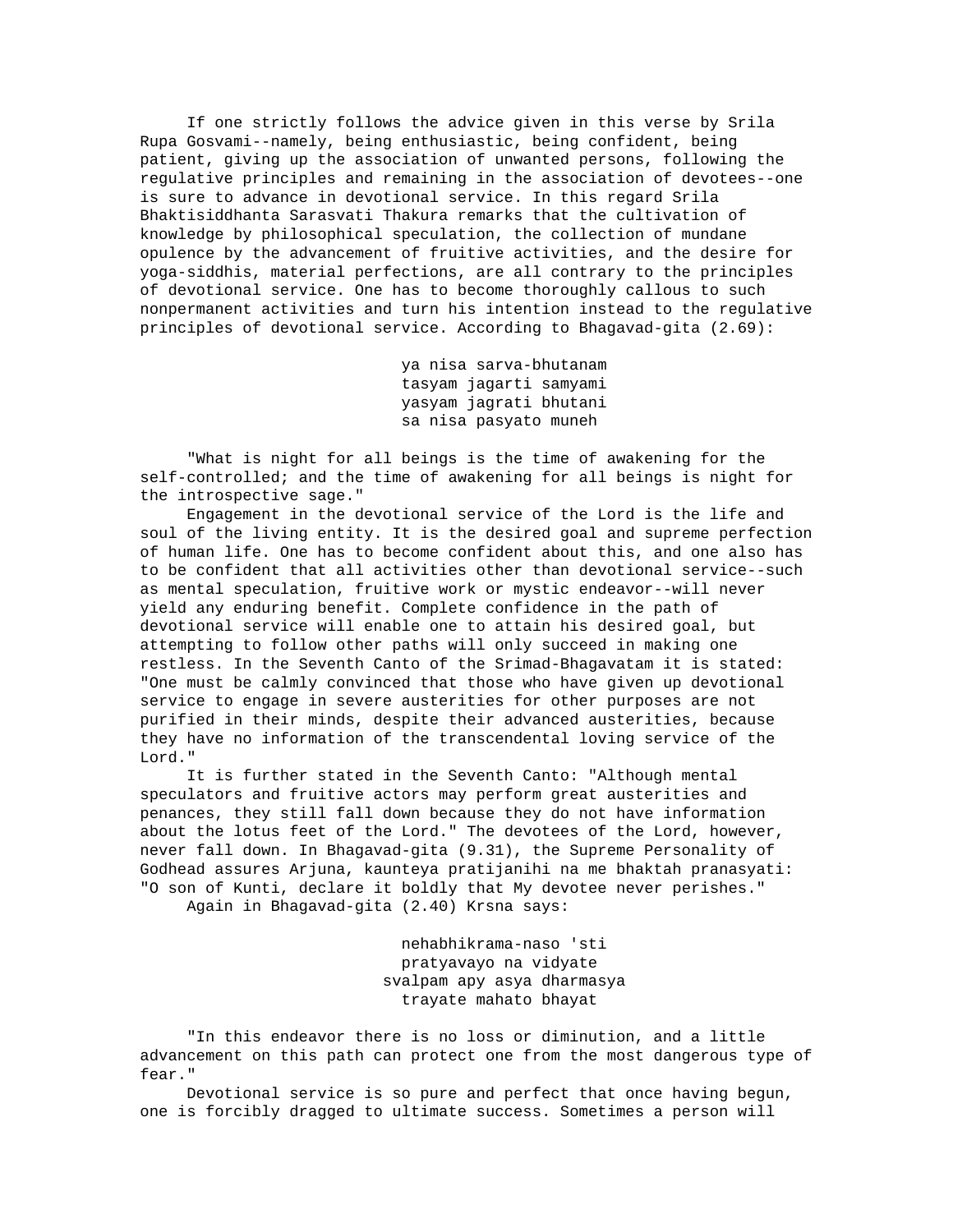If one strictly follows the advice given in this verse by Srila Rupa Gosvami--namely, being enthusiastic, being confident, being patient, giving up the association of unwanted persons, following the regulative principles and remaining in the association of devotees--one is sure to advance in devotional service. In this regard Srila Bhaktisiddhanta Sarasvati Thakura remarks that the cultivation of knowledge by philosophical speculation, the collection of mundane opulence by the advancement of fruitive activities, and the desire for yoga-siddhis, material perfections, are all contrary to the principles of devotional service. One has to become thoroughly callous to such nonpermanent activities and turn his intention instead to the regulative principles of devotional service. According to Bhagavad-gita (2.69):

> ya nisa sarva-bhutanam
> tasyam jagarti samyami
> yasyam jagrati bhutani
> sa nisa pasyato muneh

"What is night for all beings is the time of awakening for the self-controlled; and the time of awakening for all beings is night for the introspective sage."

Engagement in the devotional service of the Lord is the life and soul of the living entity. It is the desired goal and supreme perfection of human life. One has to become confident about this, and one also has to be confident that all activities other than devotional service--such as mental speculation, fruitive work or mystic endeavor--will never yield any enduring benefit. Complete confidence in the path of devotional service will enable one to attain his desired goal, but attempting to follow other paths will only succeed in making one restless. In the Seventh Canto of the Srimad-Bhagavatam it is stated: "One must be calmly convinced that those who have given up devotional service to engage in severe austerities for other purposes are not purified in their minds, despite their advanced austerities, because they have no information of the transcendental loving service of the Lord."

It is further stated in the Seventh Canto: "Although mental speculators and fruitive actors may perform great austerities and penances, they still fall down because they do not have information about the lotus feet of the Lord." The devotees of the Lord, however, never fall down. In Bhagavad-gita (9.31), the Supreme Personality of Godhead assures Arjuna, kaunteya pratijanihi na me bhaktah pranasyati: "O son of Kunti, declare it boldly that My devotee never perishes."

Again in Bhagavad-gita (2.40) Krsna says:

> nehabhikrama-naso 'sti
> pratyavayo na vidyate
> svalpam apy asya dharmasya
> trayate mahato bhayat

"In this endeavor there is no loss or diminution, and a little advancement on this path can protect one from the most dangerous type of fear."

Devotional service is so pure and perfect that once having begun, one is forcibly dragged to ultimate success. Sometimes a person will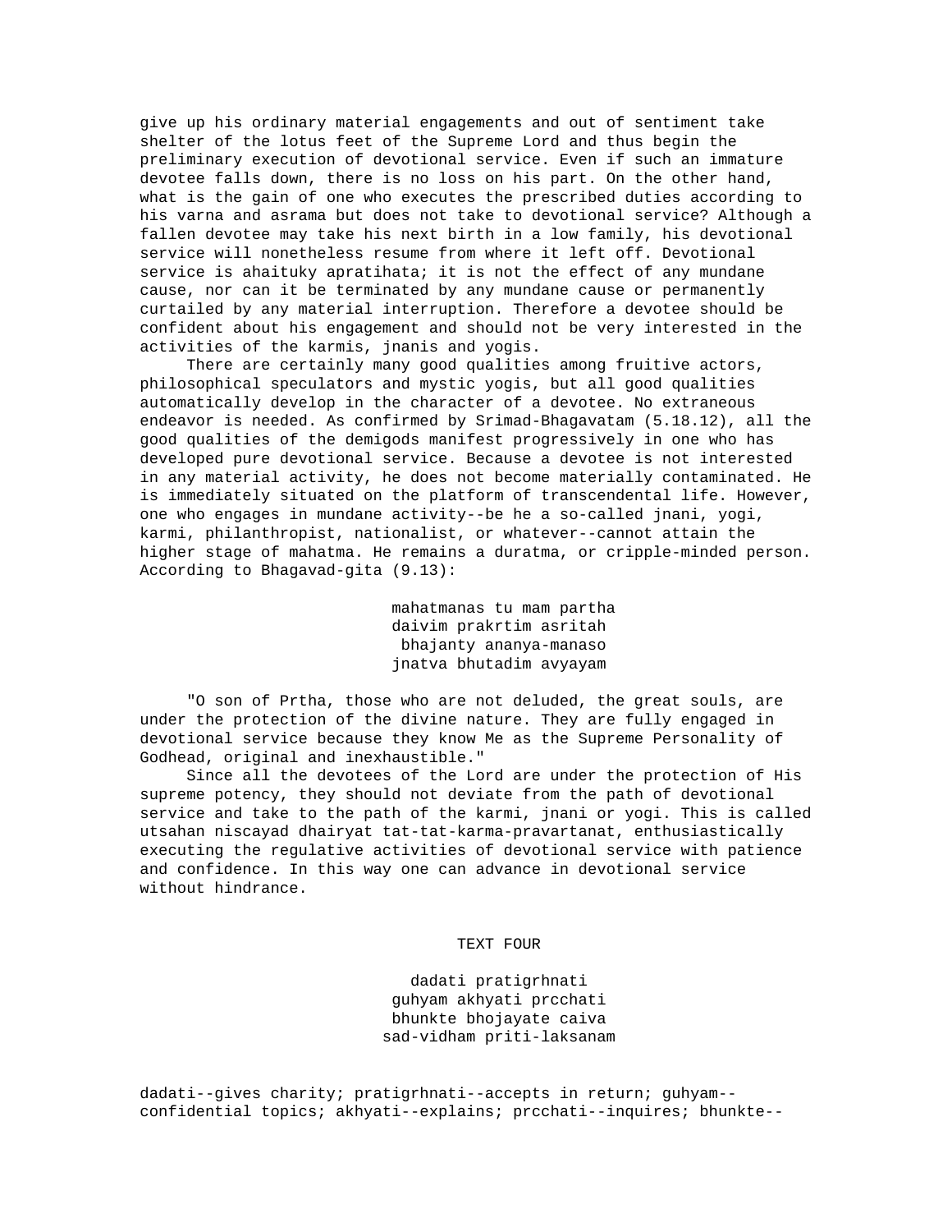give up his ordinary material engagements and out of sentiment take shelter of the lotus feet of the Supreme Lord and thus begin the preliminary execution of devotional service. Even if such an immature devotee falls down, there is no loss on his part. On the other hand, what is the gain of one who executes the prescribed duties according to his varna and asrama but does not take to devotional service? Although a fallen devotee may take his next birth in a low family, his devotional service will nonetheless resume from where it left off. Devotional service is ahaituky apratihata; it is not the effect of any mundane cause, nor can it be terminated by any mundane cause or permanently curtailed by any material interruption. Therefore a devotee should be confident about his engagement and should not be very interested in the activities of the karmis, jnanis and yogis.

There are certainly many good qualities among fruitive actors, philosophical speculators and mystic yogis, but all good qualities automatically develop in the character of a devotee. No extraneous endeavor is needed. As confirmed by Srimad-Bhagavatam (5.18.12), all the good qualities of the demigods manifest progressively in one who has developed pure devotional service. Because a devotee is not interested in any material activity, he does not become materially contaminated. He is immediately situated on the platform of transcendental life. However, one who engages in mundane activity--be he a so-called jnani, yogi, karmi, philanthropist, nationalist, or whatever--cannot attain the higher stage of mahatma. He remains a duratma, or cripple-minded person. According to Bhagavad-gita (9.13):

> mahatmanas tu mam partha
> daivim prakrtim asritah
> bhajanty ananya-manaso
> jnatva bhutadim avyayam

"O son of Prtha, those who are not deluded, the great souls, are under the protection of the divine nature. They are fully engaged in devotional service because they know Me as the Supreme Personality of Godhead, original and inexhaustible."

Since all the devotees of the Lord are under the protection of His supreme potency, they should not deviate from the path of devotional service and take to the path of the karmi, jnani or yogi. This is called utsahan niscayad dhairyat tat-tat-karma-pravartanat, enthusiastically executing the regulative activities of devotional service with patience and confidence. In this way one can advance in devotional service without hindrance.

## TEXT FOUR

> dadati pratigrhnati
> guhyam akhyati prcchati
> bhunkte bhojayate caiva
> sad-vidham priti-laksanam

dadati--gives charity; pratigrhnati--accepts in return; guhyam--confidential topics; akhyati--explains; prcchati--inquires; bhunkte--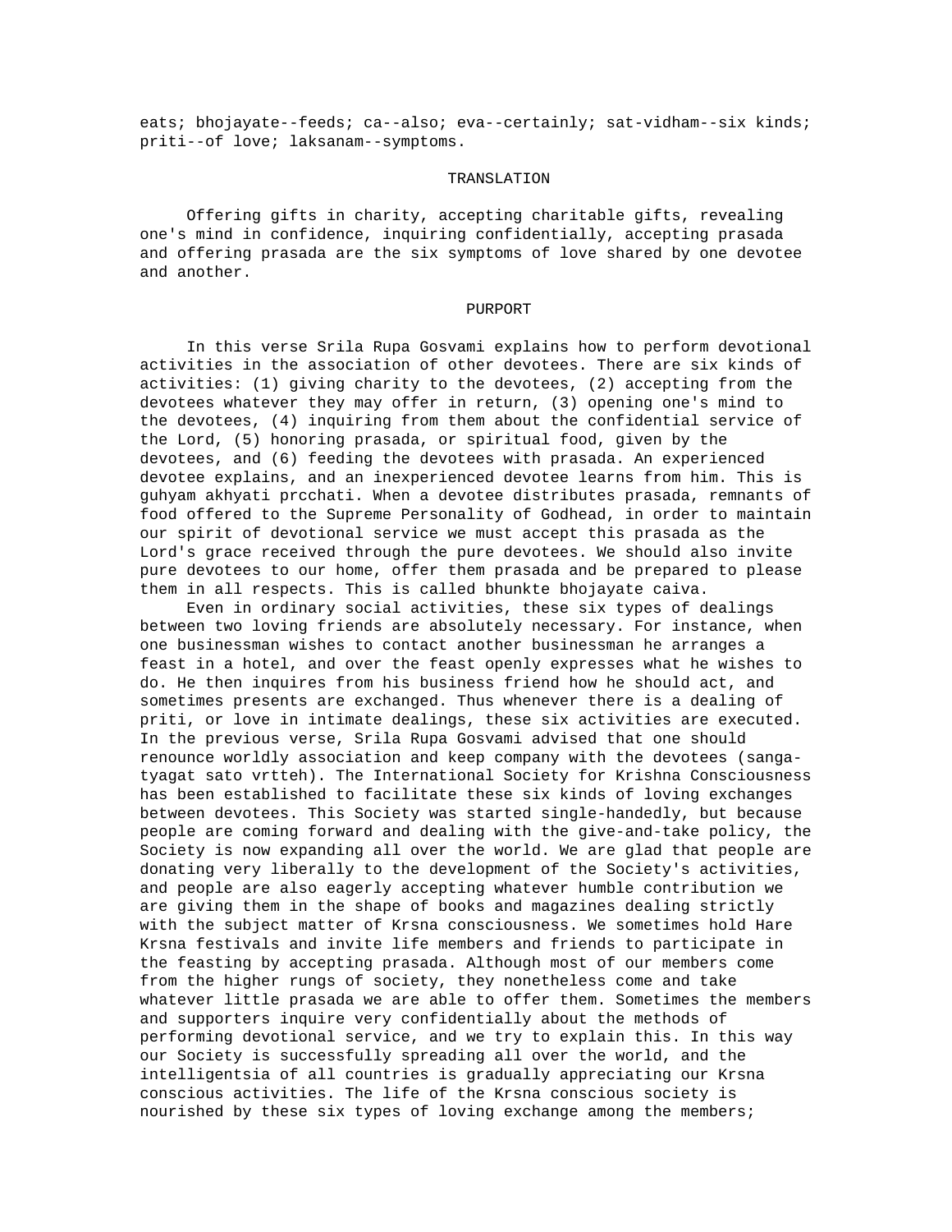eats; bhojayate--feeds; ca--also; eva--certainly; sat-vidham--six kinds; priti--of love; laksanam--symptoms.

## TRANSLATION

Offering gifts in charity, accepting charitable gifts, revealing one's mind in confidence, inquiring confidentially, accepting prasada and offering prasada are the six symptoms of love shared by one devotee and another.

## PURPORT

In this verse Srila Rupa Gosvami explains how to perform devotional activities in the association of other devotees. There are six kinds of activities: (1) giving charity to the devotees, (2) accepting from the devotees whatever they may offer in return, (3) opening one's mind to the devotees, (4) inquiring from them about the confidential service of the Lord, (5) honoring prasada, or spiritual food, given by the devotees, and (6) feeding the devotees with prasada. An experienced devotee explains, and an inexperienced devotee learns from him. This is guhyam akhyati prcchati. When a devotee distributes prasada, remnants of food offered to the Supreme Personality of Godhead, in order to maintain our spirit of devotional service we must accept this prasada as the Lord's grace received through the pure devotees. We should also invite pure devotees to our home, offer them prasada and be prepared to please them in all respects. This is called bhunkte bhojayate caiva.

Even in ordinary social activities, these six types of dealings between two loving friends are absolutely necessary. For instance, when one businessman wishes to contact another businessman he arranges a feast in a hotel, and over the feast openly expresses what he wishes to do. He then inquires from his business friend how he should act, and sometimes presents are exchanged. Thus whenever there is a dealing of priti, or love in intimate dealings, these six activities are executed. In the previous verse, Srila Rupa Gosvami advised that one should renounce worldly association and keep company with the devotees (sanga-tyagat sato vrtteh). The International Society for Krishna Consciousness has been established to facilitate these six kinds of loving exchanges between devotees. This Society was started single-handedly, but because people are coming forward and dealing with the give-and-take policy, the Society is now expanding all over the world. We are glad that people are donating very liberally to the development of the Society's activities, and people are also eagerly accepting whatever humble contribution we are giving them in the shape of books and magazines dealing strictly with the subject matter of Krsna consciousness. We sometimes hold Hare Krsna festivals and invite life members and friends to participate in the feasting by accepting prasada. Although most of our members come from the higher rungs of society, they nonetheless come and take whatever little prasada we are able to offer them. Sometimes the members and supporters inquire very confidentially about the methods of performing devotional service, and we try to explain this. In this way our Society is successfully spreading all over the world, and the intelligentsia of all countries is gradually appreciating our Krsna conscious activities. The life of the Krsna conscious society is nourished by these six types of loving exchange among the members;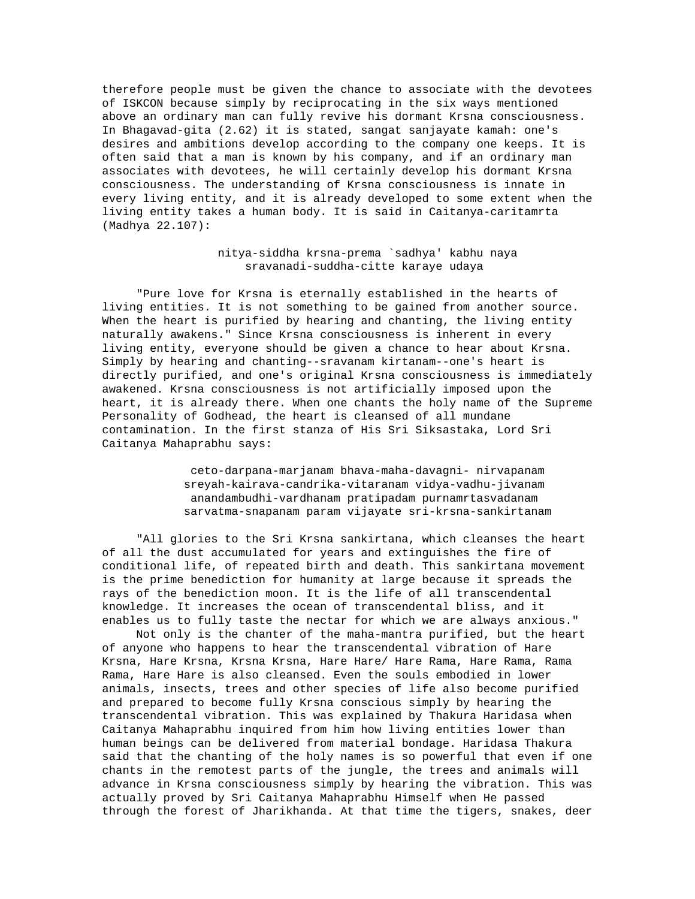therefore people must be given the chance to associate with the devotees of ISKCON because simply by reciprocating in the six ways mentioned above an ordinary man can fully revive his dormant Krsna consciousness. In Bhagavad-gita (2.62) it is stated, sangat sanjayate kamah: one's desires and ambitions develop according to the company one keeps. It is often said that a man is known by his company, and if an ordinary man associates with devotees, he will certainly develop his dormant Krsna consciousness. The understanding of Krsna consciousness is innate in every living entity, and it is already developed to some extent when the living entity takes a human body. It is said in Caitanya-caritamrta (Madhya 22.107):

> nitya-siddha krsna-prema `sadhya' kabhu naya
> sravanadi-suddha-citte karaye udaya

"Pure love for Krsna is eternally established in the hearts of living entities. It is not something to be gained from another source. When the heart is purified by hearing and chanting, the living entity naturally awakens." Since Krsna consciousness is inherent in every living entity, everyone should be given a chance to hear about Krsna. Simply by hearing and chanting--sravanam kirtanam--one's heart is directly purified, and one's original Krsna consciousness is immediately awakened. Krsna consciousness is not artificially imposed upon the heart, it is already there. When one chants the holy name of the Supreme Personality of Godhead, the heart is cleansed of all mundane contamination. In the first stanza of His Sri Siksastaka, Lord Sri Caitanya Mahaprabhu says:

> ceto-darpana-marjanam bhava-maha-davagni- nirvapanam
> sreyah-kairava-candrika-vitaranam vidya-vadhu-jivanam
> anandambudhi-vardhanam pratipadam purnamrtasvadanam
> sarvatma-snapanam param vijayate sri-krsna-sankirtanam

"All glories to the Sri Krsna sankirtana, which cleanses the heart of all the dust accumulated for years and extinguishes the fire of conditional life, of repeated birth and death. This sankirtana movement is the prime benediction for humanity at large because it spreads the rays of the benediction moon. It is the life of all transcendental knowledge. It increases the ocean of transcendental bliss, and it enables us to fully taste the nectar for which we are always anxious."

Not only is the chanter of the maha-mantra purified, but the heart of anyone who happens to hear the transcendental vibration of Hare Krsna, Hare Krsna, Krsna Krsna, Hare Hare/ Hare Rama, Hare Rama, Rama Rama, Hare Hare is also cleansed. Even the souls embodied in lower animals, insects, trees and other species of life also become purified and prepared to become fully Krsna conscious simply by hearing the transcendental vibration. This was explained by Thakura Haridasa when Caitanya Mahaprabhu inquired from him how living entities lower than human beings can be delivered from material bondage. Haridasa Thakura said that the chanting of the holy names is so powerful that even if one chants in the remotest parts of the jungle, the trees and animals will advance in Krsna consciousness simply by hearing the vibration. This was actually proved by Sri Caitanya Mahaprabhu Himself when He passed through the forest of Jharikhanda. At that time the tigers, snakes, deer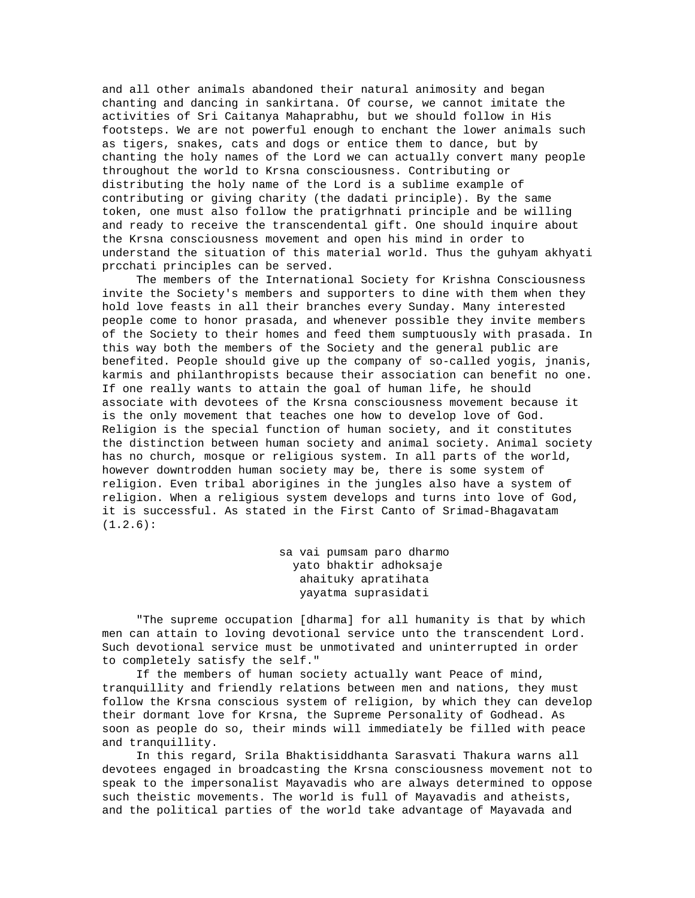and all other animals abandoned their natural animosity and began chanting and dancing in sankirtana. Of course, we cannot imitate the activities of Sri Caitanya Mahaprabhu, but we should follow in His footsteps. We are not powerful enough to enchant the lower animals such as tigers, snakes, cats and dogs or entice them to dance, but by chanting the holy names of the Lord we can actually convert many people throughout the world to Krsna consciousness. Contributing or distributing the holy name of the Lord is a sublime example of contributing or giving charity (the dadati principle). By the same token, one must also follow the pratigrhnati principle and be willing and ready to receive the transcendental gift. One should inquire about the Krsna consciousness movement and open his mind in order to understand the situation of this material world. Thus the guhyam akhyati prcchati principles can be served.

The members of the International Society for Krishna Consciousness invite the Society's members and supporters to dine with them when they hold love feasts in all their branches every Sunday. Many interested people come to honor prasada, and whenever possible they invite members of the Society to their homes and feed them sumptuously with prasada. In this way both the members of the Society and the general public are benefited. People should give up the company of so-called yogis, jnanis, karmis and philanthropists because their association can benefit no one. If one really wants to attain the goal of human life, he should associate with devotees of the Krsna consciousness movement because it is the only movement that teaches one how to develop love of God. Religion is the special function of human society, and it constitutes the distinction between human society and animal society. Animal society has no church, mosque or religious system. In all parts of the world, however downtrodden human society may be, there is some system of religion. Even tribal aborigines in the jungles also have a system of religion. When a religious system develops and turns into love of God, it is successful. As stated in the First Canto of Srimad-Bhagavatam (1.2.6):

> sa vai pumsam paro dharmo
> yato bhaktir adhoksaje
> ahaituky apratihata
> yayatma suprasidati

"The supreme occupation [dharma] for all humanity is that by which men can attain to loving devotional service unto the transcendent Lord. Such devotional service must be unmotivated and uninterrupted in order to completely satisfy the self."

If the members of human society actually want Peace of mind, tranquillity and friendly relations between men and nations, they must follow the Krsna conscious system of religion, by which they can develop their dormant love for Krsna, the Supreme Personality of Godhead. As soon as people do so, their minds will immediately be filled with peace and tranquillity.

In this regard, Srila Bhaktisiddhanta Sarasvati Thakura warns all devotees engaged in broadcasting the Krsna consciousness movement not to speak to the impersonalist Mayavadis who are always determined to oppose such theistic movements. The world is full of Mayavadis and atheists, and the political parties of the world take advantage of Mayavada and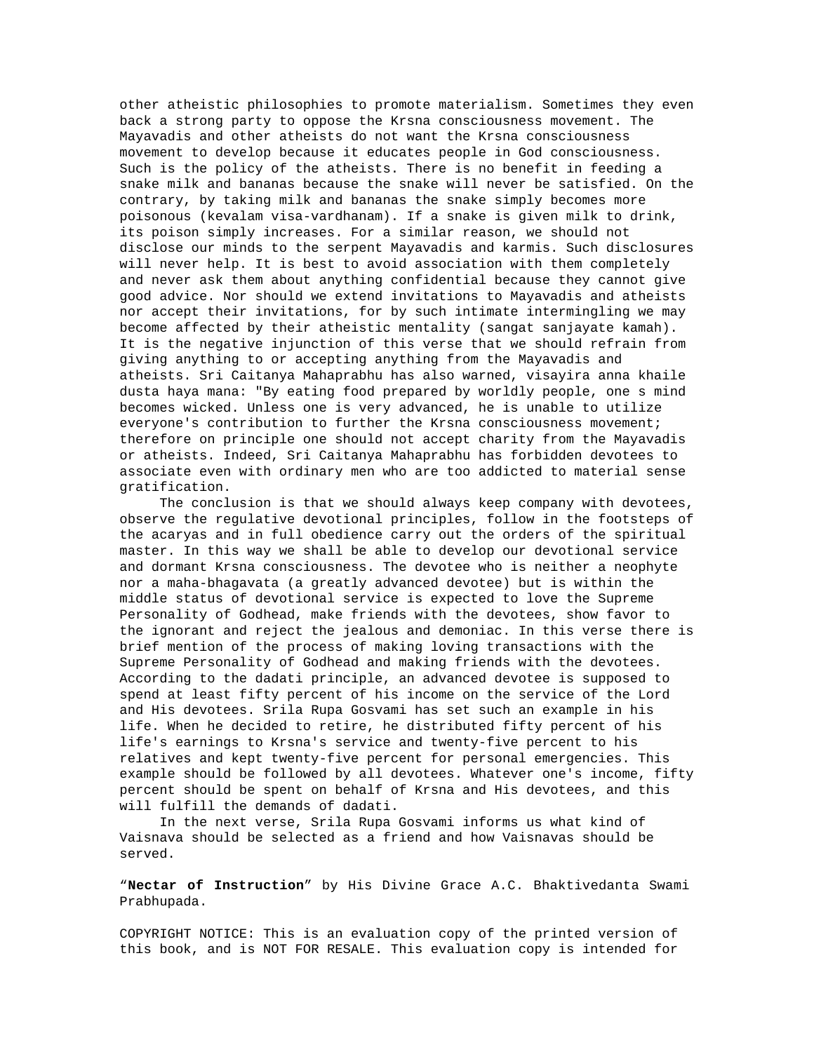other atheistic philosophies to promote materialism. Sometimes they even back a strong party to oppose the Krsna consciousness movement. The Mayavadis and other atheists do not want the Krsna consciousness movement to develop because it educates people in God consciousness. Such is the policy of the atheists. There is no benefit in feeding a snake milk and bananas because the snake will never be satisfied. On the contrary, by taking milk and bananas the snake simply becomes more poisonous (kevalam visa-vardhanam). If a snake is given milk to drink, its poison simply increases. For a similar reason, we should not disclose our minds to the serpent Mayavadis and karmis. Such disclosures will never help. It is best to avoid association with them completely and never ask them about anything confidential because they cannot give good advice. Nor should we extend invitations to Mayavadis and atheists nor accept their invitations, for by such intimate intermingling we may become affected by their atheistic mentality (sangat sanjayate kamah). It is the negative injunction of this verse that we should refrain from giving anything to or accepting anything from the Mayavadis and atheists. Sri Caitanya Mahaprabhu has also warned, visayira anna khaile dusta haya mana: "By eating food prepared by worldly people, one s mind becomes wicked. Unless one is very advanced, he is unable to utilize everyone's contribution to further the Krsna consciousness movement; therefore on principle one should not accept charity from the Mayavadis or atheists. Indeed, Sri Caitanya Mahaprabhu has forbidden devotees to associate even with ordinary men who are too addicted to material sense gratification.

The conclusion is that we should always keep company with devotees, observe the regulative devotional principles, follow in the footsteps of the acaryas and in full obedience carry out the orders of the spiritual master. In this way we shall be able to develop our devotional service and dormant Krsna consciousness. The devotee who is neither a neophyte nor a maha-bhagavata (a greatly advanced devotee) but is within the middle status of devotional service is expected to love the Supreme Personality of Godhead, make friends with the devotees, show favor to the ignorant and reject the jealous and demoniac. In this verse there is brief mention of the process of making loving transactions with the Supreme Personality of Godhead and making friends with the devotees. According to the dadati principle, an advanced devotee is supposed to spend at least fifty percent of his income on the service of the Lord and His devotees. Srila Rupa Gosvami has set such an example in his life. When he decided to retire, he distributed fifty percent of his life's earnings to Krsna's service and twenty-five percent to his relatives and kept twenty-five percent for personal emergencies. This example should be followed by all devotees. Whatever one's income, fifty percent should be spent on behalf of Krsna and His devotees, and this will fulfill the demands of dadati.

In the next verse, Srila Rupa Gosvami informs us what kind of Vaisnava should be selected as a friend and how Vaisnavas should be served.

"**Nectar of Instruction**" by His Divine Grace A.C. Bhaktivedanta Swami Prabhupada.

COPYRIGHT NOTICE: This is an evaluation copy of the printed version of this book, and is NOT FOR RESALE. This evaluation copy is intended for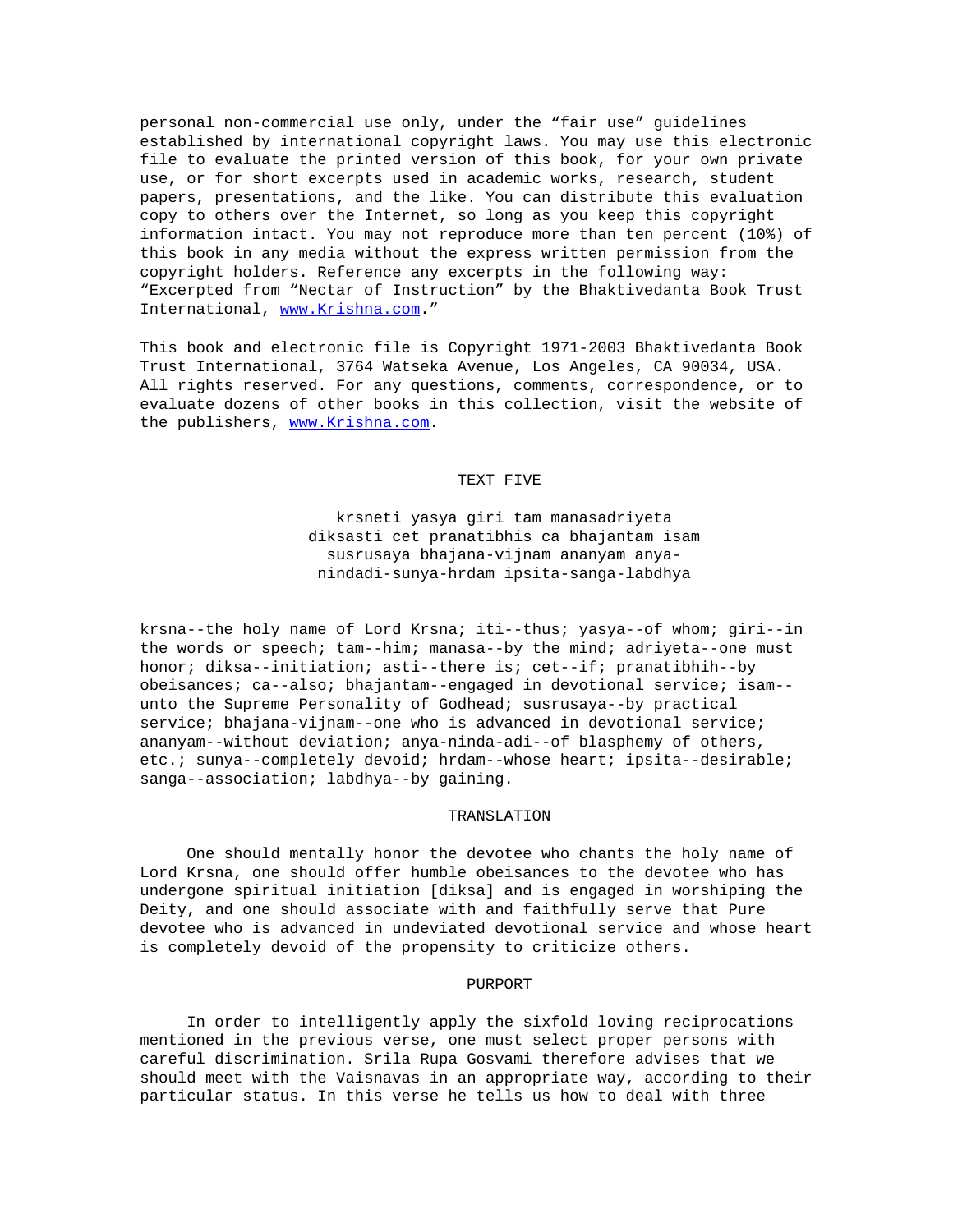personal non-commercial use only, under the “fair use” guidelines established by international copyright laws. You may use this electronic file to evaluate the printed version of this book, for your own private use, or for short excerpts used in academic works, research, student papers, presentations, and the like. You can distribute this evaluation copy to others over the Internet, so long as you keep this copyright information intact. You may not reproduce more than ten percent (10%) of this book in any media without the express written permission from the copyright holders. Reference any excerpts in the following way: “Excerpted from “Nectar of Instruction” by the Bhaktivedanta Book Trust International, www.Krishna.com.”

This book and electronic file is Copyright 1971-2003 Bhaktivedanta Book Trust International, 3764 Watseka Avenue, Los Angeles, CA 90034, USA. All rights reserved. For any questions, comments, correspondence, or to evaluate dozens of other books in this collection, visit the website of the publishers, www.Krishna.com.

## TEXT FIVE

krsneti yasya giri tam manasadriyeta
diksasti cet pranatibhis ca bhajantam isam
susrusaya bhajana-vijnam ananyam anya-
nindadi-sunya-hrdam ipsita-sanga-labdhya

krsna--the holy name of Lord Krsna; iti--thus; yasya--of whom; giri--in the words or speech; tam--him; manasa--by the mind; adriyeta--one must honor; diksa--initiation; asti--there is; cet--if; pranatibhih--by obeisances; ca--also; bhajantam--engaged in devotional service; isam--unto the Supreme Personality of Godhead; susrusaya--by practical service; bhajana-vijnam--one who is advanced in devotional service; ananyam--without deviation; anya-ninda-adi--of blasphemy of others, etc.; sunya--completely devoid; hrdam--whose heart; ipsita--desirable; sanga--association; labdhya--by gaining.

## TRANSLATION

One should mentally honor the devotee who chants the holy name of Lord Krsna, one should offer humble obeisances to the devotee who has undergone spiritual initiation [diksa] and is engaged in worshiping the Deity, and one should associate with and faithfully serve that Pure devotee who is advanced in undeviated devotional service and whose heart is completely devoid of the propensity to criticize others.

## PURPORT

In order to intelligently apply the sixfold loving reciprocations mentioned in the previous verse, one must select proper persons with careful discrimination. Srila Rupa Gosvami therefore advises that we should meet with the Vaisnavas in an appropriate way, according to their particular status. In this verse he tells us how to deal with three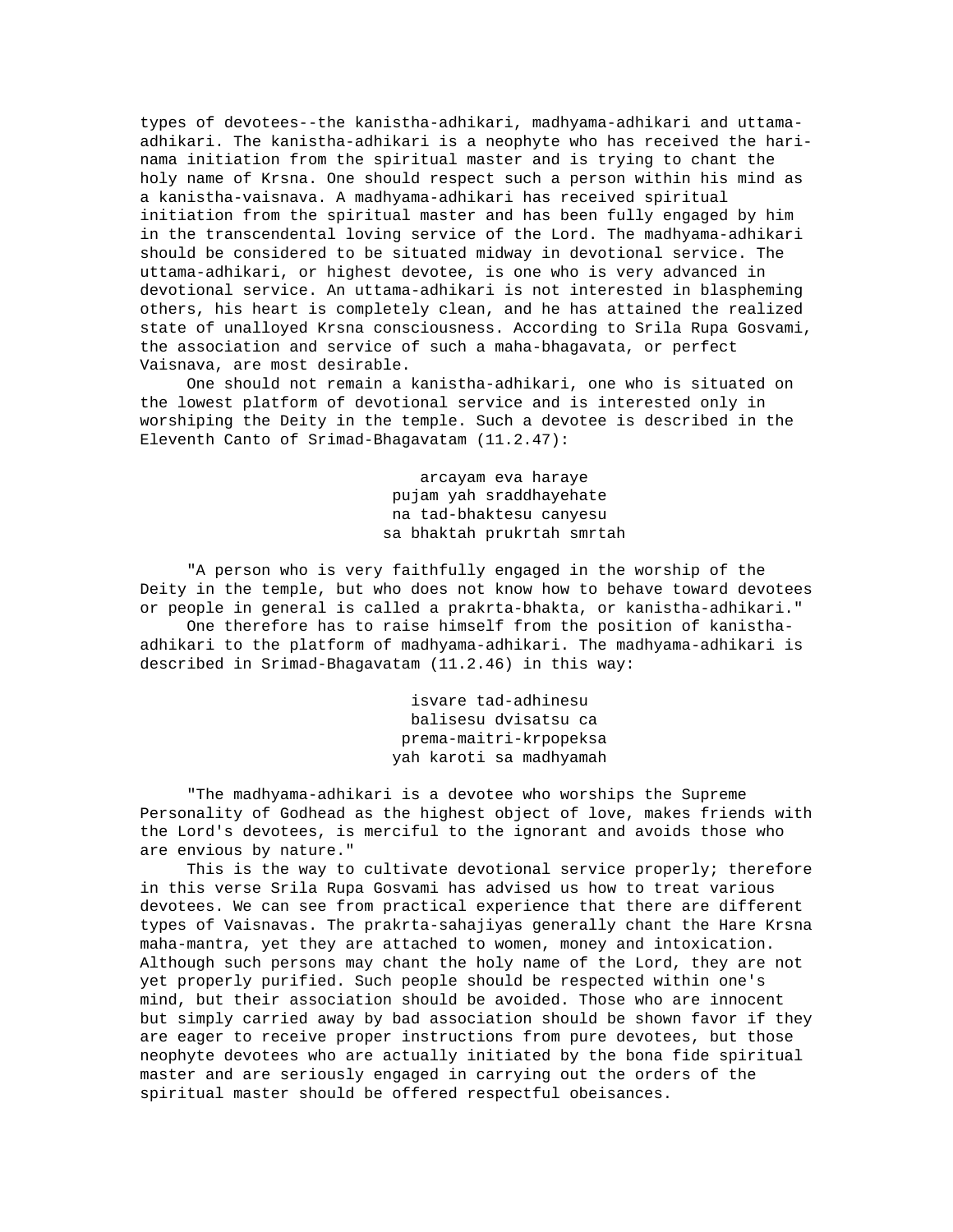types of devotees--the kanistha-adhikari, madhyama-adhikari and uttama-adhikari. The kanistha-adhikari is a neophyte who has received the hari-nama initiation from the spiritual master and is trying to chant the holy name of Krsna. One should respect such a person within his mind as a kanistha-vaisnava. A madhyama-adhikari has received spiritual initiation from the spiritual master and has been fully engaged by him in the transcendental loving service of the Lord. The madhyama-adhikari should be considered to be situated midway in devotional service. The uttama-adhikari, or highest devotee, is one who is very advanced in devotional service. An uttama-adhikari is not interested in blaspheming others, his heart is completely clean, and he has attained the realized state of unalloyed Krsna consciousness. According to Srila Rupa Gosvami, the association and service of such a maha-bhagavata, or perfect Vaisnava, are most desirable.

One should not remain a kanistha-adhikari, one who is situated on the lowest platform of devotional service and is interested only in worshiping the Deity in the temple. Such a devotee is described in the Eleventh Canto of Srimad-Bhagavatam (11.2.47):

arcayam eva haraye  
pujam yah sraddhayehate  
na tad-bhaktesu canyesu  
sa bhaktah prukrtah smrtah

"A person who is very faithfully engaged in the worship of the Deity in the temple, but who does not know how to behave toward devotees or people in general is called a prakrta-bhakta, or kanistha-adhikari."

One therefore has to raise himself from the position of kanistha-adhikari to the platform of madhyama-adhikari. The madhyama-adhikari is described in Srimad-Bhagavatam (11.2.46) in this way:

isvare tad-adhinesu  
balisesu dvisatsu ca  
prema-maitri-krpopeksa  
yah karoti sa madhyamah

"The madhyama-adhikari is a devotee who worships the Supreme Personality of Godhead as the highest object of love, makes friends with the Lord's devotees, is merciful to the ignorant and avoids those who are envious by nature."

This is the way to cultivate devotional service properly; therefore in this verse Srila Rupa Gosvami has advised us how to treat various devotees. We can see from practical experience that there are different types of Vaisnavas. The prakrta-sahajiyas generally chant the Hare Krsna maha-mantra, yet they are attached to women, money and intoxication. Although such persons may chant the holy name of the Lord, they are not yet properly purified. Such people should be respected within one's mind, but their association should be avoided. Those who are innocent but simply carried away by bad association should be shown favor if they are eager to receive proper instructions from pure devotees, but those neophyte devotees who are actually initiated by the bona fide spiritual master and are seriously engaged in carrying out the orders of the spiritual master should be offered respectful obeisances.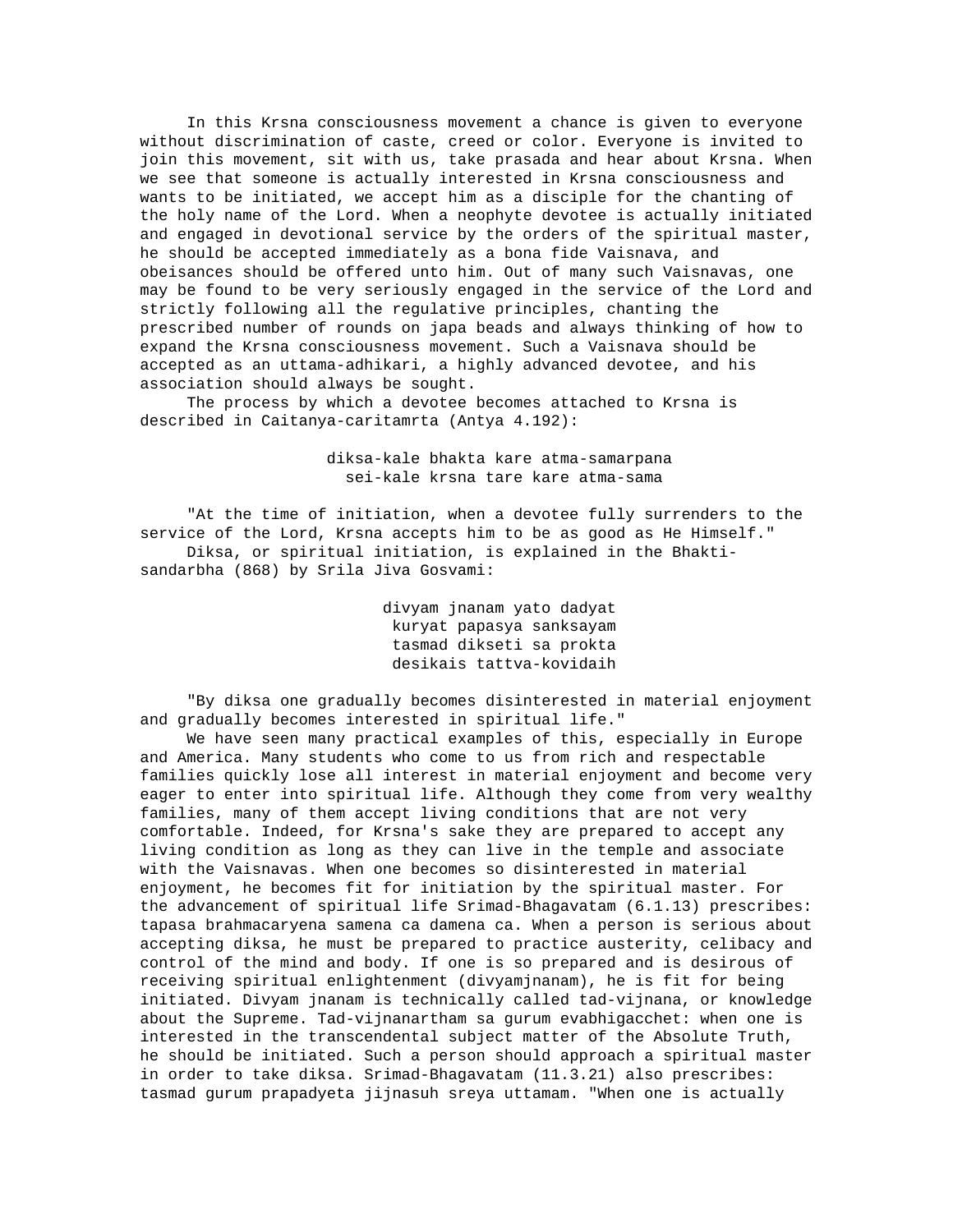In this Krsna consciousness movement a chance is given to everyone without discrimination of caste, creed or color. Everyone is invited to join this movement, sit with us, take prasada and hear about Krsna. When we see that someone is actually interested in Krsna consciousness and wants to be initiated, we accept him as a disciple for the chanting of the holy name of the Lord. When a neophyte devotee is actually initiated and engaged in devotional service by the orders of the spiritual master, he should be accepted immediately as a bona fide Vaisnava, and obeisances should be offered unto him. Out of many such Vaisnavas, one may be found to be very seriously engaged in the service of the Lord and strictly following all the regulative principles, chanting the prescribed number of rounds on japa beads and always thinking of how to expand the Krsna consciousness movement. Such a Vaisnava should be accepted as an uttama-adhikari, a highly advanced devotee, and his association should always be sought.

The process by which a devotee becomes attached to Krsna is described in Caitanya-caritamrta (Antya 4.192):

> diksa-kale bhakta kare atma-samarpana
> sei-kale krsna tare kare atma-sama

"At the time of initiation, when a devotee fully surrenders to the service of the Lord, Krsna accepts him to be as good as He Himself."

Diksa, or spiritual initiation, is explained in the Bhakti-sandarbha (868) by Srila Jiva Gosvami:

> divyam jnanam yato dadyat
> kuryat papasya sanksayam
> tasmad dikseti sa prokta
> desikais tattva-kovidaih

"By diksa one gradually becomes disinterested in material enjoyment and gradually becomes interested in spiritual life."

We have seen many practical examples of this, especially in Europe and America. Many students who come to us from rich and respectable families quickly lose all interest in material enjoyment and become very eager to enter into spiritual life. Although they come from very wealthy families, many of them accept living conditions that are not very comfortable. Indeed, for Krsna's sake they are prepared to accept any living condition as long as they can live in the temple and associate with the Vaisnavas. When one becomes so disinterested in material enjoyment, he becomes fit for initiation by the spiritual master. For the advancement of spiritual life Srimad-Bhagavatam (6.1.13) prescribes: tapasa brahmacaryena samena ca damena ca. When a person is serious about accepting diksa, he must be prepared to practice austerity, celibacy and control of the mind and body. If one is so prepared and is desirous of receiving spiritual enlightenment (divyamjnanam), he is fit for being initiated. Divyam jnanam is technically called tad-vijnana, or knowledge about the Supreme. Tad-vijnanartham sa gurum evabhigacchet: when one is interested in the transcendental subject matter of the Absolute Truth, he should be initiated. Such a person should approach a spiritual master in order to take diksa. Srimad-Bhagavatam (11.3.21) also prescribes: tasmad gurum prapadyeta jijnasuh sreya uttamam. "When one is actually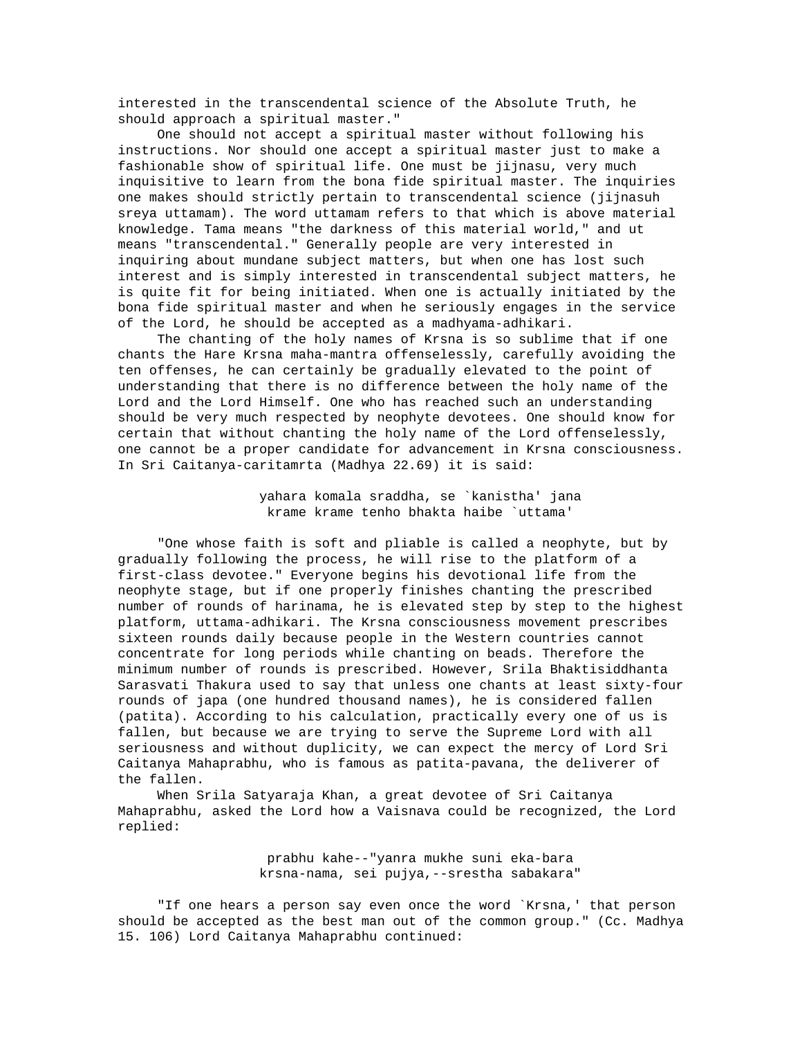interested in the transcendental science of the Absolute Truth, he should approach a spiritual master."

One should not accept a spiritual master without following his instructions. Nor should one accept a spiritual master just to make a fashionable show of spiritual life. One must be jijnasu, very much inquisitive to learn from the bona fide spiritual master. The inquiries one makes should strictly pertain to transcendental science (jijnasuh sreya uttamam). The word uttamam refers to that which is above material knowledge. Tama means "the darkness of this material world," and ut means "transcendental." Generally people are very interested in inquiring about mundane subject matters, but when one has lost such interest and is simply interested in transcendental subject matters, he is quite fit for being initiated. When one is actually initiated by the bona fide spiritual master and when he seriously engages in the service of the Lord, he should be accepted as a madhyama-adhikari.

The chanting of the holy names of Krsna is so sublime that if one chants the Hare Krsna maha-mantra offenselessly, carefully avoiding the ten offenses, he can certainly be gradually elevated to the point of understanding that there is no difference between the holy name of the Lord and the Lord Himself. One who has reached such an understanding should be very much respected by neophyte devotees. One should know for certain that without chanting the holy name of the Lord offenselessly, one cannot be a proper candidate for advancement in Krsna consciousness. In Sri Caitanya-caritamrta (Madhya 22.69) it is said:

> yahara komala sraddha, se `kanistha' jana
> krame krame tenho bhakta haibe `uttama'

"One whose faith is soft and pliable is called a neophyte, but by gradually following the process, he will rise to the platform of a first-class devotee." Everyone begins his devotional life from the neophyte stage, but if one properly finishes chanting the prescribed number of rounds of harinama, he is elevated step by step to the highest platform, uttama-adhikari. The Krsna consciousness movement prescribes sixteen rounds daily because people in the Western countries cannot concentrate for long periods while chanting on beads. Therefore the minimum number of rounds is prescribed. However, Srila Bhaktisiddhanta Sarasvati Thakura used to say that unless one chants at least sixty-four rounds of japa (one hundred thousand names), he is considered fallen (patita). According to his calculation, practically every one of us is fallen, but because we are trying to serve the Supreme Lord with all seriousness and without duplicity, we can expect the mercy of Lord Sri Caitanya Mahaprabhu, who is famous as patita-pavana, the deliverer of the fallen.

When Srila Satyaraja Khan, a great devotee of Sri Caitanya Mahaprabhu, asked the Lord how a Vaisnava could be recognized, the Lord replied:

> prabhu kahe--"yanra mukhe suni eka-bara
> krsna-nama, sei pujya,--srestha sabakara"

"If one hears a person say even once the word `Krsna,' that person should be accepted as the best man out of the common group." (Cc. Madhya 15. 106) Lord Caitanya Mahaprabhu continued: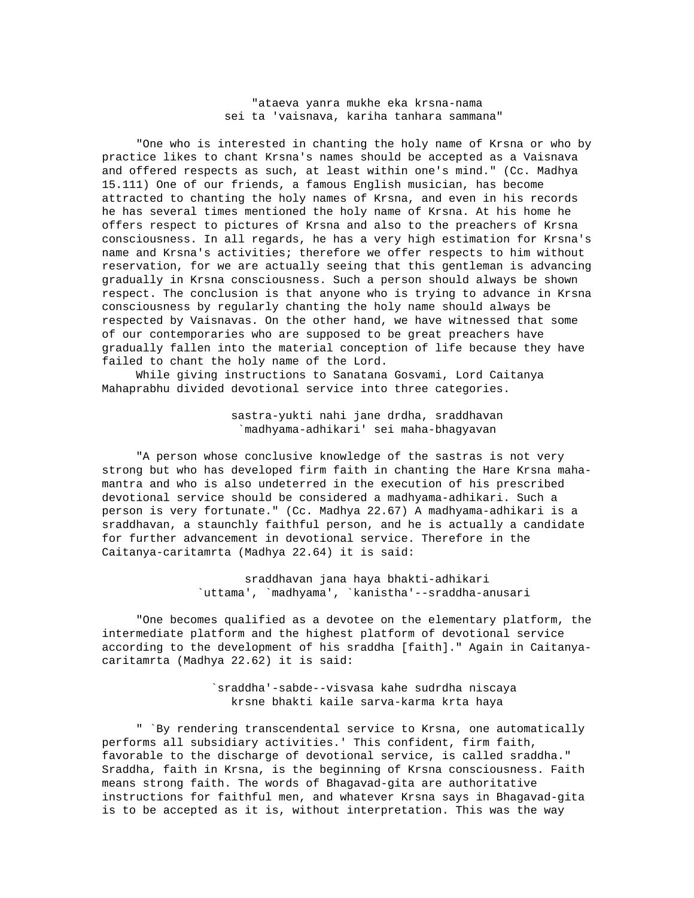"ataeva yanra mukhe eka krsna-nama
sei ta 'vaisnava, kariha tanhara sammana"

"One who is interested in chanting the holy name of Krsna or who by practice likes to chant Krsna's names should be accepted as a Vaisnava and offered respects as such, at least within one's mind." (Cc. Madhya 15.111) One of our friends, a famous English musician, has become attracted to chanting the holy names of Krsna, and even in his records he has several times mentioned the holy name of Krsna. At his home he offers respect to pictures of Krsna and also to the preachers of Krsna consciousness. In all regards, he has a very high estimation for Krsna's name and Krsna's activities; therefore we offer respects to him without reservation, for we are actually seeing that this gentleman is advancing gradually in Krsna consciousness. Such a person should always be shown respect. The conclusion is that anyone who is trying to advance in Krsna consciousness by regularly chanting the holy name should always be respected by Vaisnavas. On the other hand, we have witnessed that some of our contemporaries who are supposed to be great preachers have gradually fallen into the material conception of life because they have failed to chant the holy name of the Lord.

While giving instructions to Sanatana Gosvami, Lord Caitanya Mahaprabhu divided devotional service into three categories.

sastra-yukti nahi jane drdha, sraddhavan
`madhyama-adhikari' sei maha-bhagyavan

"A person whose conclusive knowledge of the sastras is not very strong but who has developed firm faith in chanting the Hare Krsna maha-mantra and who is also undeterred in the execution of his prescribed devotional service should be considered a madhyama-adhikari. Such a person is very fortunate." (Cc. Madhya 22.67) A madhyama-adhikari is a sraddhavan, a staunchly faithful person, and he is actually a candidate for further advancement in devotional service. Therefore in the Caitanya-caritamrta (Madhya 22.64) it is said:

sraddhavan jana haya bhakti-adhikari
`uttama', `madhyama', `kanistha'--sraddha-anusari

"One becomes qualified as a devotee on the elementary platform, the intermediate platform and the highest platform of devotional service according to the development of his sraddha [faith]." Again in Caitanya-caritamrta (Madhya 22.62) it is said:

`sraddha'-sabde--visvasa kahe sudrdha niscaya
krsne bhakti kaile sarva-karma krta haya

" `By rendering transcendental service to Krsna, one automatically performs all subsidiary activities.' This confident, firm faith, favorable to the discharge of devotional service, is called sraddha." Sraddha, faith in Krsna, is the beginning of Krsna consciousness. Faith means strong faith. The words of Bhagavad-gita are authoritative instructions for faithful men, and whatever Krsna says in Bhagavad-gita is to be accepted as it is, without interpretation. This was the way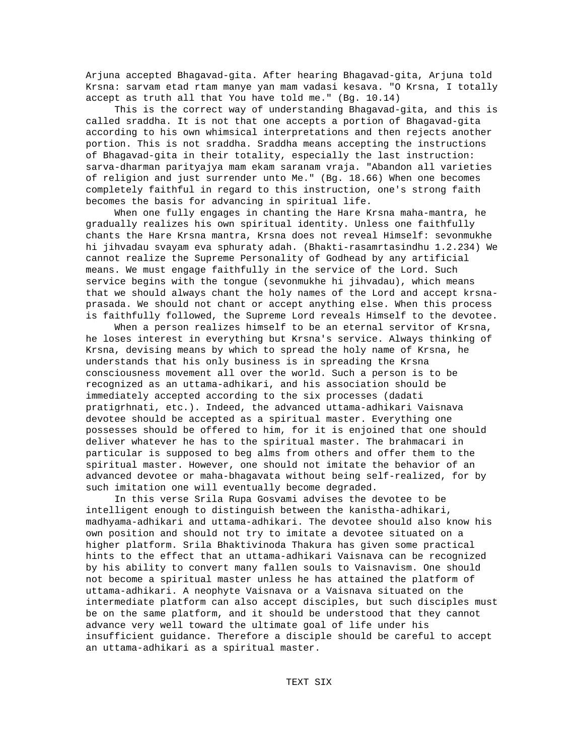Arjuna accepted Bhagavad-gita. After hearing Bhagavad-gita, Arjuna told Krsna: sarvam etad rtam manye yan mam vadasi kesava. "O Krsna, I totally accept as truth all that You have told me." (Bg. 10.14)

This is the correct way of understanding Bhagavad-gita, and this is called sraddha. It is not that one accepts a portion of Bhagavad-gita according to his own whimsical interpretations and then rejects another portion. This is not sraddha. Sraddha means accepting the instructions of Bhagavad-gita in their totality, especially the last instruction: sarva-dharman parityajya mam ekam saranam vraja. "Abandon all varieties of religion and just surrender unto Me." (Bg. 18.66) When one becomes completely faithful in regard to this instruction, one's strong faith becomes the basis for advancing in spiritual life.

When one fully engages in chanting the Hare Krsna maha-mantra, he gradually realizes his own spiritual identity. Unless one faithfully chants the Hare Krsna mantra, Krsna does not reveal Himself: sevonmukhe hi jihvadau svayam eva sphuraty adah. (Bhakti-rasamrtasindhu 1.2.234) We cannot realize the Supreme Personality of Godhead by any artificial means. We must engage faithfully in the service of the Lord. Such service begins with the tongue (sevonmukhe hi jihvadau), which means that we should always chant the holy names of the Lord and accept krsna-prasada. We should not chant or accept anything else. When this process is faithfully followed, the Supreme Lord reveals Himself to the devotee.

When a person realizes himself to be an eternal servitor of Krsna, he loses interest in everything but Krsna's service. Always thinking of Krsna, devising means by which to spread the holy name of Krsna, he understands that his only business is in spreading the Krsna consciousness movement all over the world. Such a person is to be recognized as an uttama-adhikari, and his association should be immediately accepted according to the six processes (dadati pratigrhnati, etc.). Indeed, the advanced uttama-adhikari Vaisnava devotee should be accepted as a spiritual master. Everything one possesses should be offered to him, for it is enjoined that one should deliver whatever he has to the spiritual master. The brahmacari in particular is supposed to beg alms from others and offer them to the spiritual master. However, one should not imitate the behavior of an advanced devotee or maha-bhagavata without being self-realized, for by such imitation one will eventually become degraded.

In this verse Srila Rupa Gosvami advises the devotee to be intelligent enough to distinguish between the kanistha-adhikari, madhyama-adhikari and uttama-adhikari. The devotee should also know his own position and should not try to imitate a devotee situated on a higher platform. Srila Bhaktivinoda Thakura has given some practical hints to the effect that an uttama-adhikari Vaisnava can be recognized by his ability to convert many fallen souls to Vaisnavism. One should not become a spiritual master unless he has attained the platform of uttama-adhikari. A neophyte Vaisnava or a Vaisnava situated on the intermediate platform can also accept disciples, but such disciples must be on the same platform, and it should be understood that they cannot advance very well toward the ultimate goal of life under his insufficient guidance. Therefore a disciple should be careful to accept an uttama-adhikari as a spiritual master.

## TEXT SIX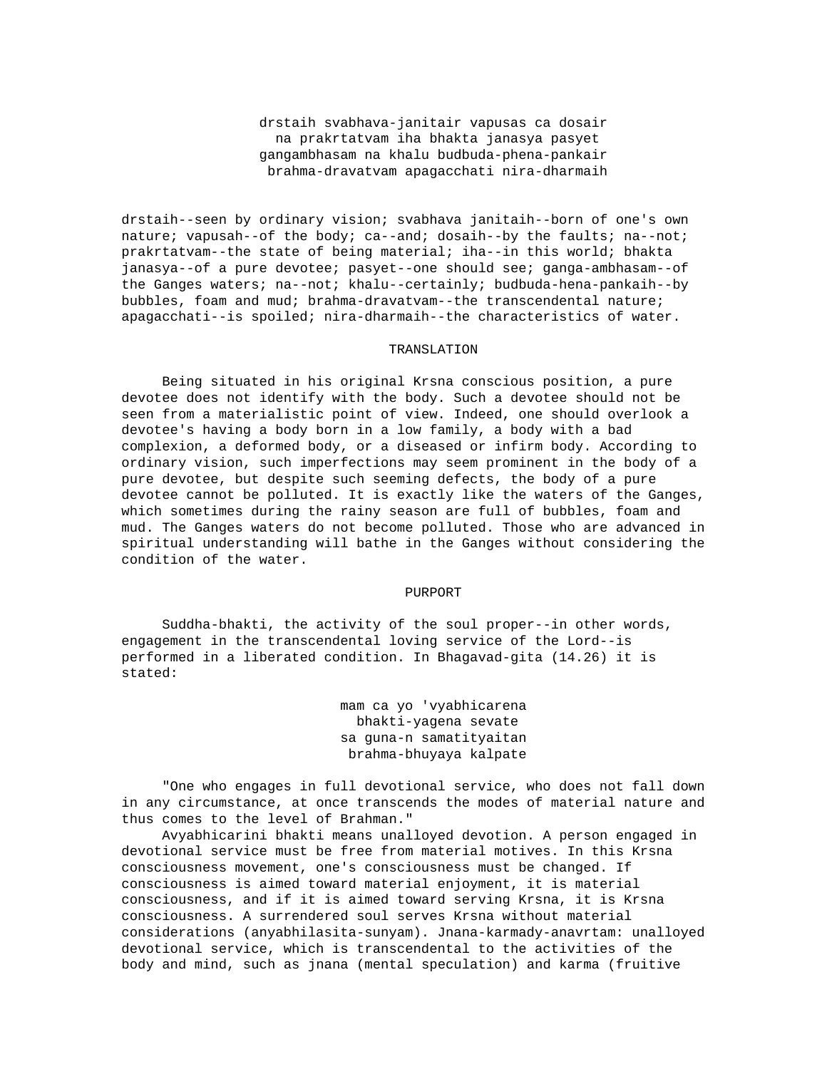drstaih svabhava-janitair vapusas ca dosair
na prakrtatvam iha bhakta janasya pasyet
gangambhasam na khalu budbuda-phena-pankair
brahma-dravatvam apagacchati nira-dharmaih

drstaih--seen by ordinary vision; svabhava janitaih--born of one's own nature; vapusah--of the body; ca--and; dosaih--by the faults; na--not; prakrtatvam--the state of being material; iha--in this world; bhakta janasya--of a pure devotee; pasyet--one should see; ganga-ambhasam--of the Ganges waters; na--not; khalu--certainly; budbuda-hena-pankaih--by bubbles, foam and mud; brahma-dravatvam--the transcendental nature; apagacchati--is spoiled; nira-dharmaih--the characteristics of water.

TRANSLATION

Being situated in his original Krsna conscious position, a pure devotee does not identify with the body. Such a devotee should not be seen from a materialistic point of view. Indeed, one should overlook a devotee's having a body born in a low family, a body with a bad complexion, a deformed body, or a diseased or infirm body. According to ordinary vision, such imperfections may seem prominent in the body of a pure devotee, but despite such seeming defects, the body of a pure devotee cannot be polluted. It is exactly like the waters of the Ganges, which sometimes during the rainy season are full of bubbles, foam and mud. The Ganges waters do not become polluted. Those who are advanced in spiritual understanding will bathe in the Ganges without considering the condition of the water.

PURPORT

Suddha-bhakti, the activity of the soul proper--in other words, engagement in the transcendental loving service of the Lord--is performed in a liberated condition. In Bhagavad-gita (14.26) it is stated:

mam ca yo 'vyabhicarena
bhakti-yagena sevate
sa guna-n samatityaitan
brahma-bhuyaya kalpate

"One who engages in full devotional service, who does not fall down in any circumstance, at once transcends the modes of material nature and thus comes to the level of Brahman."

Avyabhicarini bhakti means unalloyed devotion. A person engaged in devotional service must be free from material motives. In this Krsna consciousness movement, one's consciousness must be changed. If consciousness is aimed toward material enjoyment, it is material consciousness, and if it is aimed toward serving Krsna, it is Krsna consciousness. A surrendered soul serves Krsna without material considerations (anyabhilasita-sunyam). Jnana-karmady-anavrtam: unalloyed devotional service, which is transcendental to the activities of the body and mind, such as jnana (mental speculation) and karma (fruitive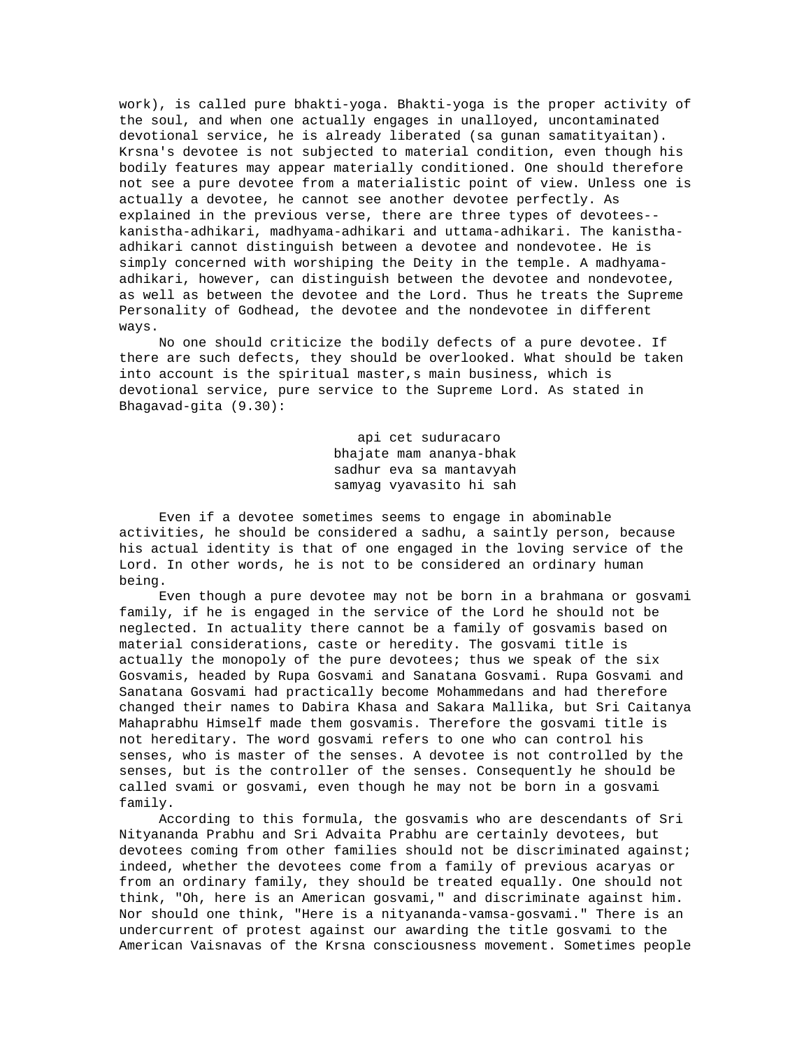work), is called pure bhakti-yoga. Bhakti-yoga is the proper activity of the soul, and when one actually engages in unalloyed, uncontaminated devotional service, he is already liberated (sa gunan samatityaitan). Krsna's devotee is not subjected to material condition, even though his bodily features may appear materially conditioned. One should therefore not see a pure devotee from a materialistic point of view. Unless one is actually a devotee, he cannot see another devotee perfectly. As explained in the previous verse, there are three types of devotees--kanistha-adhikari, madhyama-adhikari and uttama-adhikari. The kanistha-adhikari cannot distinguish between a devotee and nondevotee. He is simply concerned with worshiping the Deity in the temple. A madhyama-adhikari, however, can distinguish between the devotee and nondevotee, as well as between the devotee and the Lord. Thus he treats the Supreme Personality of Godhead, the devotee and the nondevotee in different ways.

No one should criticize the bodily defects of a pure devotee. If there are such defects, they should be overlooked. What should be taken into account is the spiritual master,s main business, which is devotional service, pure service to the Supreme Lord. As stated in Bhagavad-gita (9.30):

> api cet suduracaro
> bhajate mam ananya-bhak
> sadhur eva sa mantavyah
> samyag vyavasito hi sah

Even if a devotee sometimes seems to engage in abominable activities, he should be considered a sadhu, a saintly person, because his actual identity is that of one engaged in the loving service of the Lord. In other words, he is not to be considered an ordinary human being.

Even though a pure devotee may not be born in a brahmana or gosvami family, if he is engaged in the service of the Lord he should not be neglected. In actuality there cannot be a family of gosvamis based on material considerations, caste or heredity. The gosvami title is actually the monopoly of the pure devotees; thus we speak of the six Gosvamis, headed by Rupa Gosvami and Sanatana Gosvami. Rupa Gosvami and Sanatana Gosvami had practically become Mohammedans and had therefore changed their names to Dabira Khasa and Sakara Mallika, but Sri Caitanya Mahaprabhu Himself made them gosvamis. Therefore the gosvami title is not hereditary. The word gosvami refers to one who can control his senses, who is master of the senses. A devotee is not controlled by the senses, but is the controller of the senses. Consequently he should be called svami or gosvami, even though he may not be born in a gosvami family.

According to this formula, the gosvamis who are descendants of Sri Nityananda Prabhu and Sri Advaita Prabhu are certainly devotees, but devotees coming from other families should not be discriminated against; indeed, whether the devotees come from a family of previous acaryas or from an ordinary family, they should be treated equally. One should not think, "Oh, here is an American gosvami," and discriminate against him. Nor should one think, "Here is a nityananda-vamsa-gosvami." There is an undercurrent of protest against our awarding the title gosvami to the American Vaisnavas of the Krsna consciousness movement. Sometimes people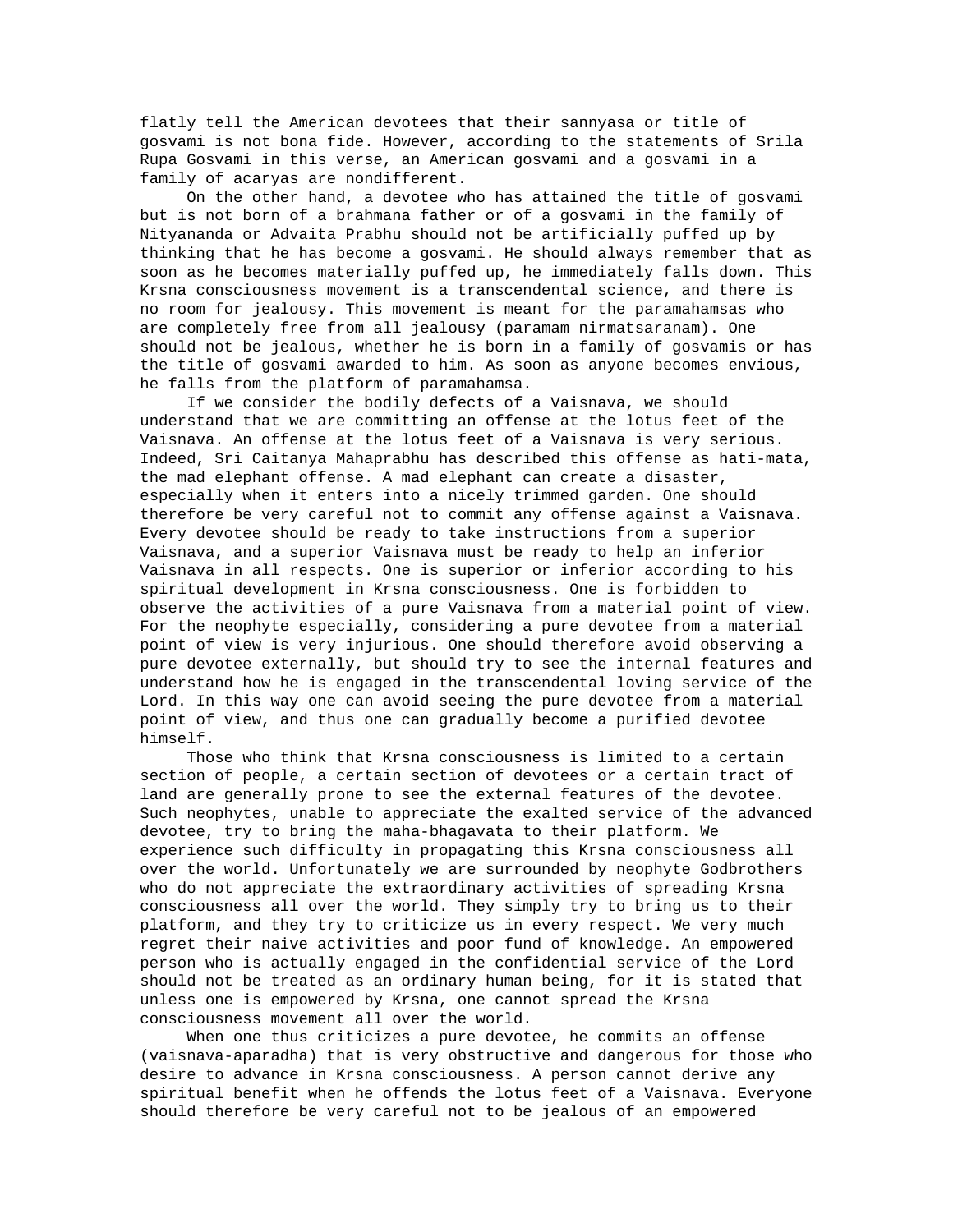flatly tell the American devotees that their sannyasa or title of gosvami is not bona fide. However, according to the statements of Srila Rupa Gosvami in this verse, an American gosvami and a gosvami in a family of acaryas are nondifferent.

On the other hand, a devotee who has attained the title of gosvami but is not born of a brahmana father or of a gosvami in the family of Nityananda or Advaita Prabhu should not be artificially puffed up by thinking that he has become a gosvami. He should always remember that as soon as he becomes materially puffed up, he immediately falls down. This Krsna consciousness movement is a transcendental science, and there is no room for jealousy. This movement is meant for the paramahamsas who are completely free from all jealousy (paramam nirmatsaranam). One should not be jealous, whether he is born in a family of gosvamis or has the title of gosvami awarded to him. As soon as anyone becomes envious, he falls from the platform of paramahamsa.

If we consider the bodily defects of a Vaisnava, we should understand that we are committing an offense at the lotus feet of the Vaisnava. An offense at the lotus feet of a Vaisnava is very serious. Indeed, Sri Caitanya Mahaprabhu has described this offense as hati-mata, the mad elephant offense. A mad elephant can create a disaster, especially when it enters into a nicely trimmed garden. One should therefore be very careful not to commit any offense against a Vaisnava. Every devotee should be ready to take instructions from a superior Vaisnava, and a superior Vaisnava must be ready to help an inferior Vaisnava in all respects. One is superior or inferior according to his spiritual development in Krsna consciousness. One is forbidden to observe the activities of a pure Vaisnava from a material point of view. For the neophyte especially, considering a pure devotee from a material point of view is very injurious. One should therefore avoid observing a pure devotee externally, but should try to see the internal features and understand how he is engaged in the transcendental loving service of the Lord. In this way one can avoid seeing the pure devotee from a material point of view, and thus one can gradually become a purified devotee himself.

Those who think that Krsna consciousness is limited to a certain section of people, a certain section of devotees or a certain tract of land are generally prone to see the external features of the devotee. Such neophytes, unable to appreciate the exalted service of the advanced devotee, try to bring the maha-bhagavata to their platform. We experience such difficulty in propagating this Krsna consciousness all over the world. Unfortunately we are surrounded by neophyte Godbrothers who do not appreciate the extraordinary activities of spreading Krsna consciousness all over the world. They simply try to bring us to their platform, and they try to criticize us in every respect. We very much regret their naive activities and poor fund of knowledge. An empowered person who is actually engaged in the confidential service of the Lord should not be treated as an ordinary human being, for it is stated that unless one is empowered by Krsna, one cannot spread the Krsna consciousness movement all over the world.

When one thus criticizes a pure devotee, he commits an offense (vaisnava-aparadha) that is very obstructive and dangerous for those who desire to advance in Krsna consciousness. A person cannot derive any spiritual benefit when he offends the lotus feet of a Vaisnava. Everyone should therefore be very careful not to be jealous of an empowered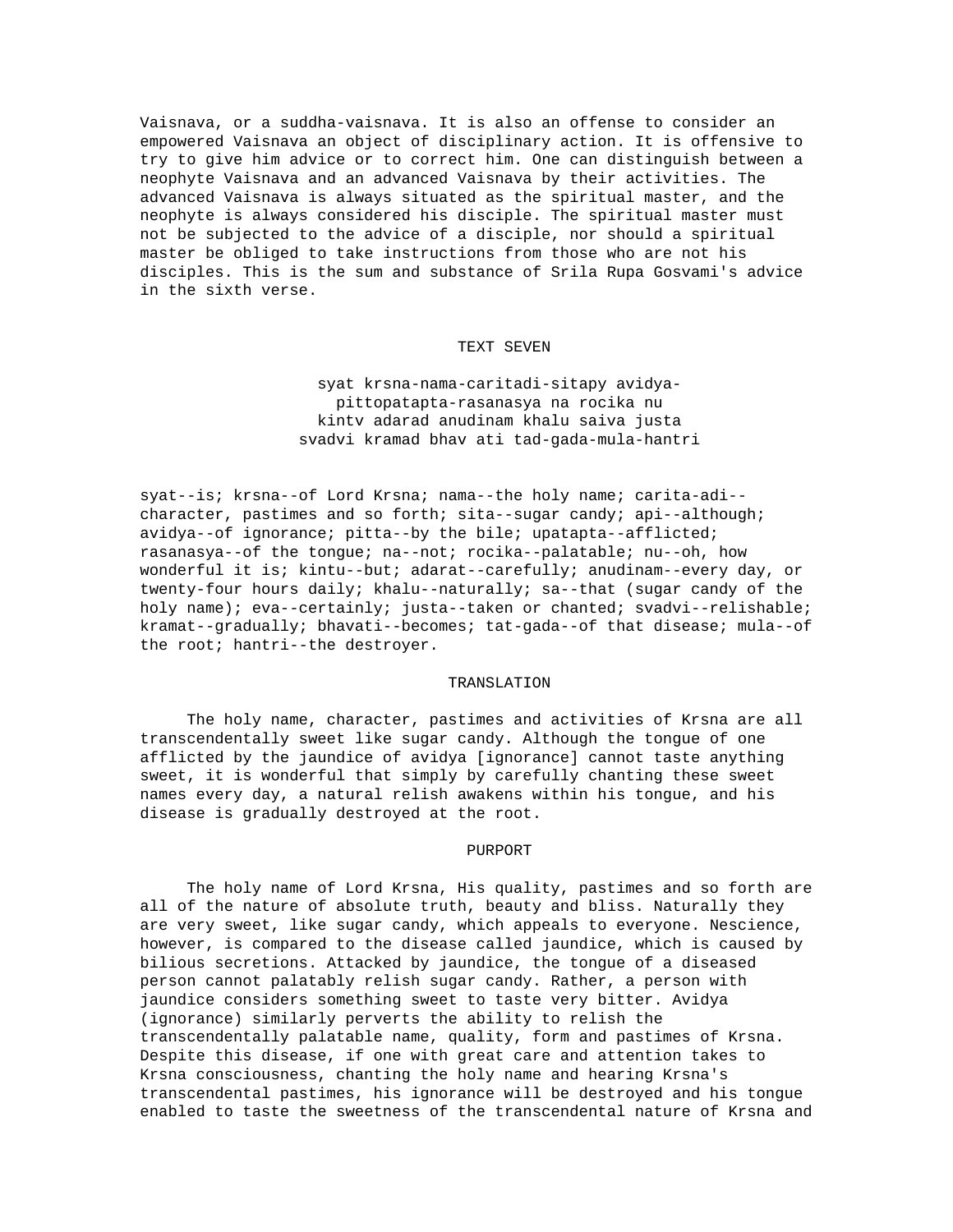Vaisnava, or a suddha-vaisnava. It is also an offense to consider an empowered Vaisnava an object of disciplinary action. It is offensive to try to give him advice or to correct him. One can distinguish between a neophyte Vaisnava and an advanced Vaisnava by their activities. The advanced Vaisnava is always situated as the spiritual master, and the neophyte is always considered his disciple. The spiritual master must not be subjected to the advice of a disciple, nor should a spiritual master be obliged to take instructions from those who are not his disciples. This is the sum and substance of Srila Rupa Gosvami's advice in the sixth verse.

## TEXT SEVEN

syat krsna-nama-caritadi-sitapy avidya-
pittopatapta-rasanasya na rocika nu
kintv adarad anudinam khalu saiva justa
svadvi kramad bhav ati tad-gada-mula-hantri

syat--is; krsna--of Lord Krsna; nama--the holy name; carita-adi--character, pastimes and so forth; sita--sugar candy; api--although; avidya--of ignorance; pitta--by the bile; upatapta--afflicted; rasanasya--of the tongue; na--not; rocika--palatable; nu--oh, how wonderful it is; kintu--but; adarat--carefully; anudinam--every day, or twenty-four hours daily; khalu--naturally; sa--that (sugar candy of the holy name); eva--certainly; justa--taken or chanted; svadvi--relishable; kramat--gradually; bhavati--becomes; tat-gada--of that disease; mula--of the root; hantri--the destroyer.

### TRANSLATION

The holy name, character, pastimes and activities of Krsna are all transcendentally sweet like sugar candy. Although the tongue of one afflicted by the jaundice of avidya [ignorance] cannot taste anything sweet, it is wonderful that simply by carefully chanting these sweet names every day, a natural relish awakens within his tongue, and his disease is gradually destroyed at the root.

### PURPORT

The holy name of Lord Krsna, His quality, pastimes and so forth are all of the nature of absolute truth, beauty and bliss. Naturally they are very sweet, like sugar candy, which appeals to everyone. Nescience, however, is compared to the disease called jaundice, which is caused by bilious secretions. Attacked by jaundice, the tongue of a diseased person cannot palatably relish sugar candy. Rather, a person with jaundice considers something sweet to taste very bitter. Avidya (ignorance) similarly perverts the ability to relish the transcendentally palatable name, quality, form and pastimes of Krsna. Despite this disease, if one with great care and attention takes to Krsna consciousness, chanting the holy name and hearing Krsna's transcendental pastimes, his ignorance will be destroyed and his tongue enabled to taste the sweetness of the transcendental nature of Krsna and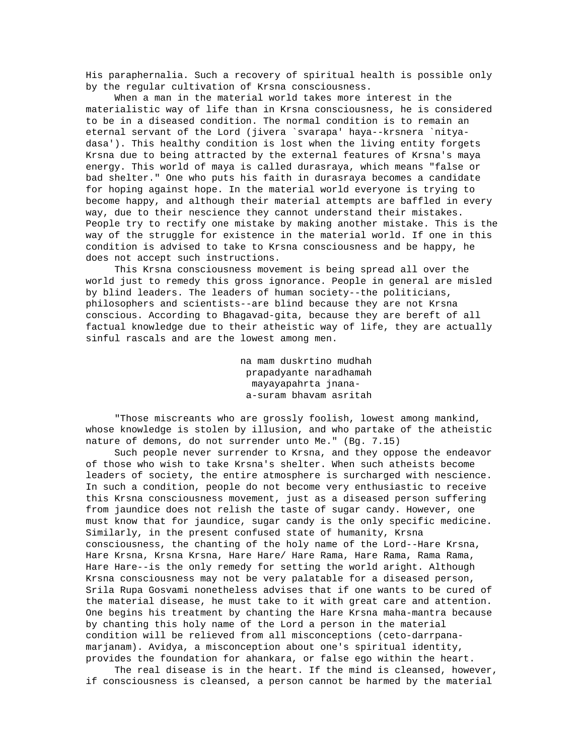His paraphernalia. Such a recovery of spiritual health is possible only by the regular cultivation of Krsna consciousness.

When a man in the material world takes more interest in the materialistic way of life than in Krsna consciousness, he is considered to be in a diseased condition. The normal condition is to remain an eternal servant of the Lord (jivera `svarapa' haya--krsnera `nitya-dasa'). This healthy condition is lost when the living entity forgets Krsna due to being attracted by the external features of Krsna's maya energy. This world of maya is called durasraya, which means "false or bad shelter." One who puts his faith in durasraya becomes a candidate for hoping against hope. In the material world everyone is trying to become happy, and although their material attempts are baffled in every way, due to their nescience they cannot understand their mistakes. People try to rectify one mistake by making another mistake. This is the way of the struggle for existence in the material world. If one in this condition is advised to take to Krsna consciousness and be happy, he does not accept such instructions.

This Krsna consciousness movement is being spread all over the world just to remedy this gross ignorance. People in general are misled by blind leaders. The leaders of human society--the politicians, philosophers and scientists--are blind because they are not Krsna conscious. According to Bhagavad-gita, because they are bereft of all factual knowledge due to their atheistic way of life, they are actually sinful rascals and are the lowest among men.

na mam duskrtino mudhah  
prapadyante naradhamah  
mayayapahrta jnana-  
a-suram bhavam asritah

"Those miscreants who are grossly foolish, lowest among mankind, whose knowledge is stolen by illusion, and who partake of the atheistic nature of demons, do not surrender unto Me." (Bg. 7.15)

Such people never surrender to Krsna, and they oppose the endeavor of those who wish to take Krsna's shelter. When such atheists become leaders of society, the entire atmosphere is surcharged with nescience. In such a condition, people do not become very enthusiastic to receive this Krsna consciousness movement, just as a diseased person suffering from jaundice does not relish the taste of sugar candy. However, one must know that for jaundice, sugar candy is the only specific medicine. Similarly, in the present confused state of humanity, Krsna consciousness, the chanting of the holy name of the Lord--Hare Krsna, Hare Krsna, Krsna Krsna, Hare Hare/ Hare Rama, Hare Rama, Rama Rama, Hare Hare--is the only remedy for setting the world aright. Although Krsna consciousness may not be very palatable for a diseased person, Srila Rupa Gosvami nonetheless advises that if one wants to be cured of the material disease, he must take to it with great care and attention. One begins his treatment by chanting the Hare Krsna maha-mantra because by chanting this holy name of the Lord a person in the material condition will be relieved from all misconceptions (ceto-darrpana-marjanam). Avidya, a misconception about one's spiritual identity, provides the foundation for ahankara, or false ego within the heart.

The real disease is in the heart. If the mind is cleansed, however, if consciousness is cleansed, a person cannot be harmed by the material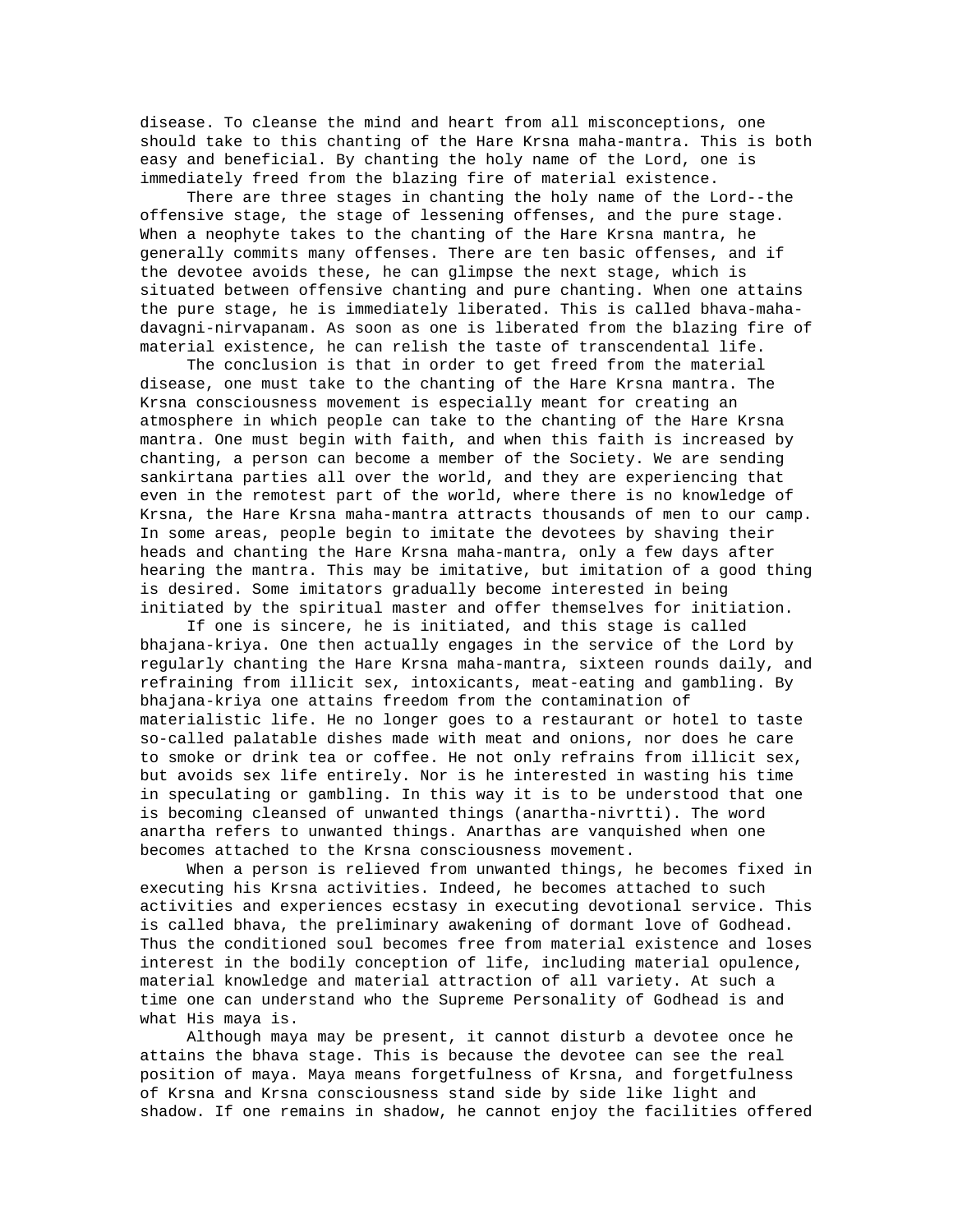disease. To cleanse the mind and heart from all misconceptions, one should take to this chanting of the Hare Krsna maha-mantra. This is both easy and beneficial. By chanting the holy name of the Lord, one is immediately freed from the blazing fire of material existence.

There are three stages in chanting the holy name of the Lord--the offensive stage, the stage of lessening offenses, and the pure stage. When a neophyte takes to the chanting of the Hare Krsna mantra, he generally commits many offenses. There are ten basic offenses, and if the devotee avoids these, he can glimpse the next stage, which is situated between offensive chanting and pure chanting. When one attains the pure stage, he is immediately liberated. This is called bhava-maha-davagni-nirvapanam. As soon as one is liberated from the blazing fire of material existence, he can relish the taste of transcendental life.

The conclusion is that in order to get freed from the material disease, one must take to the chanting of the Hare Krsna mantra. The Krsna consciousness movement is especially meant for creating an atmosphere in which people can take to the chanting of the Hare Krsna mantra. One must begin with faith, and when this faith is increased by chanting, a person can become a member of the Society. We are sending sankirtana parties all over the world, and they are experiencing that even in the remotest part of the world, where there is no knowledge of Krsna, the Hare Krsna maha-mantra attracts thousands of men to our camp. In some areas, people begin to imitate the devotees by shaving their heads and chanting the Hare Krsna maha-mantra, only a few days after hearing the mantra. This may be imitative, but imitation of a good thing is desired. Some imitators gradually become interested in being initiated by the spiritual master and offer themselves for initiation.

If one is sincere, he is initiated, and this stage is called bhajana-kriya. One then actually engages in the service of the Lord by regularly chanting the Hare Krsna maha-mantra, sixteen rounds daily, and refraining from illicit sex, intoxicants, meat-eating and gambling. By bhajana-kriya one attains freedom from the contamination of materialistic life. He no longer goes to a restaurant or hotel to taste so-called palatable dishes made with meat and onions, nor does he care to smoke or drink tea or coffee. He not only refrains from illicit sex, but avoids sex life entirely. Nor is he interested in wasting his time in speculating or gambling. In this way it is to be understood that one is becoming cleansed of unwanted things (anartha-nivrtti). The word anartha refers to unwanted things. Anarthas are vanquished when one becomes attached to the Krsna consciousness movement.

When a person is relieved from unwanted things, he becomes fixed in executing his Krsna activities. Indeed, he becomes attached to such activities and experiences ecstasy in executing devotional service. This is called bhava, the preliminary awakening of dormant love of Godhead. Thus the conditioned soul becomes free from material existence and loses interest in the bodily conception of life, including material opulence, material knowledge and material attraction of all variety. At such a time one can understand who the Supreme Personality of Godhead is and what His maya is.

Although maya may be present, it cannot disturb a devotee once he attains the bhava stage. This is because the devotee can see the real position of maya. Maya means forgetfulness of Krsna, and forgetfulness of Krsna and Krsna consciousness stand side by side like light and shadow. If one remains in shadow, he cannot enjoy the facilities offered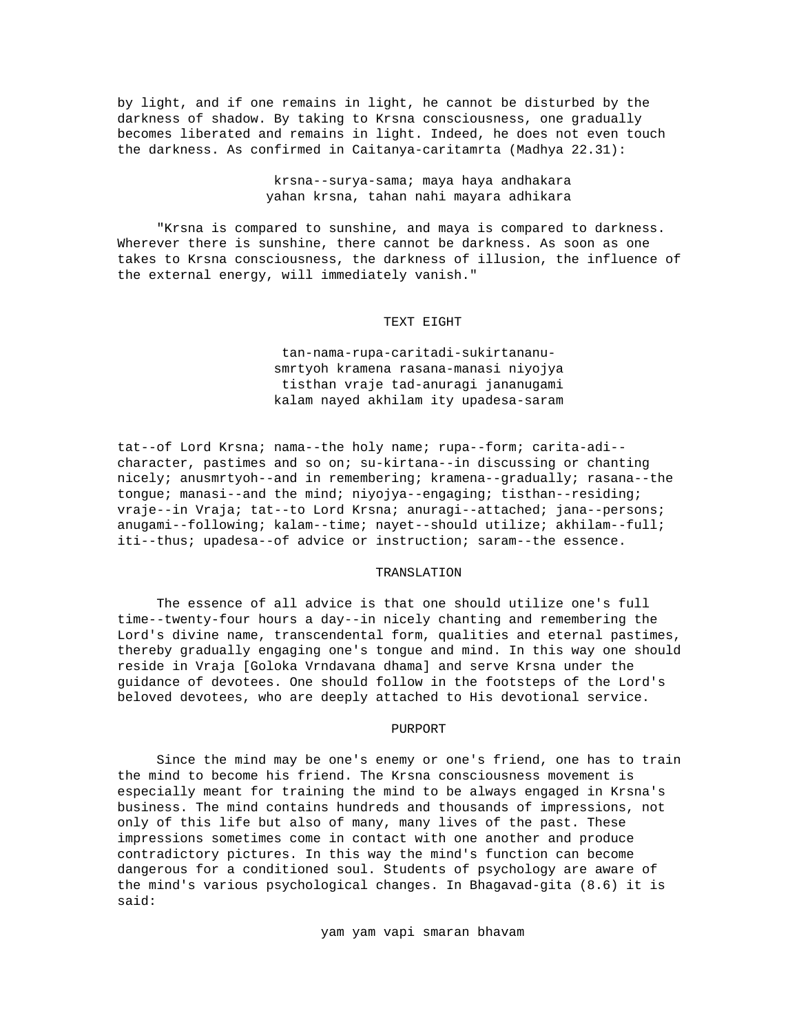by light, and if one remains in light, he cannot be disturbed by the darkness of shadow. By taking to Krsna consciousness, one gradually becomes liberated and remains in light. Indeed, he does not even touch the darkness. As confirmed in Caitanya-caritamrta (Madhya 22.31):

krsna--surya-sama; maya haya andhakara
yahan krsna, tahan nahi mayara adhikara

"Krsna is compared to sunshine, and maya is compared to darkness. Wherever there is sunshine, there cannot be darkness. As soon as one takes to Krsna consciousness, the darkness of illusion, the influence of the external energy, will immediately vanish."

## TEXT EIGHT

tan-nama-rupa-caritadi-sukirtananu-
smrtyoh kramena rasana-manasi niyojya
tisthan vraje tad-anuragi jananugami
kalam nayed akhilam ity upadesa-saram

tat--of Lord Krsna; nama--the holy name; rupa--form; carita-adi--character, pastimes and so on; su-kirtana--in discussing or chanting nicely; anusmrtyoh--and in remembering; kramena--gradually; rasana--the tongue; manasi--and the mind; niyojya--engaging; tisthan--residing; vraje--in Vraja; tat--to Lord Krsna; anuragi--attached; jana--persons; anugami--following; kalam--time; nayet--should utilize; akhilam--full; iti--thus; upadesa--of advice or instruction; saram--the essence.

### TRANSLATION

The essence of all advice is that one should utilize one's full time--twenty-four hours a day--in nicely chanting and remembering the Lord's divine name, transcendental form, qualities and eternal pastimes, thereby gradually engaging one's tongue and mind. In this way one should reside in Vraja [Goloka Vrndavana dhama] and serve Krsna under the guidance of devotees. One should follow in the footsteps of the Lord's beloved devotees, who are deeply attached to His devotional service.

### PURPORT

Since the mind may be one's enemy or one's friend, one has to train the mind to become his friend. The Krsna consciousness movement is especially meant for training the mind to be always engaged in Krsna's business. The mind contains hundreds and thousands of impressions, not only of this life but also of many, many lives of the past. These impressions sometimes come in contact with one another and produce contradictory pictures. In this way the mind's function can become dangerous for a conditioned soul. Students of psychology are aware of the mind's various psychological changes. In Bhagavad-gita (8.6) it is said:

yam yam vapi smaran bhavam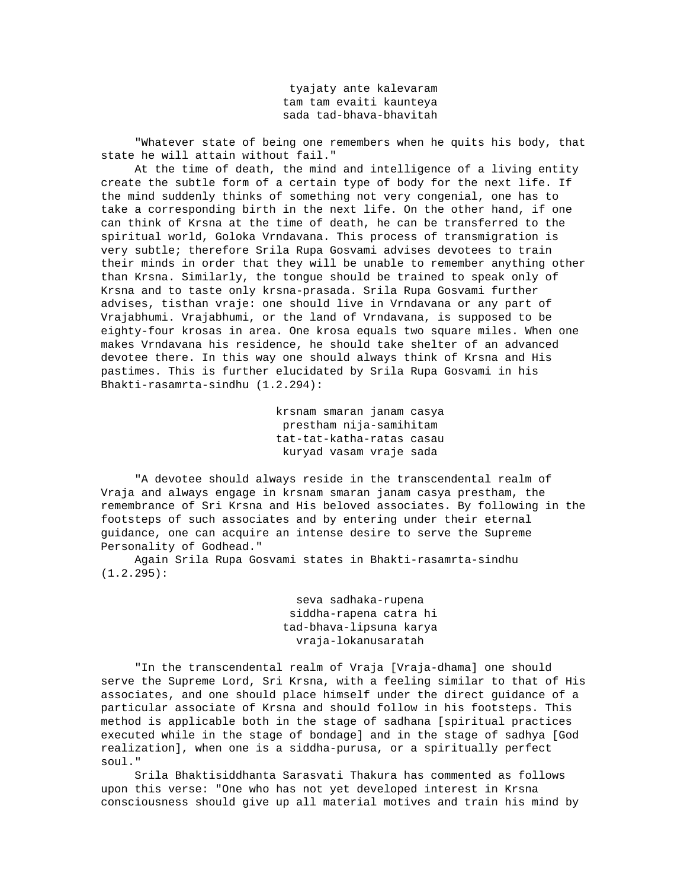tyajaty ante kalevaram
tam tam evaiti kaunteya
sada tad-bhava-bhavitah

"Whatever state of being one remembers when he quits his body, that state he will attain without fail."

At the time of death, the mind and intelligence of a living entity create the subtle form of a certain type of body for the next life. If the mind suddenly thinks of something not very congenial, one has to take a corresponding birth in the next life. On the other hand, if one can think of Krsna at the time of death, he can be transferred to the spiritual world, Goloka Vrndavana. This process of transmigration is very subtle; therefore Srila Rupa Gosvami advises devotees to train their minds in order that they will be unable to remember anything other than Krsna. Similarly, the tongue should be trained to speak only of Krsna and to taste only krsna-prasada. Srila Rupa Gosvami further advises, tisthan vraje: one should live in Vrndavana or any part of Vrajabhumi. Vrajabhumi, or the land of Vrndavana, is supposed to be eighty-four krosas in area. One krosa equals two square miles. When one makes Vrndavana his residence, he should take shelter of an advanced devotee there. In this way one should always think of Krsna and His pastimes. This is further elucidated by Srila Rupa Gosvami in his Bhakti-rasamrta-sindhu (1.2.294):

krsnam smaran janam casya
prestham nija-samihitam
tat-tat-katha-ratas casau
kuryad vasam vraje sada

"A devotee should always reside in the transcendental realm of Vraja and always engage in krsnam smaran janam casya prestham, the remembrance of Sri Krsna and His beloved associates. By following in the footsteps of such associates and by entering under their eternal guidance, one can acquire an intense desire to serve the Supreme Personality of Godhead."

Again Srila Rupa Gosvami states in Bhakti-rasamrta-sindhu (1.2.295):

seva sadhaka-rupena
siddha-rapena catra hi
tad-bhava-lipsuna karya
vraja-lokanusaratah

"In the transcendental realm of Vraja [Vraja-dhama] one should serve the Supreme Lord, Sri Krsna, with a feeling similar to that of His associates, and one should place himself under the direct guidance of a particular associate of Krsna and should follow in his footsteps. This method is applicable both in the stage of sadhana [spiritual practices executed while in the stage of bondage] and in the stage of sadhya [God realization], when one is a siddha-purusa, or a spiritually perfect soul."

Srila Bhaktisiddhanta Sarasvati Thakura has commented as follows upon this verse: "One who has not yet developed interest in Krsna consciousness should give up all material motives and train his mind by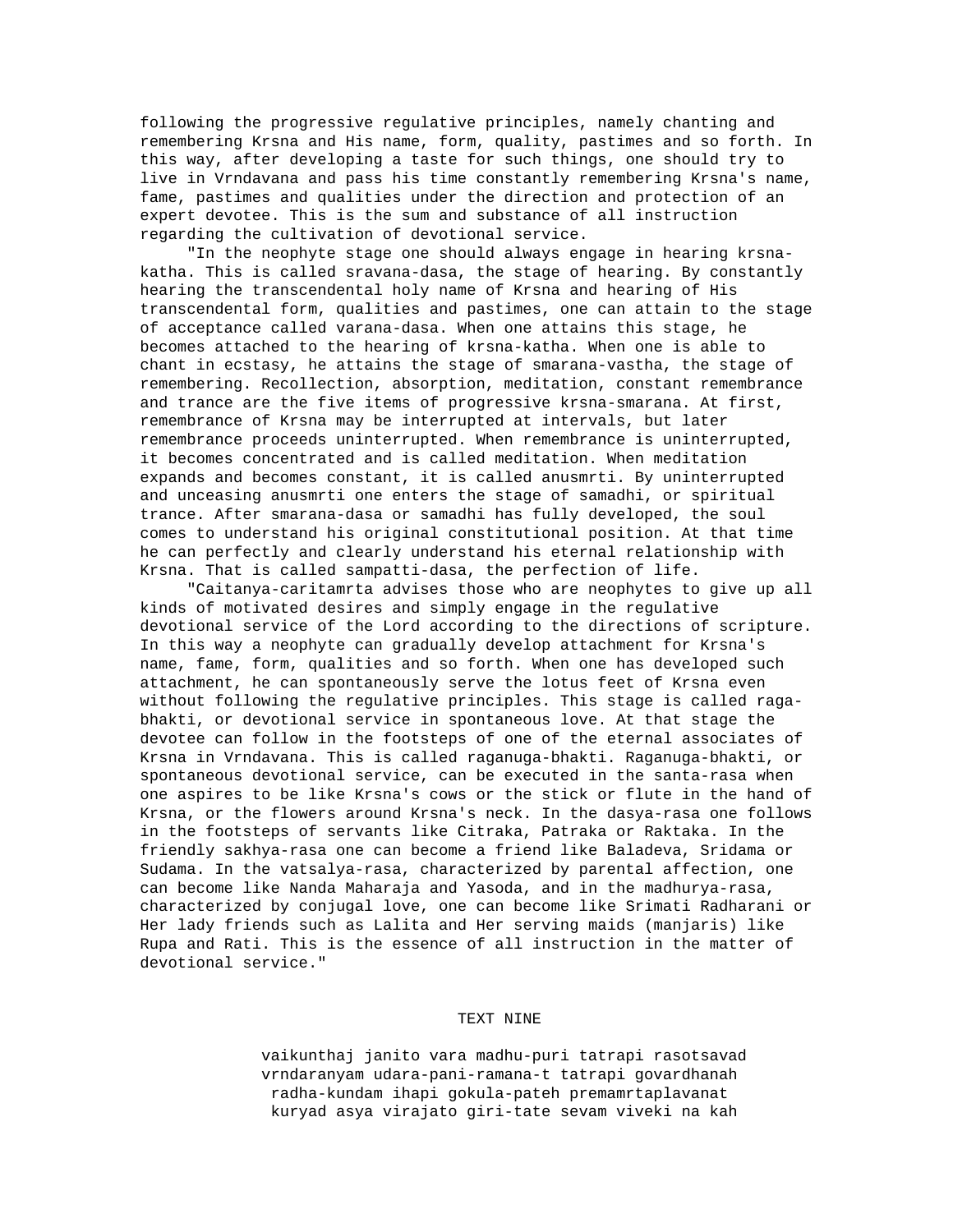following the progressive regulative principles, namely chanting and remembering Krsna and His name, form, quality, pastimes and so forth. In this way, after developing a taste for such things, one should try to live in Vrndavana and pass his time constantly remembering Krsna's name, fame, pastimes and qualities under the direction and protection of an expert devotee. This is the sum and substance of all instruction regarding the cultivation of devotional service.

"In the neophyte stage one should always engage in hearing krsna-katha. This is called sravana-dasa, the stage of hearing. By constantly hearing the transcendental holy name of Krsna and hearing of His transcendental form, qualities and pastimes, one can attain to the stage of acceptance called varana-dasa. When one attains this stage, he becomes attached to the hearing of krsna-katha. When one is able to chant in ecstasy, he attains the stage of smarana-vastha, the stage of remembering. Recollection, absorption, meditation, constant remembrance and trance are the five items of progressive krsna-smarana. At first, remembrance of Krsna may be interrupted at intervals, but later remembrance proceeds uninterrupted. When remembrance is uninterrupted, it becomes concentrated and is called meditation. When meditation expands and becomes constant, it is called anusmrti. By uninterrupted and unceasing anusmrti one enters the stage of samadhi, or spiritual trance. After smarana-dasa or samadhi has fully developed, the soul comes to understand his original constitutional position. At that time he can perfectly and clearly understand his eternal relationship with Krsna. That is called sampatti-dasa, the perfection of life.

"Caitanya-caritamrta advises those who are neophytes to give up all kinds of motivated desires and simply engage in the regulative devotional service of the Lord according to the directions of scripture. In this way a neophyte can gradually develop attachment for Krsna's name, fame, form, qualities and so forth. When one has developed such attachment, he can spontaneously serve the lotus feet of Krsna even without following the regulative principles. This stage is called raga-bhakti, or devotional service in spontaneous love. At that stage the devotee can follow in the footsteps of one of the eternal associates of Krsna in Vrndavana. This is called raganuga-bhakti. Raganuga-bhakti, or spontaneous devotional service, can be executed in the santa-rasa when one aspires to be like Krsna's cows or the stick or flute in the hand of Krsna, or the flowers around Krsna's neck. In the dasya-rasa one follows in the footsteps of servants like Citraka, Patraka or Raktaka. In the friendly sakhya-rasa one can become a friend like Baladeva, Sridama or Sudama. In the vatsalya-rasa, characterized by parental affection, one can become like Nanda Maharaja and Yasoda, and in the madhurya-rasa, characterized by conjugal love, one can become like Srimati Radharani or Her lady friends such as Lalita and Her serving maids (manjaris) like Rupa and Rati. This is the essence of all instruction in the matter of devotional service."

## TEXT NINE

vaikunthaj janito vara madhu-puri tatrapi rasotsavad
vrndaranyam udara-pani-ramana-t tatrapi govardhanah
radha-kundam ihapi gokula-pateh premamrtaplavanat
kuryad asya virajato giri-tate sevam viveki na kah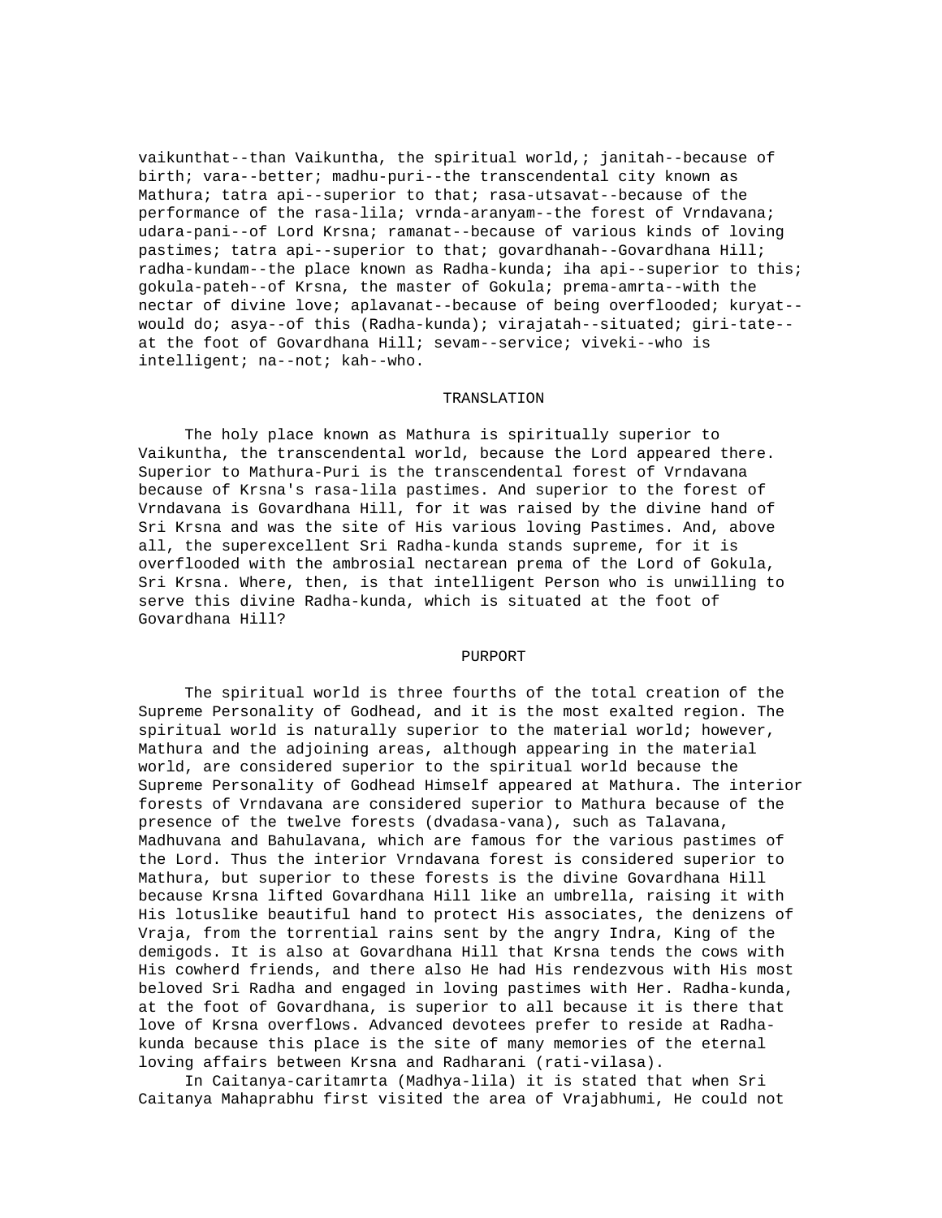vaikunthat--than Vaikuntha, the spiritual world,; janitah--because of birth; vara--better; madhu-puri--the transcendental city known as Mathura; tatra api--superior to that; rasa-utsavat--because of the performance of the rasa-lila; vrnda-aranyam--the forest of Vrndavana; udara-pani--of Lord Krsna; ramanat--because of various kinds of loving pastimes; tatra api--superior to that; govardhanah--Govardhana Hill; radha-kundam--the place known as Radha-kunda; iha api--superior to this; gokula-pateh--of Krsna, the master of Gokula; prema-amrta--with the nectar of divine love; aplavanat--because of being overflooded; kuryat--would do; asya--of this (Radha-kunda); virajatah--situated; giri-tate--at the foot of Govardhana Hill; sevam--service; viveki--who is intelligent; na--not; kah--who.

## TRANSLATION

The holy place known as Mathura is spiritually superior to Vaikuntha, the transcendental world, because the Lord appeared there. Superior to Mathura-Puri is the transcendental forest of Vrndavana because of Krsna's rasa-lila pastimes. And superior to the forest of Vrndavana is Govardhana Hill, for it was raised by the divine hand of Sri Krsna and was the site of His various loving Pastimes. And, above all, the superexcellent Sri Radha-kunda stands supreme, for it is overflooded with the ambrosial nectarean prema of the Lord of Gokula, Sri Krsna. Where, then, is that intelligent Person who is unwilling to serve this divine Radha-kunda, which is situated at the foot of Govardhana Hill?

## PURPORT

The spiritual world is three fourths of the total creation of the Supreme Personality of Godhead, and it is the most exalted region. The spiritual world is naturally superior to the material world; however, Mathura and the adjoining areas, although appearing in the material world, are considered superior to the spiritual world because the Supreme Personality of Godhead Himself appeared at Mathura. The interior forests of Vrndavana are considered superior to Mathura because of the presence of the twelve forests (dvadasa-vana), such as Talavana, Madhuvana and Bahulavana, which are famous for the various pastimes of the Lord. Thus the interior Vrndavana forest is considered superior to Mathura, but superior to these forests is the divine Govardhana Hill because Krsna lifted Govardhana Hill like an umbrella, raising it with His lotuslike beautiful hand to protect His associates, the denizens of Vraja, from the torrential rains sent by the angry Indra, King of the demigods. It is also at Govardhana Hill that Krsna tends the cows with His cowherd friends, and there also He had His rendezvous with His most beloved Sri Radha and engaged in loving pastimes with Her. Radha-kunda, at the foot of Govardhana, is superior to all because it is there that love of Krsna overflows. Advanced devotees prefer to reside at Radha-kunda because this place is the site of many memories of the eternal loving affairs between Krsna and Radharani (rati-vilasa).

In Caitanya-caritamrta (Madhya-lila) it is stated that when Sri Caitanya Mahaprabhu first visited the area of Vrajabhumi, He could not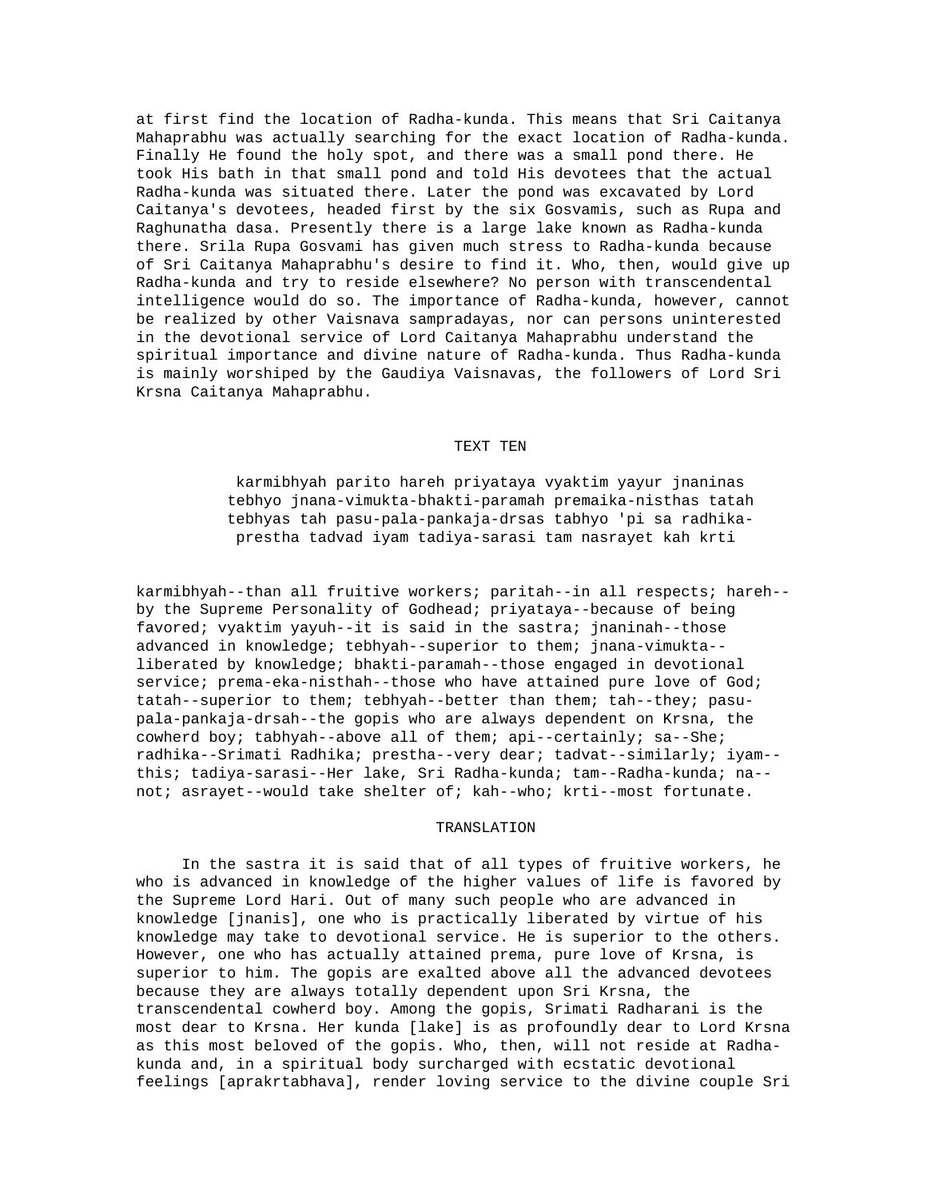at first find the location of Radha-kunda. This means that Sri Caitanya Mahaprabhu was actually searching for the exact location of Radha-kunda. Finally He found the holy spot, and there was a small pond there. He took His bath in that small pond and told His devotees that the actual Radha-kunda was situated there. Later the pond was excavated by Lord Caitanya's devotees, headed first by the six Gosvamis, such as Rupa and Raghunatha dasa. Presently there is a large lake known as Radha-kunda there. Srila Rupa Gosvami has given much stress to Radha-kunda because of Sri Caitanya Mahaprabhu's desire to find it. Who, then, would give up Radha-kunda and try to reside elsewhere? No person with transcendental intelligence would do so. The importance of Radha-kunda, however, cannot be realized by other Vaisnava sampradayas, nor can persons uninterested in the devotional service of Lord Caitanya Mahaprabhu understand the spiritual importance and divine nature of Radha-kunda. Thus Radha-kunda is mainly worshiped by the Gaudiya Vaisnavas, the followers of Lord Sri Krsna Caitanya Mahaprabhu.

## TEXT TEN

karmibhyah parito hareh priyataya vyaktim yayur jnaninas
tebhyo jnana-vimukta-bhakti-paramah premaika-nisthas tatah
tebhyas tah pasu-pala-pankaja-drsas tabhyo 'pi sa radhika-
prestha tadvad iyam tadiya-sarasi tam nasrayet kah krti

karmibhyah--than all fruitive workers; paritah--in all respects; hareh--by the Supreme Personality of Godhead; priyataya--because of being favored; vyaktim yayuh--it is said in the sastra; jnaninah--those advanced in knowledge; tebhyah--superior to them; jnana-vimukta--liberated by knowledge; bhakti-paramah--those engaged in devotional service; prema-eka-nisthah--those who have attained pure love of God; tatah--superior to them; tebhyah--better than them; tah--they; pasu-pala-pankaja-drsah--the gopis who are always dependent on Krsna, the cowherd boy; tabhyah--above all of them; api--certainly; sa--She; radhika--Srimati Radhika; prestha--very dear; tadvat--similarly; iyam--this; tadiya-sarasi--Her lake, Sri Radha-kunda; tam--Radha-kunda; na--not; asrayet--would take shelter of; kah--who; krti--most fortunate.

## TRANSLATION

In the sastra it is said that of all types of fruitive workers, he who is advanced in knowledge of the higher values of life is favored by the Supreme Lord Hari. Out of many such people who are advanced in knowledge [jnanis], one who is practically liberated by virtue of his knowledge may take to devotional service. He is superior to the others. However, one who has actually attained prema, pure love of Krsna, is superior to him. The gopis are exalted above all the advanced devotees because they are always totally dependent upon Sri Krsna, the transcendental cowherd boy. Among the gopis, Srimati Radharani is the most dear to Krsna. Her kunda [lake] is as profoundly dear to Lord Krsna as this most beloved of the gopis. Who, then, will not reside at Radha-kunda and, in a spiritual body surcharged with ecstatic devotional feelings [aprakrtabhava], render loving service to the divine couple Sri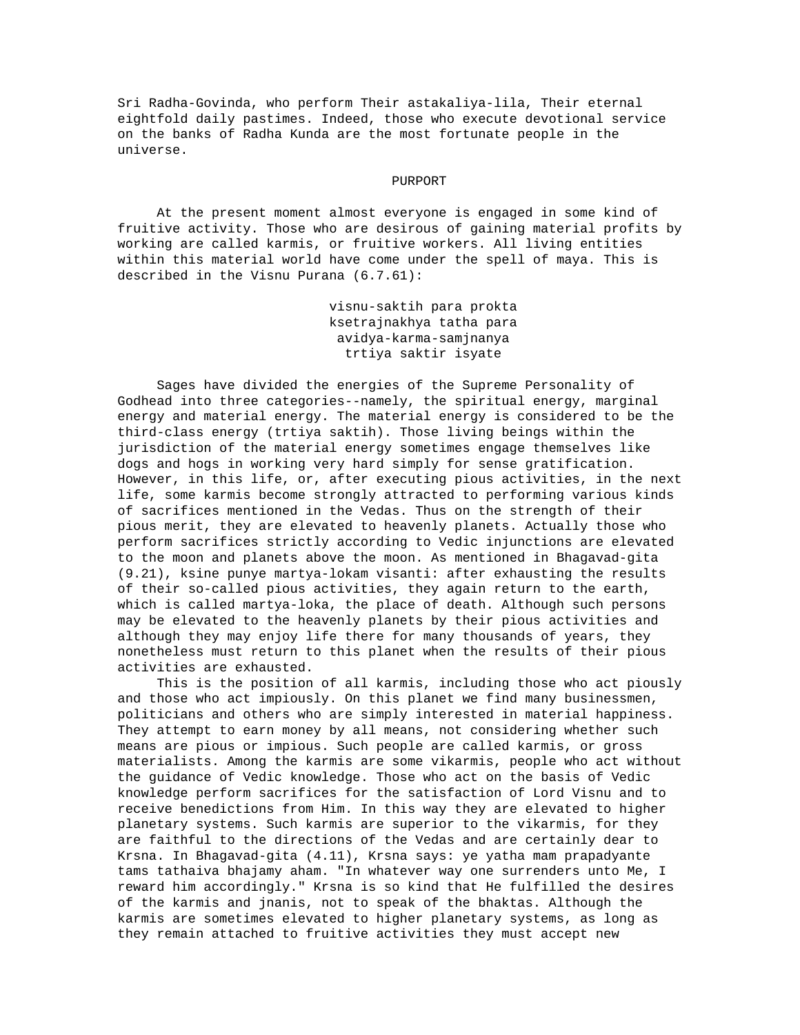Sri Radha-Govinda, who perform Their astakaliya-lila, Their eternal eightfold daily pastimes. Indeed, those who execute devotional service on the banks of Radha Kunda are the most fortunate people in the universe.

## PURPORT

At the present moment almost everyone is engaged in some kind of fruitive activity. Those who are desirous of gaining material profits by working are called karmis, or fruitive workers. All living entities within this material world have come under the spell of maya. This is described in the Visnu Purana (6.7.61):

> visnu-saktih para prokta
> ksetrajnakhya tatha para
> avidya-karma-samjnanya
> trtiya saktir isyate

Sages have divided the energies of the Supreme Personality of Godhead into three categories--namely, the spiritual energy, marginal energy and material energy. The material energy is considered to be the third-class energy (trtiya saktih). Those living beings within the jurisdiction of the material energy sometimes engage themselves like dogs and hogs in working very hard simply for sense gratification. However, in this life, or, after executing pious activities, in the next life, some karmis become strongly attracted to performing various kinds of sacrifices mentioned in the Vedas. Thus on the strength of their pious merit, they are elevated to heavenly planets. Actually those who perform sacrifices strictly according to Vedic injunctions are elevated to the moon and planets above the moon. As mentioned in Bhagavad-gita (9.21), ksine punye martya-lokam visanti: after exhausting the results of their so-called pious activities, they again return to the earth, which is called martya-loka, the place of death. Although such persons may be elevated to the heavenly planets by their pious activities and although they may enjoy life there for many thousands of years, they nonetheless must return to this planet when the results of their pious activities are exhausted.

This is the position of all karmis, including those who act piously and those who act impiously. On this planet we find many businessmen, politicians and others who are simply interested in material happiness. They attempt to earn money by all means, not considering whether such means are pious or impious. Such people are called karmis, or gross materialists. Among the karmis are some vikarmis, people who act without the guidance of Vedic knowledge. Those who act on the basis of Vedic knowledge perform sacrifices for the satisfaction of Lord Visnu and to receive benedictions from Him. In this way they are elevated to higher planetary systems. Such karmis are superior to the vikarmis, for they are faithful to the directions of the Vedas and are certainly dear to Krsna. In Bhagavad-gita (4.11), Krsna says: ye yatha mam prapadyante tams tathaiva bhajamy aham. "In whatever way one surrenders unto Me, I reward him accordingly." Krsna is so kind that He fulfilled the desires of the karmis and jnanis, not to speak of the bhaktas. Although the karmis are sometimes elevated to higher planetary systems, as long as they remain attached to fruitive activities they must accept new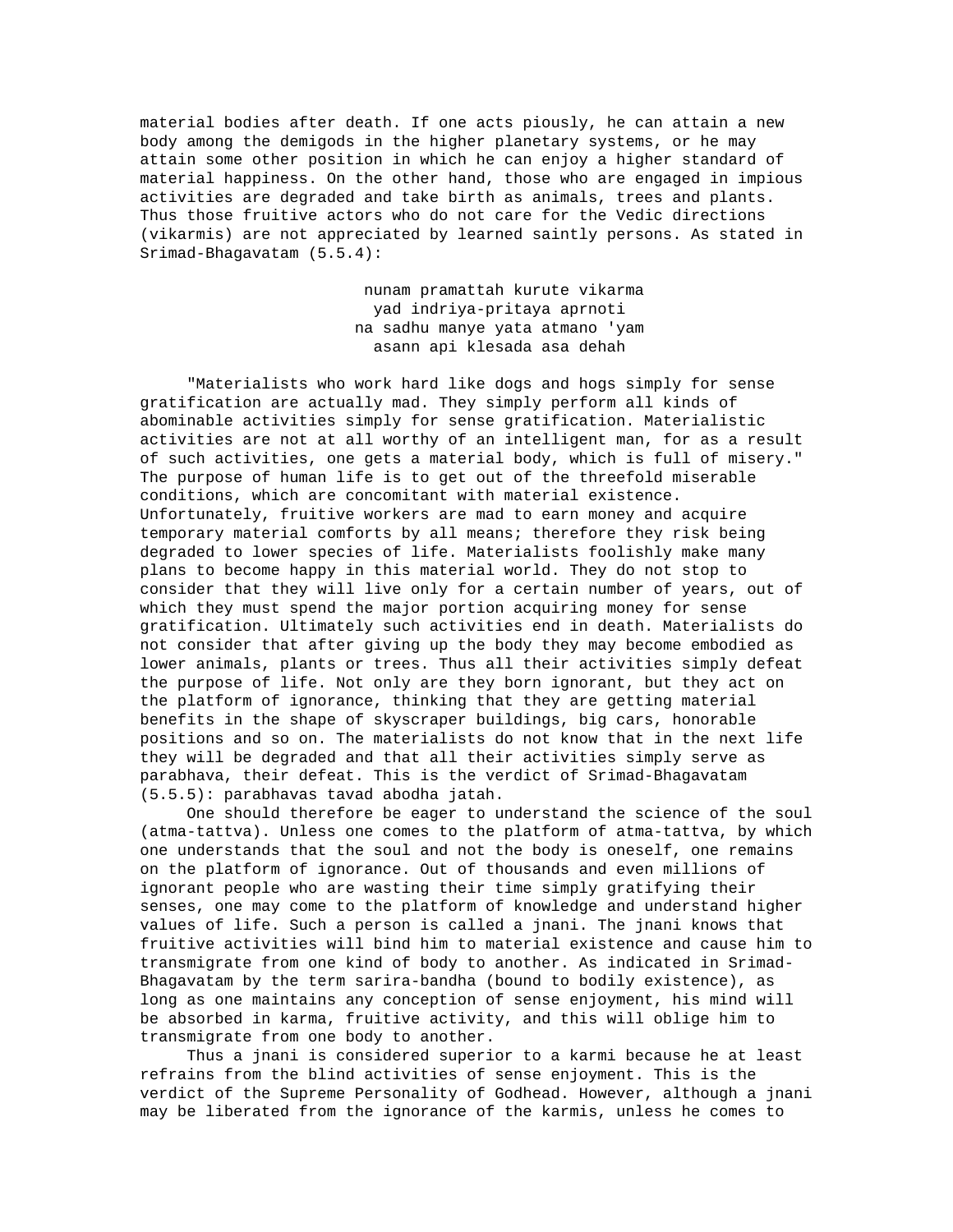material bodies after death. If one acts piously, he can attain a new body among the demigods in the higher planetary systems, or he may attain some other position in which he can enjoy a higher standard of material happiness. On the other hand, those who are engaged in impious activities are degraded and take birth as animals, trees and plants. Thus those fruitive actors who do not care for the Vedic directions (vikarmis) are not appreciated by learned saintly persons. As stated in Srimad-Bhagavatam (5.5.4):

> nunam pramattah kurute vikarma
> yad indriya-pritaya aprnoti
> na sadhu manye yata atmano 'yam
> asann api klesada asa dehah

"Materialists who work hard like dogs and hogs simply for sense gratification are actually mad. They simply perform all kinds of abominable activities simply for sense gratification. Materialistic activities are not at all worthy of an intelligent man, for as a result of such activities, one gets a material body, which is full of misery." The purpose of human life is to get out of the threefold miserable conditions, which are concomitant with material existence. Unfortunately, fruitive workers are mad to earn money and acquire temporary material comforts by all means; therefore they risk being degraded to lower species of life. Materialists foolishly make many plans to become happy in this material world. They do not stop to consider that they will live only for a certain number of years, out of which they must spend the major portion acquiring money for sense gratification. Ultimately such activities end in death. Materialists do not consider that after giving up the body they may become embodied as lower animals, plants or trees. Thus all their activities simply defeat the purpose of life. Not only are they born ignorant, but they act on the platform of ignorance, thinking that they are getting material benefits in the shape of skyscraper buildings, big cars, honorable positions and so on. The materialists do not know that in the next life they will be degraded and that all their activities simply serve as parabhava, their defeat. This is the verdict of Srimad-Bhagavatam (5.5.5): parabhavas tavad abodha jatah.

One should therefore be eager to understand the science of the soul (atma-tattva). Unless one comes to the platform of atma-tattva, by which one understands that the soul and not the body is oneself, one remains on the platform of ignorance. Out of thousands and even millions of ignorant people who are wasting their time simply gratifying their senses, one may come to the platform of knowledge and understand higher values of life. Such a person is called a jnani. The jnani knows that fruitive activities will bind him to material existence and cause him to transmigrate from one kind of body to another. As indicated in Srimad-Bhagavatam by the term sarira-bandha (bound to bodily existence), as long as one maintains any conception of sense enjoyment, his mind will be absorbed in karma, fruitive activity, and this will oblige him to transmigrate from one body to another.

Thus a jnani is considered superior to a karmi because he at least refrains from the blind activities of sense enjoyment. This is the verdict of the Supreme Personality of Godhead. However, although a jnani may be liberated from the ignorance of the karmis, unless he comes to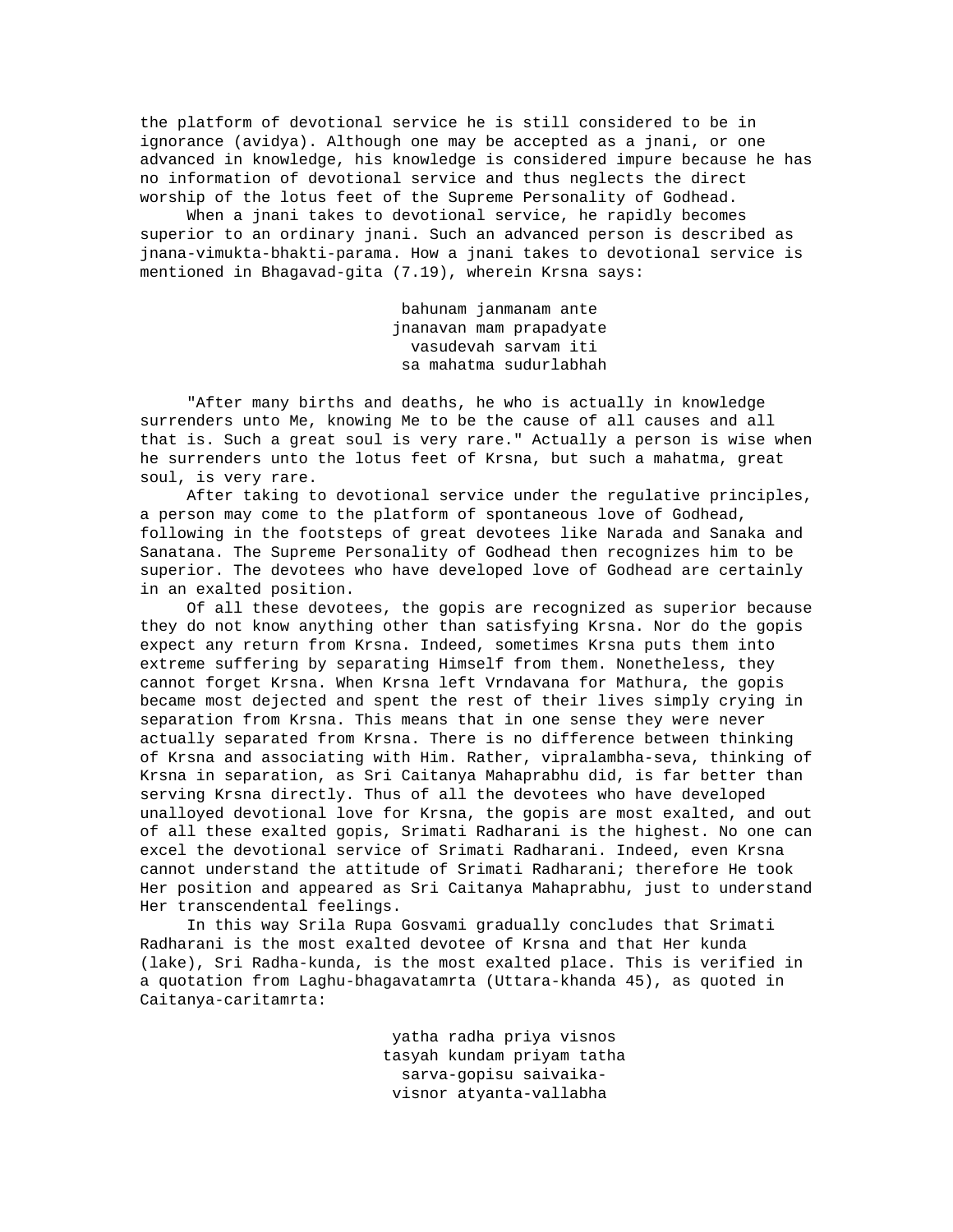the platform of devotional service he is still considered to be in ignorance (avidya). Although one may be accepted as a jnani, or one advanced in knowledge, his knowledge is considered impure because he has no information of devotional service and thus neglects the direct worship of the lotus feet of the Supreme Personality of Godhead.

When a jnani takes to devotional service, he rapidly becomes superior to an ordinary jnani. Such an advanced person is described as jnana-vimukta-bhakti-parama. How a jnani takes to devotional service is mentioned in Bhagavad-gita (7.19), wherein Krsna says:

> bahunam janmanam ante
> jnanavan mam prapadyate
> vasudevah sarvam iti
> sa mahatma sudurlabhah

"After many births and deaths, he who is actually in knowledge surrenders unto Me, knowing Me to be the cause of all causes and all that is. Such a great soul is very rare." Actually a person is wise when he surrenders unto the lotus feet of Krsna, but such a mahatma, great soul, is very rare.

After taking to devotional service under the regulative principles, a person may come to the platform of spontaneous love of Godhead, following in the footsteps of great devotees like Narada and Sanaka and Sanatana. The Supreme Personality of Godhead then recognizes him to be superior. The devotees who have developed love of Godhead are certainly in an exalted position.

Of all these devotees, the gopis are recognized as superior because they do not know anything other than satisfying Krsna. Nor do the gopis expect any return from Krsna. Indeed, sometimes Krsna puts them into extreme suffering by separating Himself from them. Nonetheless, they cannot forget Krsna. When Krsna left Vrndavana for Mathura, the gopis became most dejected and spent the rest of their lives simply crying in separation from Krsna. This means that in one sense they were never actually separated from Krsna. There is no difference between thinking of Krsna and associating with Him. Rather, vipralambha-seva, thinking of Krsna in separation, as Sri Caitanya Mahaprabhu did, is far better than serving Krsna directly. Thus of all the devotees who have developed unalloyed devotional love for Krsna, the gopis are most exalted, and out of all these exalted gopis, Srimati Radharani is the highest. No one can excel the devotional service of Srimati Radharani. Indeed, even Krsna cannot understand the attitude of Srimati Radharani; therefore He took Her position and appeared as Sri Caitanya Mahaprabhu, just to understand Her transcendental feelings.

In this way Srila Rupa Gosvami gradually concludes that Srimati Radharani is the most exalted devotee of Krsna and that Her kunda (lake), Sri Radha-kunda, is the most exalted place. This is verified in a quotation from Laghu-bhagavatamrta (Uttara-khanda 45), as quoted in Caitanya-caritamrta:

> yatha radha priya visnos
> tasyah kundam priyam tatha
> sarva-gopisu saivaika-
> visnor atyanta-vallabha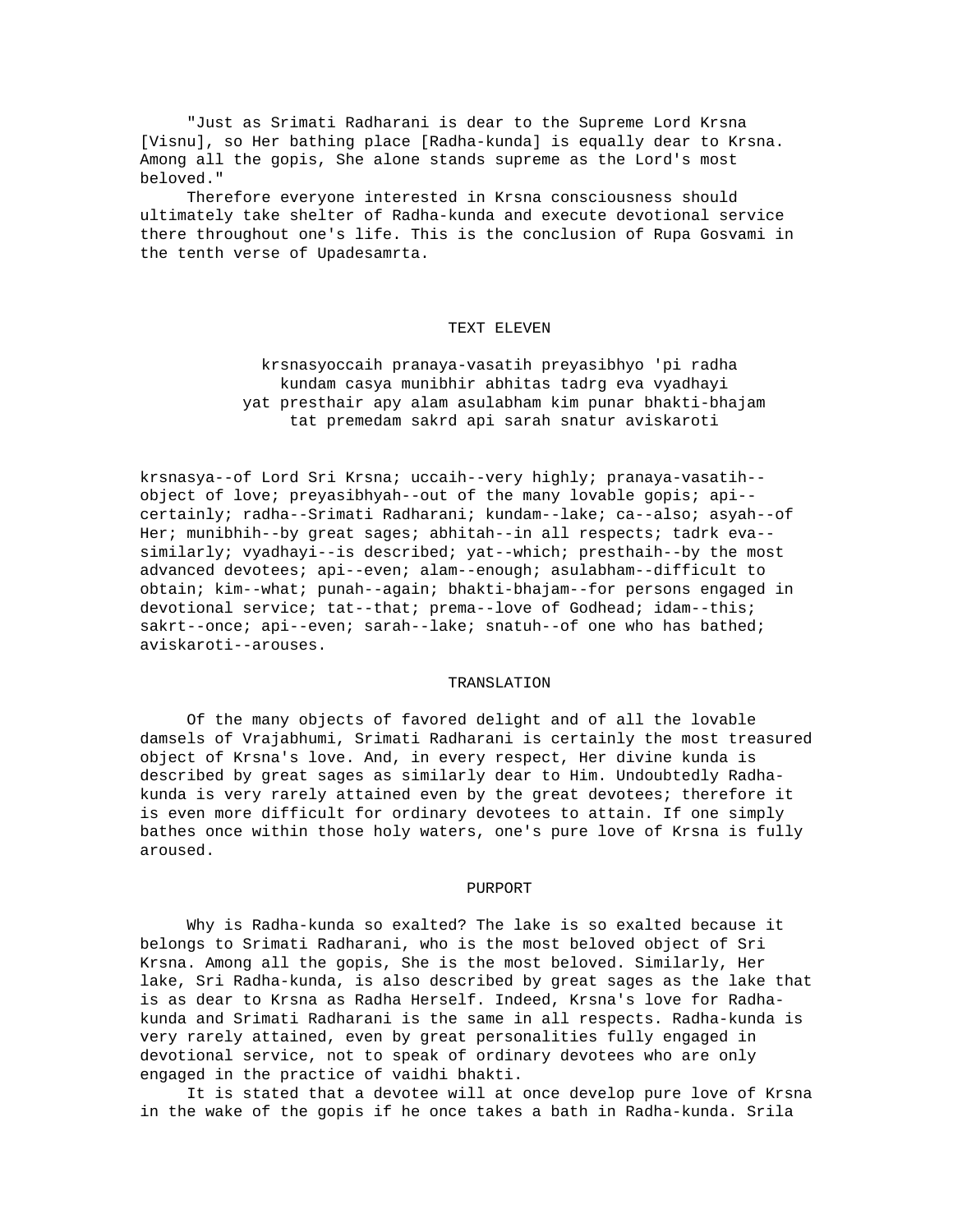"Just as Srimati Radharani is dear to the Supreme Lord Krsna [Visnu], so Her bathing place [Radha-kunda] is equally dear to Krsna. Among all the gopis, She alone stands supreme as the Lord's most beloved."

Therefore everyone interested in Krsna consciousness should ultimately take shelter of Radha-kunda and execute devotional service there throughout one's life. This is the conclusion of Rupa Gosvami in the tenth verse of Upadesamrta.

## TEXT ELEVEN

krsnasyoccaih pranaya-vasatih preyasibhyo 'pi radha
kundam casya munibhir abhitas tadrg eva vyadhayi
yat presthair apy alam asulabham kim punar bhakti-bhajam
tat premedam sakrd api sarah snatur aviskaroti

krsnasya--of Lord Sri Krsna; uccaih--very highly; pranaya-vasatih--object of love; preyasibhyah--out of the many lovable gopis; api--certainly; radha--Srimati Radharani; kundam--lake; ca--also; asyah--of Her; munibhih--by great sages; abhitah--in all respects; tadrk eva--similarly; vyadhayi--is described; yat--which; presthaih--by the most advanced devotees; api--even; alam--enough; asulabham--difficult to obtain; kim--what; punah--again; bhakti-bhajam--for persons engaged in devotional service; tat--that; prema--love of Godhead; idam--this; sakrt--once; api--even; sarah--lake; snatuh--of one who has bathed; aviskaroti--arouses.

## TRANSLATION

Of the many objects of favored delight and of all the lovable damsels of Vrajabhumi, Srimati Radharani is certainly the most treasured object of Krsna's love. And, in every respect, Her divine kunda is described by great sages as similarly dear to Him. Undoubtedly Radha-kunda is very rarely attained even by the great devotees; therefore it is even more difficult for ordinary devotees to attain. If one simply bathes once within those holy waters, one's pure love of Krsna is fully aroused.

## PURPORT

Why is Radha-kunda so exalted? The lake is so exalted because it belongs to Srimati Radharani, who is the most beloved object of Sri Krsna. Among all the gopis, She is the most beloved. Similarly, Her lake, Sri Radha-kunda, is also described by great sages as the lake that is as dear to Krsna as Radha Herself. Indeed, Krsna's love for Radha-kunda and Srimati Radharani is the same in all respects. Radha-kunda is very rarely attained, even by great personalities fully engaged in devotional service, not to speak of ordinary devotees who are only engaged in the practice of vaidhi bhakti.

It is stated that a devotee will at once develop pure love of Krsna in the wake of the gopis if he once takes a bath in Radha-kunda. Srila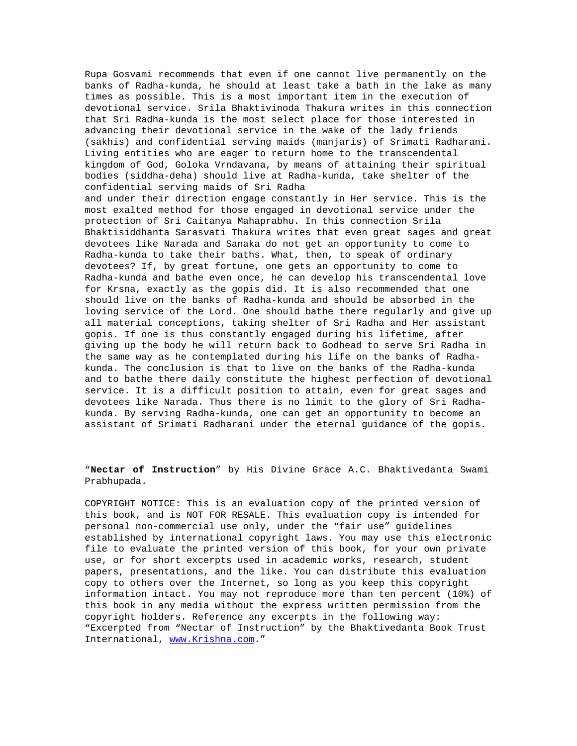Rupa Gosvami recommends that even if one cannot live permanently on the banks of Radha-kunda, he should at least take a bath in the lake as many times as possible. This is a most important item in the execution of devotional service. Srila Bhaktivinoda Thakura writes in this connection that Sri Radha-kunda is the most select place for those interested in advancing their devotional service in the wake of the lady friends (sakhis) and confidential serving maids (manjaris) of Srimati Radharani. Living entities who are eager to return home to the transcendental kingdom of God, Goloka Vrndavana, by means of attaining their spiritual bodies (siddha-deha) should live at Radha-kunda, take shelter of the confidential serving maids of Sri Radha and under their direction engage constantly in Her service. This is the most exalted method for those engaged in devotional service under the protection of Sri Caitanya Mahaprabhu. In this connection Srila Bhaktisiddhanta Sarasvati Thakura writes that even great sages and great devotees like Narada and Sanaka do not get an opportunity to come to Radha-kunda to take their baths. What, then, to speak of ordinary devotees? If, by great fortune, one gets an opportunity to come to Radha-kunda and bathe even once, he can develop his transcendental love for Krsna, exactly as the gopis did. It is also recommended that one should live on the banks of Radha-kunda and should be absorbed in the loving service of the Lord. One should bathe there regularly and give up all material conceptions, taking shelter of Sri Radha and Her assistant gopis. If one is thus constantly engaged during his lifetime, after giving up the body he will return back to Godhead to serve Sri Radha in the same way as he contemplated during his life on the banks of Radha-kunda. The conclusion is that to live on the banks of the Radha-kunda and to bathe there daily constitute the highest perfection of devotional service. It is a difficult position to attain, even for great sages and devotees like Narada. Thus there is no limit to the glory of Sri Radha-kunda. By serving Radha-kunda, one can get an opportunity to become an assistant of Srimati Radharani under the eternal guidance of the gopis.

"**Nectar of Instruction**" by His Divine Grace A.C. Bhaktivedanta Swami Prabhupada.

COPYRIGHT NOTICE: This is an evaluation copy of the printed version of this book, and is NOT FOR RESALE. This evaluation copy is intended for personal non-commercial use only, under the "fair use" guidelines established by international copyright laws. You may use this electronic file to evaluate the printed version of this book, for your own private use, or for short excerpts used in academic works, research, student papers, presentations, and the like. You can distribute this evaluation copy to others over the Internet, so long as you keep this copyright information intact. You may not reproduce more than ten percent (10%) of this book in any media without the express written permission from the copyright holders. Reference any excerpts in the following way: "Excerpted from "Nectar of Instruction" by the Bhaktivedanta Book Trust International, www.Krishna.com."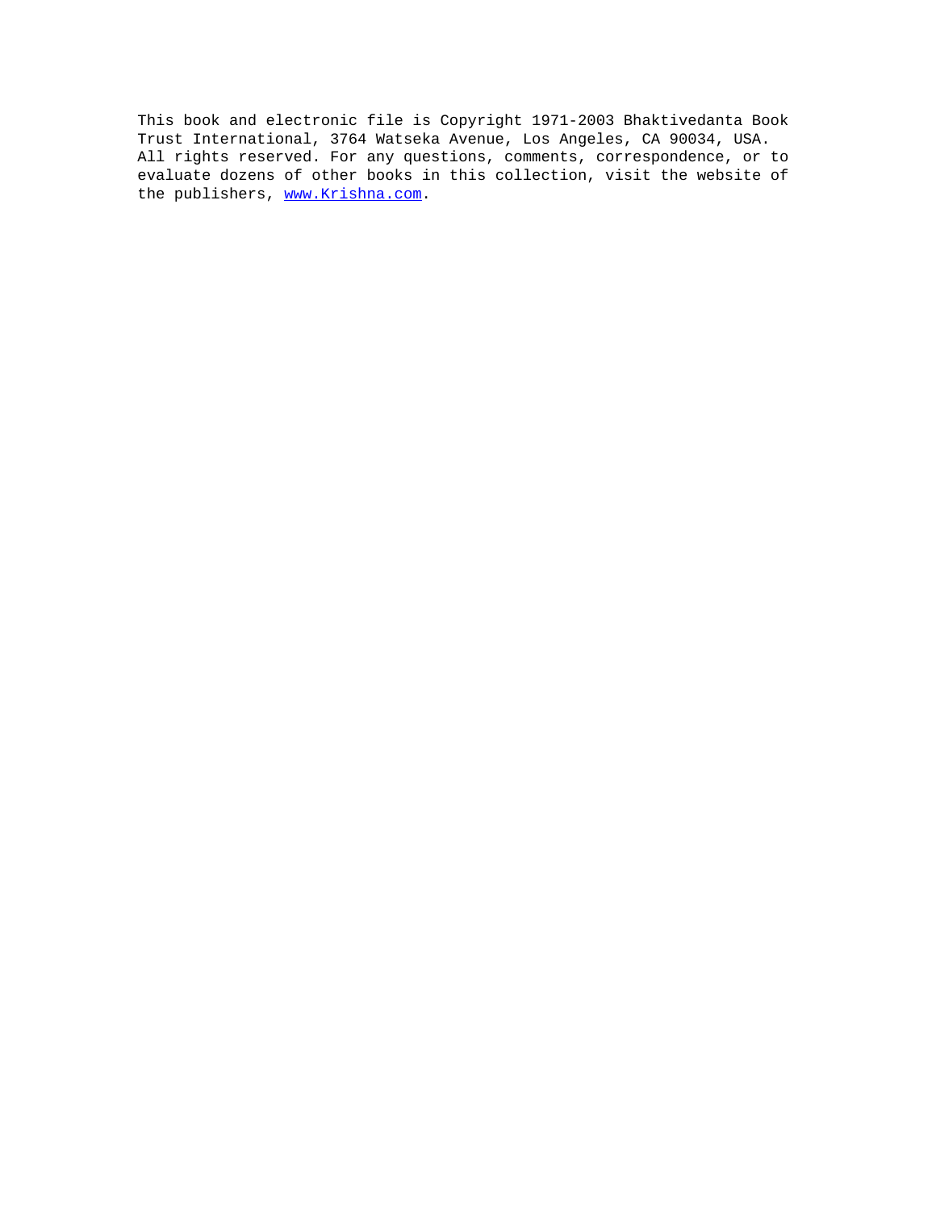This book and electronic file is Copyright 1971-2003 Bhaktivedanta Book Trust International, 3764 Watseka Avenue, Los Angeles, CA 90034, USA. All rights reserved. For any questions, comments, correspondence, or to evaluate dozens of other books in this collection, visit the website of the publishers, [www.Krishna.com](http://www.Krishna.com).